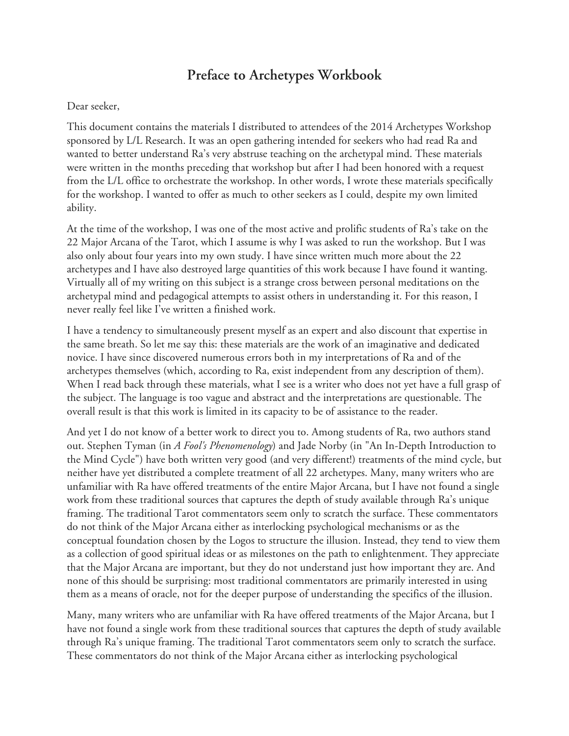# Preface to Archetypes Workbook

Dear seeker,

This document contains the materials I distributed to attendees of the 2014 Archetypes Workshop sponsored by L/L Research. It was an open gathering intended for seekers who had read Ra and wanted to better understand Ra's very abstruse teaching on the archetypal mind. These materials were written in the months preceding that workshop but after I had been honored with a request from the L/L office to orchestrate the workshop. In other words, I wrote these materials specifically for the workshop. I wanted to offer as much to other seekers as I could, despite my own limited ability.

At the time of the workshop, I was one of the most active and prolific students of Ra's take on the 22 Major Arcana of the Tarot, which I assume is why I was asked to run the workshop. But I was also only about four years into my own study. I have since written much more about the 22 archetypes and I have also destroyed large quantities of this work because I have found it wanting. Virtually all of my writing on this subject is a strange cross between personal meditations on the archetypal mind and pedagogical attempts to assist others in understanding it. For this reason, I never really feel like I've written a finished work.

I have a tendency to simultaneously present myself as an expert and also discount that expertise in the same breath. So let me say this: these materials are the work of an imaginative and dedicated novice. I have since discovered numerous errors both in my interpretations of Ra and of the archetypes themselves (which, according to Ra, exist independent from any description of them). When I read back through these materials, what I see is a writer who does not yet have a full grasp of the subject. The language is too vague and abstract and the interpretations are questionable. The overall result is that this work is limited in its capacity to be of assistance to the reader.

And yet I do not know of a better work to direct you to. Among students of Ra, two authors stand out. Stephen Tyman (in *A Fool's Phenomenology*) and Jade Norby (in "An In-Depth Introduction to the Mind Cycle") have both written very good (and very different!) treatments of the mind cycle, but neither have yet distributed a complete treatment of all 22 archetypes. Many, many writers who are unfamiliar with Ra have offered treatments of the entire Major Arcana, but I have not found a single work from these traditional sources that captures the depth of study available through Ra's unique framing. The traditional Tarot commentators seem only to scratch the surface. These commentators do not think of the Major Arcana either as interlocking psychological mechanisms or as the conceptual foundation chosen by the Logos to structure the illusion. Instead, they tend to view them as a collection of good spiritual ideas or as milestones on the path to enlightenment. They appreciate that the Major Arcana are important, but they do not understand just how important they are. And none of this should be surprising: most traditional commentators are primarily interested in using them as a means of oracle, not for the deeper purpose of understanding the specifics of the illusion.

Many, many writers who are unfamiliar with Ra have offered treatments of the Major Arcana, but I have not found a single work from these traditional sources that captures the depth of study available through Ra's unique framing. The traditional Tarot commentators seem only to scratch the surface. These commentators do not think of the Major Arcana either as interlocking psychological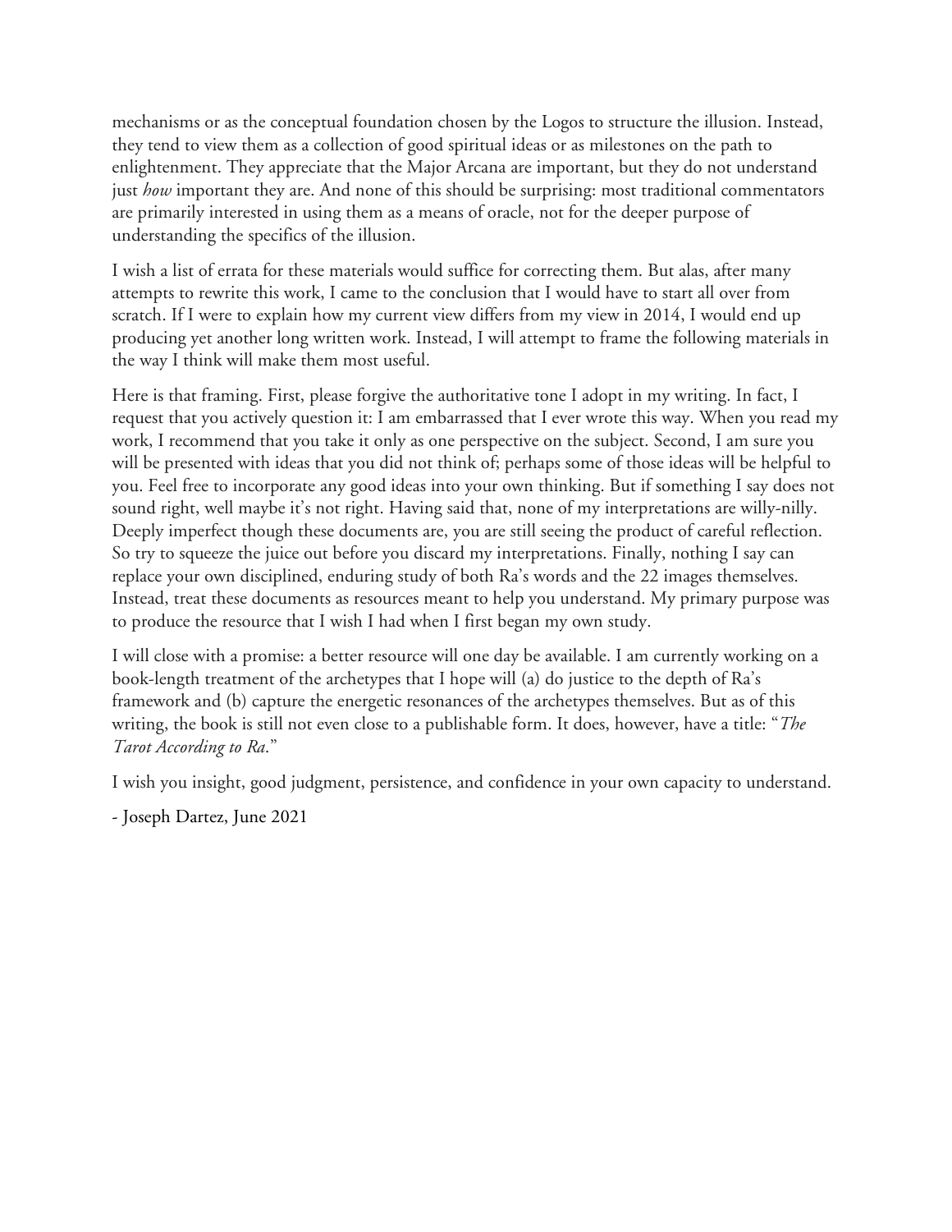mechanisms or as the conceptual foundation chosen by the Logos to structure the illusion. Instead, they tend to view them as a collection of good spiritual ideas or as milestones on the path to enlightenment. They appreciate that the Major Arcana are important, but they do not understand just *how* important they are. And none of this should be surprising: most traditional commentators are primarily interested in using them as a means of oracle, not for the deeper purpose of understanding the specifics of the illusion.

I wish a list of errata for these materials would suffice for correcting them. But alas, after many attempts to rewrite this work, I came to the conclusion that I would have to start all over from scratch. If I were to explain how my current view differs from my view in 2014, I would end up producing yet another long written work. Instead, I will attempt to frame the following materials in the way I think will make them most useful.

Here is that framing. First, please forgive the authoritative tone I adopt in my writing. In fact, I request that you actively question it: I am embarrassed that I ever wrote this way. When you read my work, I recommend that you take it only as one perspective on the subject. Second, I am sure you will be presented with ideas that you did not think of; perhaps some of those ideas will be helpful to you. Feel free to incorporate any good ideas into your own thinking. But if something I say does not sound right, well maybe it's not right. Having said that, none of my interpretations are willy-nilly. Deeply imperfect though these documents are, you are still seeing the product of careful reflection. So try to squeeze the juice out before you discard my interpretations. Finally, nothing I say can replace your own disciplined, enduring study of both Ra's words and the 22 images themselves. Instead, treat these documents as resources meant to help you understand. My primary purpose was to produce the resource that I wish I had when I first began my own study.

I will close with a promise: a better resource will one day be available. I am currently working on a book-length treatment of the archetypes that I hope will (a) do justice to the depth of Ra's framework and (b) capture the energetic resonances of the archetypes themselves. But as of this writing, the book is still not even close to a publishable form. It does, however, have a title: "*The Tarot According to Ra*."

I wish you insight, good judgment, persistence, and confidence in your own capacity to understand.

- Joseph Dartez, June 2021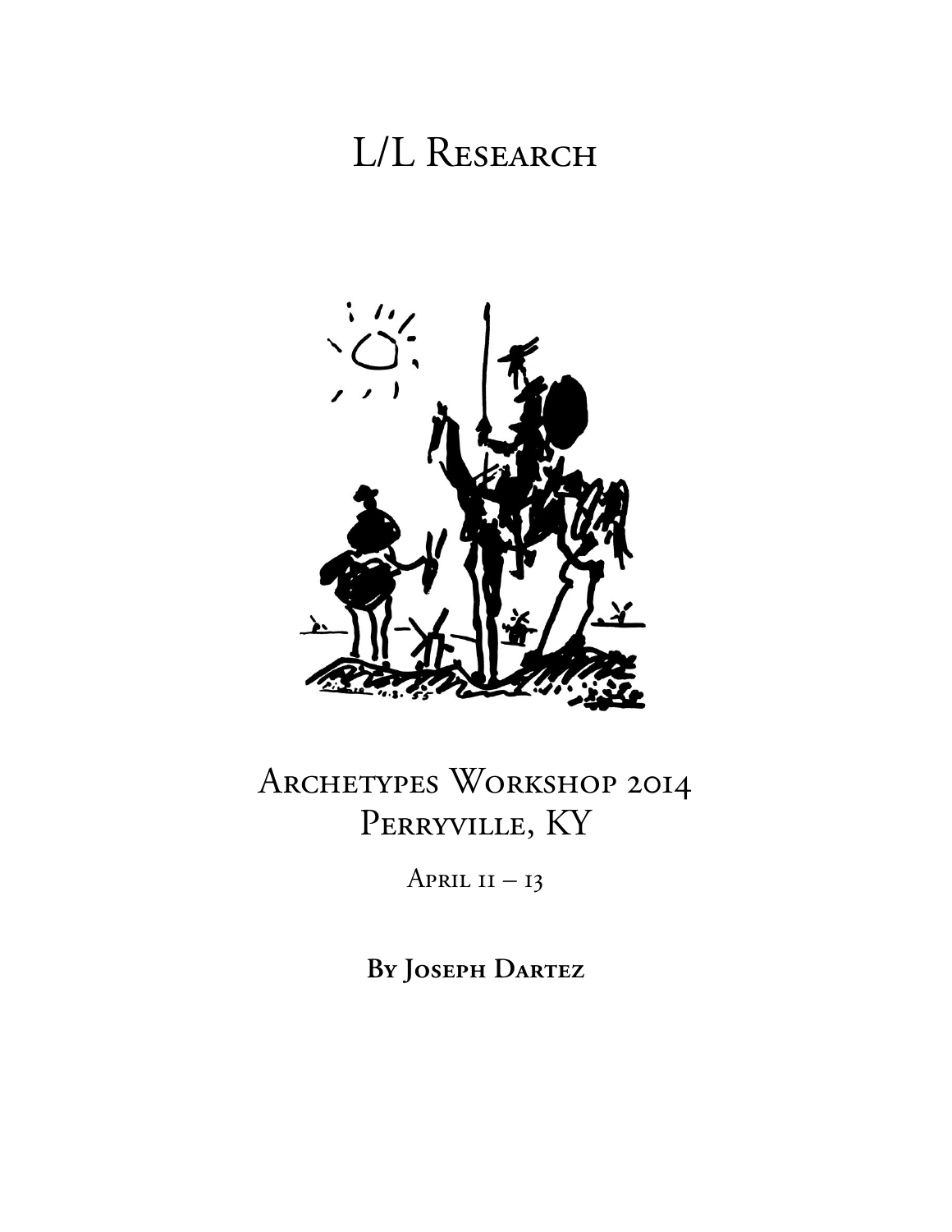# L/L Research

# Archetypes Workshop 2014
## Perryville, KY

April 11 – 13

**By Joseph Dartez**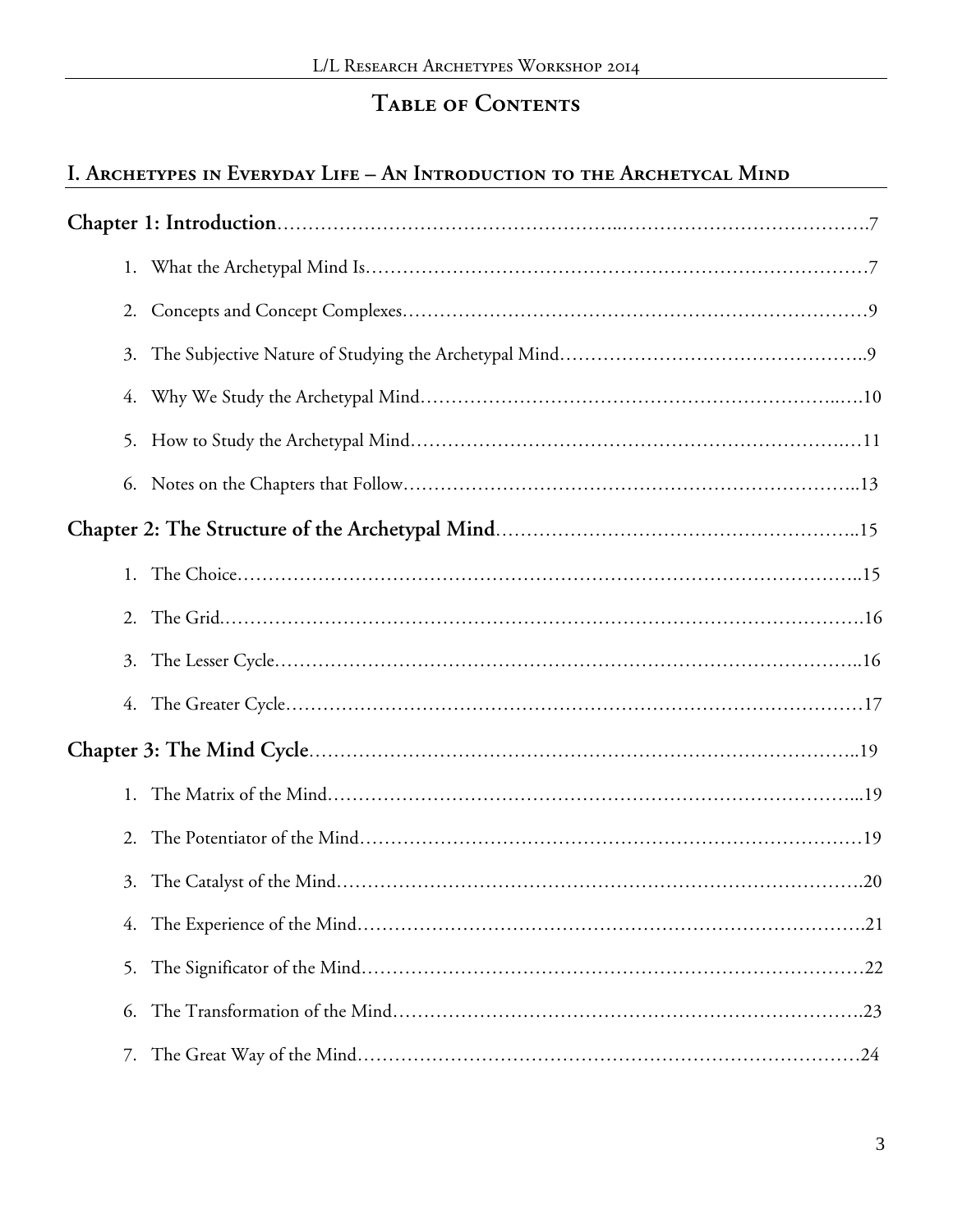# Table of Contents

## I. Archetypes in Everyday Life – An Introduction to the Archetycal Mind

**Chapter 1: Introduction**……………………………………………..……………………………….7

1. What the Archetypal Mind Is………………………………………………………………………7
2. Concepts and Concept Complexes…………………………………………………………………9
3. The Subjective Nature of Studying the Archetypal Mind………………………………………..9
4. Why We Study the Archetypal Mind……………………………………………………….….10
5. How to Study the Archetypal Mind…………………………………………………………….11
6. Notes on the Chapters that Follow……………………………………………………………..13

**Chapter 2: The Structure of the Archetypal Mind**………………………………………………..15

1. The Choice…………………………………………………………………………………..15
2. The Grid……………………………………………………………………………………….16
3. The Lesser Cycle………………………………………………………………………………..16
4. The Greater Cycle………………………………………………………………………………17

**Chapter 3: The Mind Cycle**…………………………………………………………………………..19

1. The Matrix of the Mind………………………………………………………………………...19
2. The Potentiator of the Mind……………………………………………………………………19
3. The Catalyst of the Mind……………………………………………………………………….20
4. The Experience of the Mind…………………………………………………………………….21
5. The Significator of the Mind……………………………………………………………………22
6. The Transformation of the Mind……………………………………………………………….23
7. The Great Way of the Mind……………………………………………………………………24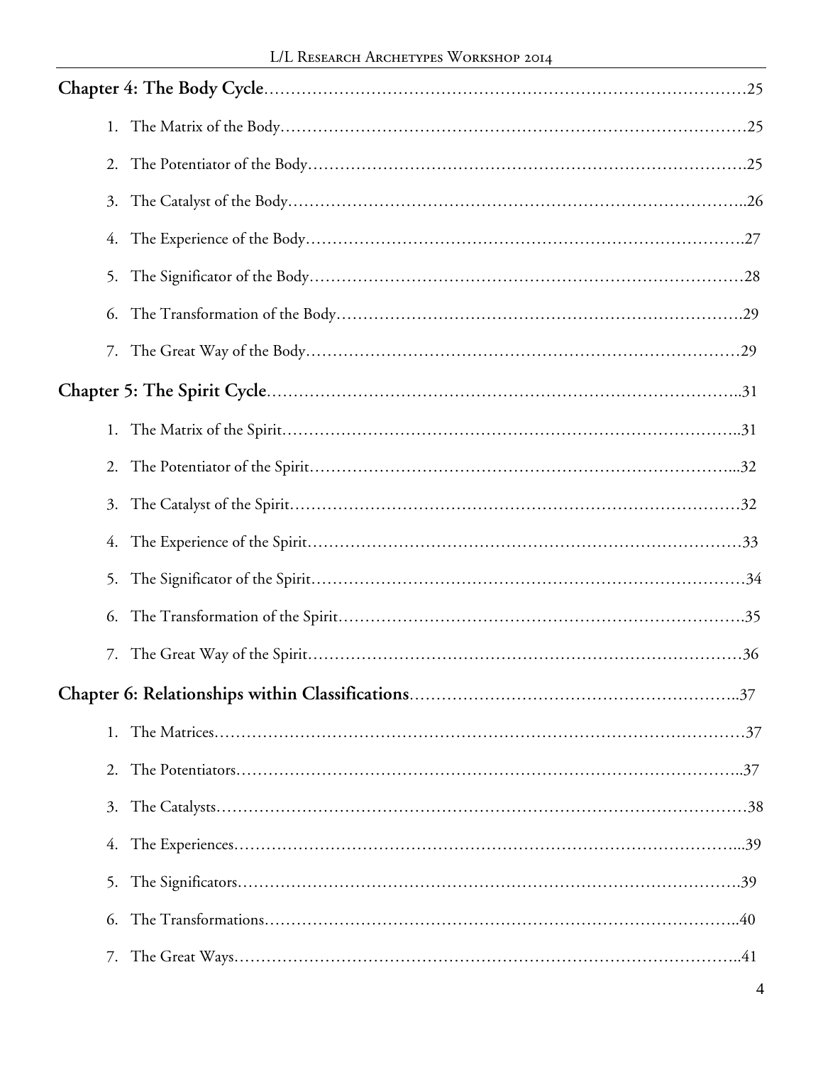**Chapter 4: The Body Cycle**……………………………………………………………………………25

1. The Matrix of the Body……………………………………………………………………………25
2. The Potentiator of the Body………………………………………………………………………25
3. The Catalyst of the Body…………………………………………………………………………26
4. The Experience of the Body………………………………………………………………………27
5. The Significator of the Body………………………………………………………………………28
6. The Transformation of the Body…………………………………………………………………29
7. The Great Way of the Body………………………………………………………………………29

**Chapter 5: The Spirit Cycle**…………………………………………………………………………31

1. The Matrix of the Spirit……………………………………………………………………………31
2. The Potentiator of the Spirit………………………………………………………………………32
3. The Catalyst of the Spirit…………………………………………………………………………32
4. The Experience of the Spirit………………………………………………………………………33
5. The Significator of the Spirit………………………………………………………………………34
6. The Transformation of the Spirit…………………………………………………………………35
7. The Great Way of the Spirit………………………………………………………………………36

**Chapter 6: Relationships within Classifications**……………………………………………………37

1. The Matrices…………………………………………………………………………………………37
2. The Potentiators……………………………………………………………………………………37
3. The Catalysts…………………………………………………………………………………………38
4. The Experiences……………………………………………………………………………………39
5. The Significators……………………………………………………………………………………39
6. The Transformations………………………………………………………………………………40
7. The Great Ways……………………………………………………………………………………41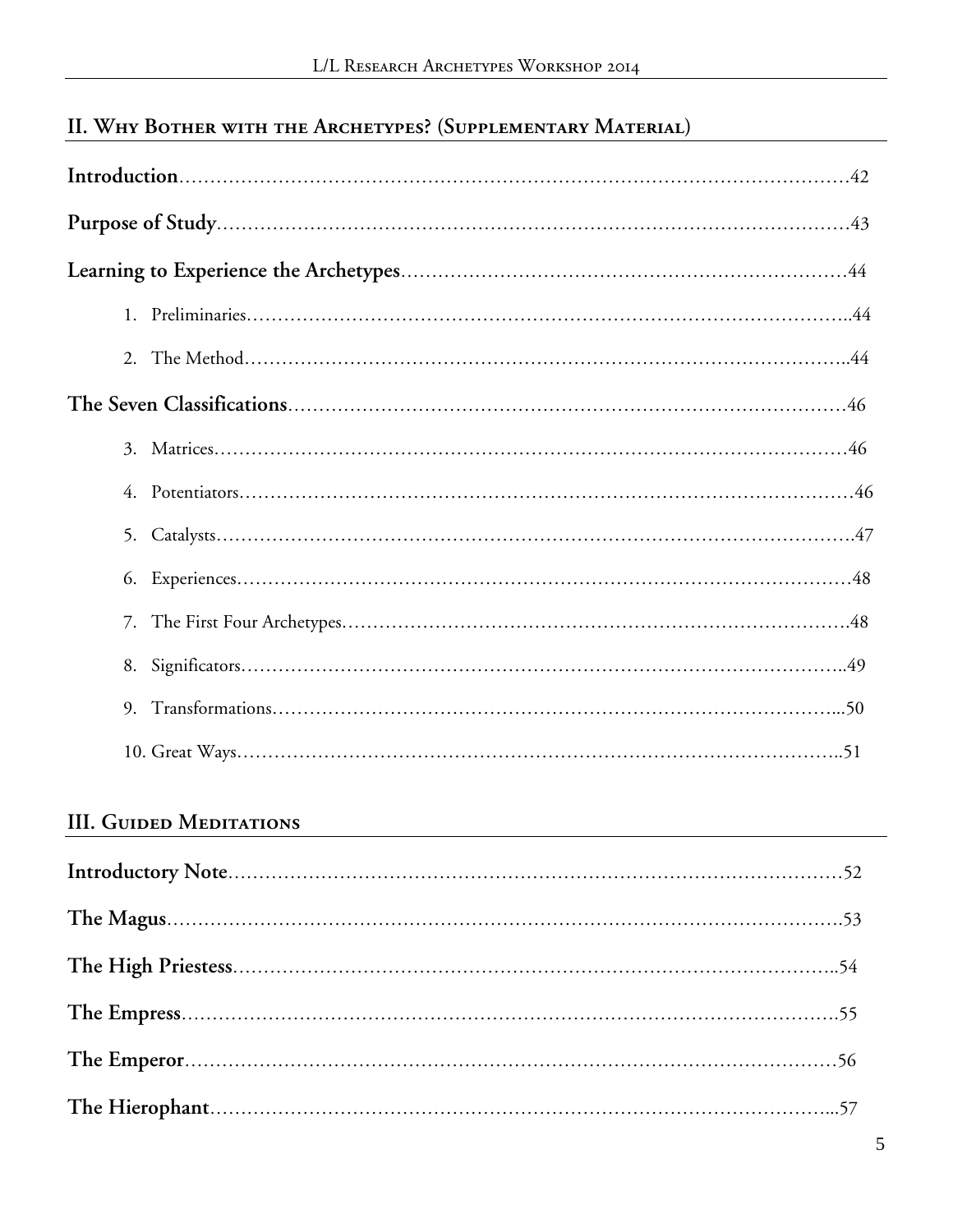## II. Why Bother with the Archetypes? (Supplementary Material)

**Introduction**……………………………………………………………………………………42

**Purpose of Study**………………………………………………………………………………43

**Learning to Experience the Archetypes**……………………………………………………44

1. Preliminaries……………………………………………………………………………..44
2. The Method……………………………………………………………………………..44

**The Seven Classifications**……………………………………………………………………46

3. Matrices……………………………………………………………………………………46
4. Potentiators…………………………………………………………………………………46
5. Catalysts……………………………………………………………………………………47
6. Experiences…………………………………………………………………………………48
7. The First Four Archetypes…………………………………………………………………48
8. Significators………………………………………………………………………………..49
9. Transformations…………………………………………………………………………...50
10. Great Ways………………………………………………………………………………..51

## III. Guided Meditations

**Introductory Note**……………………………………………………………………………52

**The Magus**……………………………………………………………………………………53

**The High Priestess**……………………………………………………………………………..54

**The Empress**……………………………………………………………………………………55

**The Emperor**……………………………………………………………………………………56

**The Hierophant**………………………………………………………………………………...57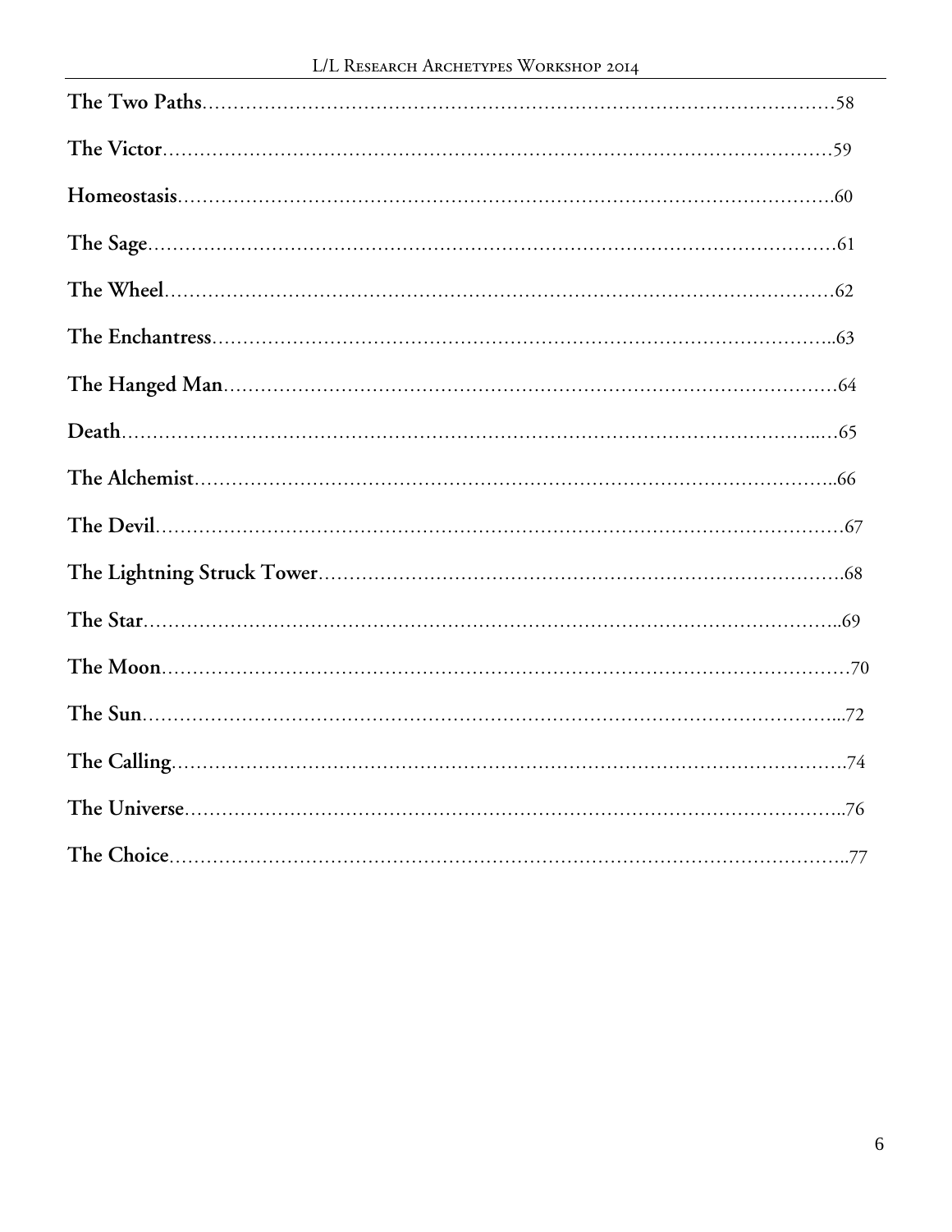**The Two Paths**……………………………………………………………………………………58

**The Victor**………………………………………………………………………………………59

**Homeostasis**…………………………………………………………………………………….60

**The Sage**…………………………………………………………………………………………61

**The Wheel**………………………………………………………………………………………62

**The Enchantress**………………………………………………………………………………..63

**The Hanged Man**………………………………………………………………………………64

**Death**…………………………………………………………………………………………..…65

**The Alchemist**…………………………………………………………………………………..66

**The Devil**…………………………………………………………………………………………67

**The Lightning Struck Tower**………………………………………………………………….68

**The Star**…………………………………………………………………………………………..69

**The Moon**…………………………………………………………………………………………70

**The Sun**…………………………………………………………………………………………...72

**The Calling**……………………………………………………………………………………….74

**The Universe**……………………………………………………………………………………..76

**The Choice**………………………………………………………………………………………..77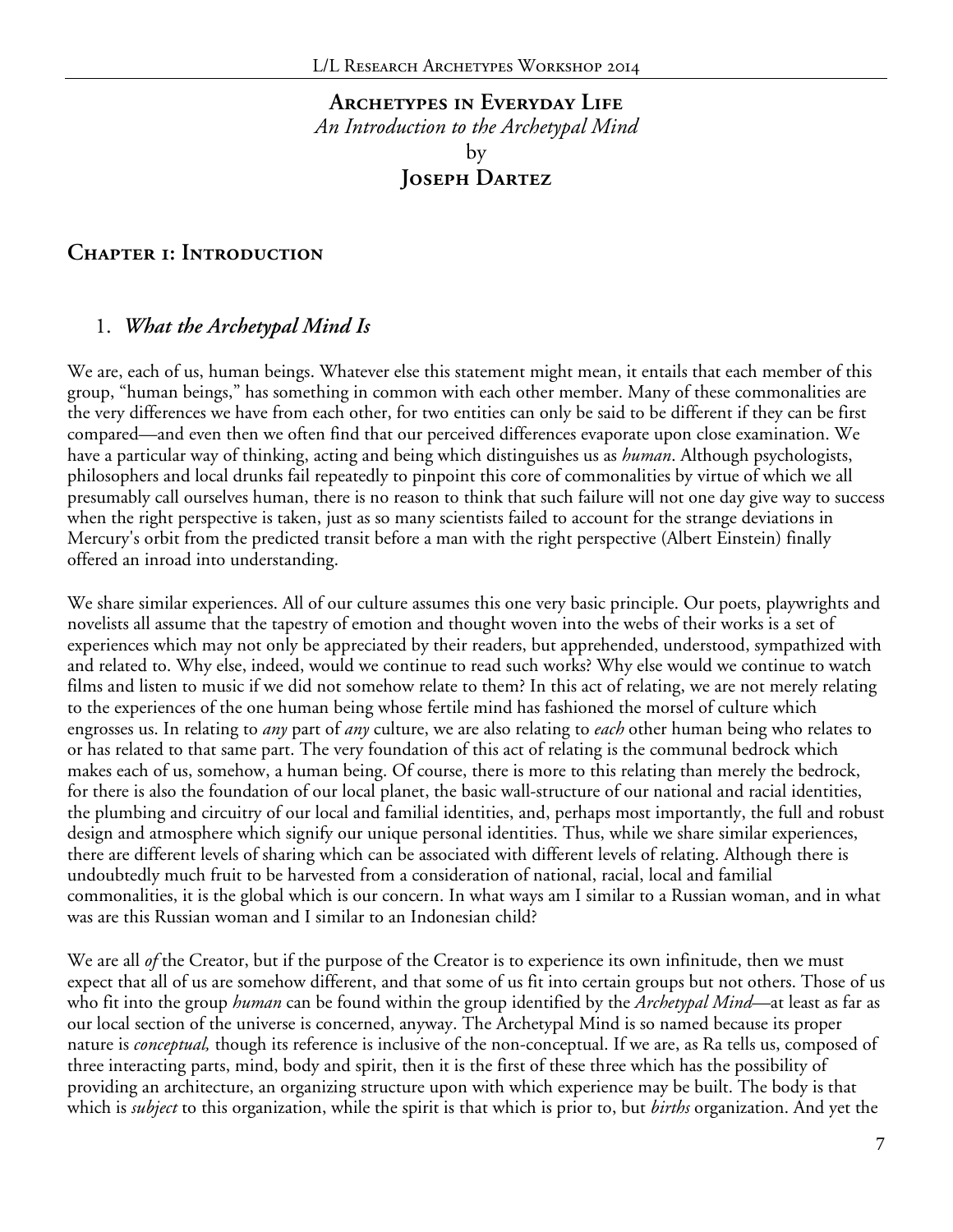# Archetypes in Everyday Life

*An Introduction to the Archetypal Mind*

by

**Joseph Dartez**

## Chapter 1: Introduction

### 1. *What the Archetypal Mind Is*

We are, each of us, human beings. Whatever else this statement might mean, it entails that each member of this group, "human beings," has something in common with each other member. Many of these commonalities are the very differences we have from each other, for two entities can only be said to be different if they can be first compared—and even then we often find that our perceived differences evaporate upon close examination. We have a particular way of thinking, acting and being which distinguishes us as *human*. Although psychologists, philosophers and local drunks fail repeatedly to pinpoint this core of commonalities by virtue of which we all presumably call ourselves human, there is no reason to think that such failure will not one day give way to success when the right perspective is taken, just as so many scientists failed to account for the strange deviations in Mercury's orbit from the predicted transit before a man with the right perspective (Albert Einstein) finally offered an inroad into understanding.

We share similar experiences. All of our culture assumes this one very basic principle. Our poets, playwrights and novelists all assume that the tapestry of emotion and thought woven into the webs of their works is a set of experiences which may not only be appreciated by their readers, but apprehended, understood, sympathized with and related to. Why else, indeed, would we continue to read such works? Why else would we continue to watch films and listen to music if we did not somehow relate to them? In this act of relating, we are not merely relating to the experiences of the one human being whose fertile mind has fashioned the morsel of culture which engrosses us. In relating to *any* part of *any* culture, we are also relating to *each* other human being who relates to or has related to that same part. The very foundation of this act of relating is the communal bedrock which makes each of us, somehow, a human being. Of course, there is more to this relating than merely the bedrock, for there is also the foundation of our local planet, the basic wall-structure of our national and racial identities, the plumbing and circuitry of our local and familial identities, and, perhaps most importantly, the full and robust design and atmosphere which signify our unique personal identities. Thus, while we share similar experiences, there are different levels of sharing which can be associated with different levels of relating. Although there is undoubtedly much fruit to be harvested from a consideration of national, racial, local and familial commonalities, it is the global which is our concern. In what ways am I similar to a Russian woman, and in what was are this Russian woman and I similar to an Indonesian child?

We are all *of* the Creator, but if the purpose of the Creator is to experience its own infinitude, then we must expect that all of us are somehow different, and that some of us fit into certain groups but not others. Those of us who fit into the group *human* can be found within the group identified by the *Archetypal Mind*—at least as far as our local section of the universe is concerned, anyway. The Archetypal Mind is so named because its proper nature is *conceptual,* though its reference is inclusive of the non-conceptual. If we are, as Ra tells us, composed of three interacting parts, mind, body and spirit, then it is the first of these three which has the possibility of providing an architecture, an organizing structure upon with which experience may be built. The body is that which is *subject* to this organization, while the spirit is that which is prior to, but *births* organization. And yet the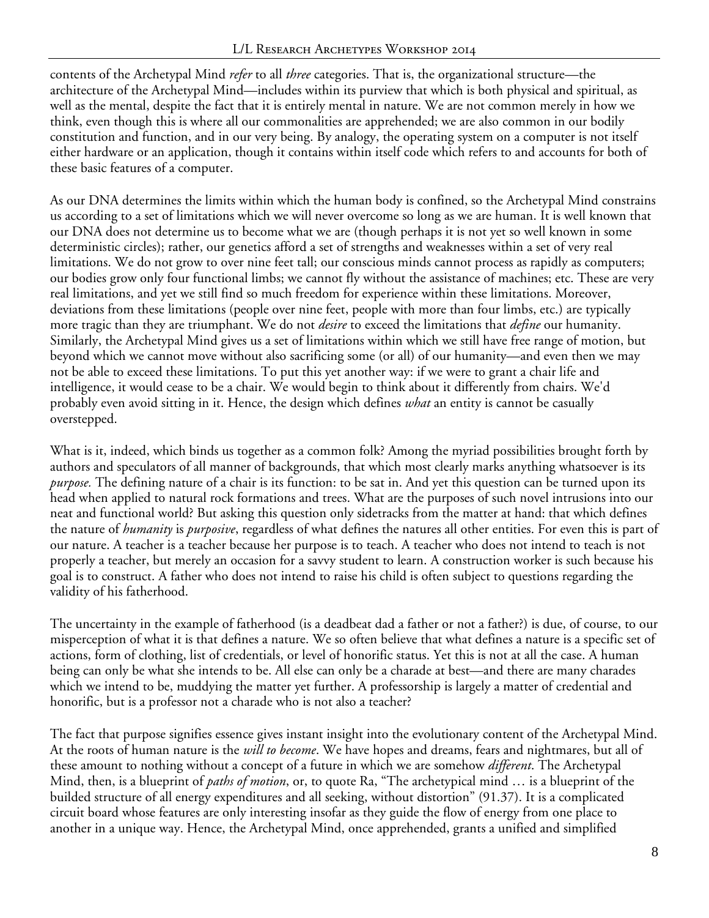contents of the Archetypal Mind *refer* to all *three* categories. That is, the organizational structure—the architecture of the Archetypal Mind—includes within its purview that which is both physical and spiritual, as well as the mental, despite the fact that it is entirely mental in nature. We are not common merely in how we think, even though this is where all our commonalities are apprehended; we are also common in our bodily constitution and function, and in our very being. By analogy, the operating system on a computer is not itself either hardware or an application, though it contains within itself code which refers to and accounts for both of these basic features of a computer.

As our DNA determines the limits within which the human body is confined, so the Archetypal Mind constrains us according to a set of limitations which we will never overcome so long as we are human. It is well known that our DNA does not determine us to become what we are (though perhaps it is not yet so well known in some deterministic circles); rather, our genetics afford a set of strengths and weaknesses within a set of very real limitations. We do not grow to over nine feet tall; our conscious minds cannot process as rapidly as computers; our bodies grow only four functional limbs; we cannot fly without the assistance of machines; etc. These are very real limitations, and yet we still find so much freedom for experience within these limitations. Moreover, deviations from these limitations (people over nine feet, people with more than four limbs, etc.) are typically more tragic than they are triumphant. We do not *desire* to exceed the limitations that *define* our humanity. Similarly, the Archetypal Mind gives us a set of limitations within which we still have free range of motion, but beyond which we cannot move without also sacrificing some (or all) of our humanity—and even then we may not be able to exceed these limitations. To put this yet another way: if we were to grant a chair life and intelligence, it would cease to be a chair. We would begin to think about it differently from chairs. We'd probably even avoid sitting in it. Hence, the design which defines *what* an entity is cannot be casually overstepped.

What is it, indeed, which binds us together as a common folk? Among the myriad possibilities brought forth by authors and speculators of all manner of backgrounds, that which most clearly marks anything whatsoever is its *purpose.* The defining nature of a chair is its function: to be sat in. And yet this question can be turned upon its head when applied to natural rock formations and trees. What are the purposes of such novel intrusions into our neat and functional world? But asking this question only sidetracks from the matter at hand: that which defines the nature of *humanity* is *purposive*, regardless of what defines the natures all other entities. For even this is part of our nature. A teacher is a teacher because her purpose is to teach. A teacher who does not intend to teach is not properly a teacher, but merely an occasion for a savvy student to learn. A construction worker is such because his goal is to construct. A father who does not intend to raise his child is often subject to questions regarding the validity of his fatherhood.

The uncertainty in the example of fatherhood (is a deadbeat dad a father or not a father?) is due, of course, to our misperception of what it is that defines a nature. We so often believe that what defines a nature is a specific set of actions, form of clothing, list of credentials, or level of honorific status. Yet this is not at all the case. A human being can only be what she intends to be. All else can only be a charade at best—and there are many charades which we intend to be, muddying the matter yet further. A professorship is largely a matter of credential and honorific, but is a professor not a charade who is not also a teacher?

The fact that purpose signifies essence gives instant insight into the evolutionary content of the Archetypal Mind. At the roots of human nature is the *will to become*. We have hopes and dreams, fears and nightmares, but all of these amount to nothing without a concept of a future in which we are somehow *different*. The Archetypal Mind, then, is a blueprint of *paths of motion*, or, to quote Ra, "The archetypical mind … is a blueprint of the builded structure of all energy expenditures and all seeking, without distortion" (91.37). It is a complicated circuit board whose features are only interesting insofar as they guide the flow of energy from one place to another in a unique way. Hence, the Archetypal Mind, once apprehended, grants a unified and simplified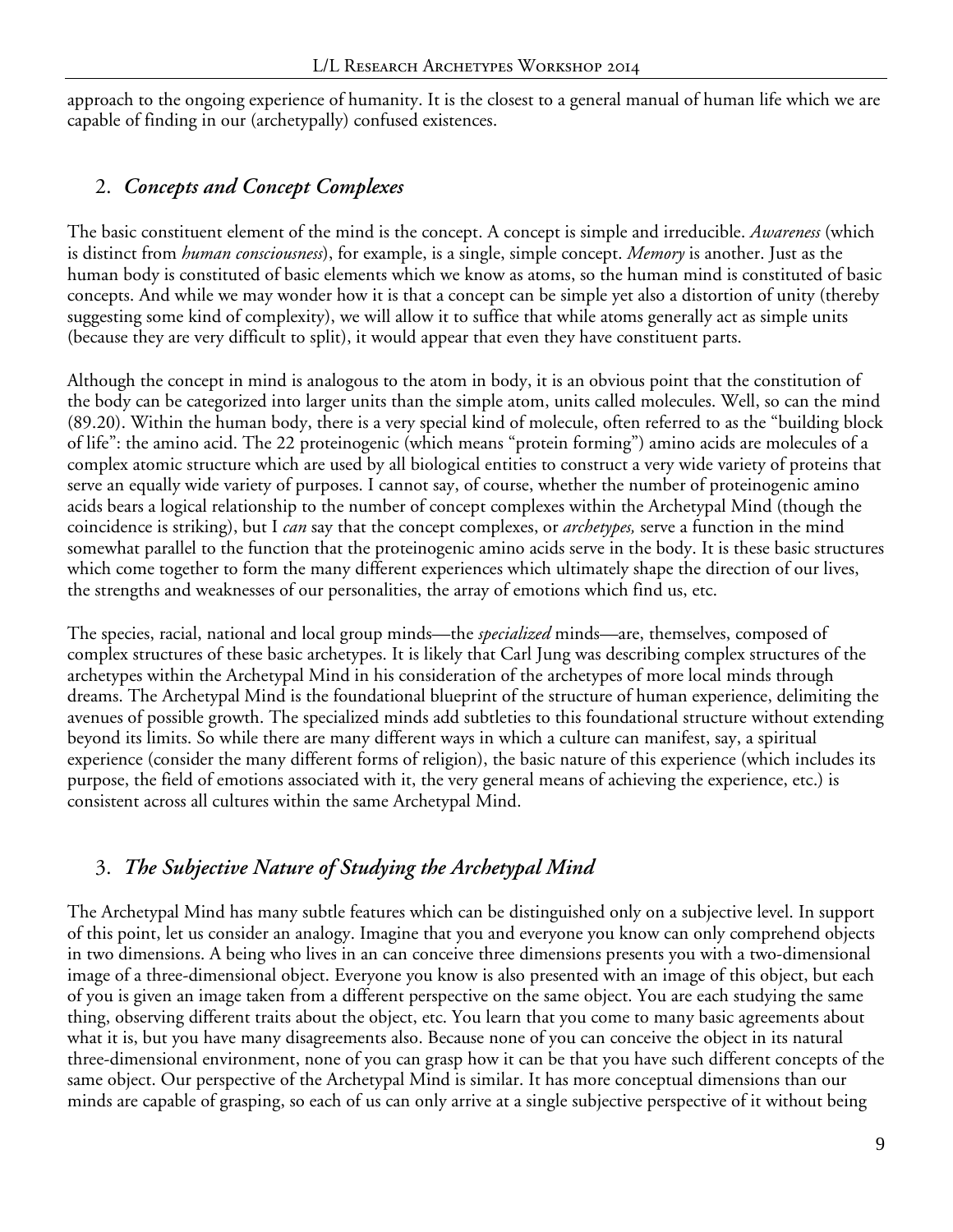approach to the ongoing experience of humanity. It is the closest to a general manual of human life which we are capable of finding in our (archetypally) confused existences.

## 2. *Concepts and Concept Complexes*

The basic constituent element of the mind is the concept. A concept is simple and irreducible. *Awareness* (which is distinct from *human consciousness*), for example, is a single, simple concept. *Memory* is another. Just as the human body is constituted of basic elements which we know as atoms, so the human mind is constituted of basic concepts. And while we may wonder how it is that a concept can be simple yet also a distortion of unity (thereby suggesting some kind of complexity), we will allow it to suffice that while atoms generally act as simple units (because they are very difficult to split), it would appear that even they have constituent parts.

Although the concept in mind is analogous to the atom in body, it is an obvious point that the constitution of the body can be categorized into larger units than the simple atom, units called molecules. Well, so can the mind (89.20). Within the human body, there is a very special kind of molecule, often referred to as the "building block of life": the amino acid. The 22 proteinogenic (which means "protein forming") amino acids are molecules of a complex atomic structure which are used by all biological entities to construct a very wide variety of proteins that serve an equally wide variety of purposes. I cannot say, of course, whether the number of proteinogenic amino acids bears a logical relationship to the number of concept complexes within the Archetypal Mind (though the coincidence is striking), but I *can* say that the concept complexes, or *archetypes,* serve a function in the mind somewhat parallel to the function that the proteinogenic amino acids serve in the body. It is these basic structures which come together to form the many different experiences which ultimately shape the direction of our lives, the strengths and weaknesses of our personalities, the array of emotions which find us, etc.

The species, racial, national and local group minds—the *specialized* minds—are, themselves, composed of complex structures of these basic archetypes. It is likely that Carl Jung was describing complex structures of the archetypes within the Archetypal Mind in his consideration of the archetypes of more local minds through dreams. The Archetypal Mind is the foundational blueprint of the structure of human experience, delimiting the avenues of possible growth. The specialized minds add subtleties to this foundational structure without extending beyond its limits. So while there are many different ways in which a culture can manifest, say, a spiritual experience (consider the many different forms of religion), the basic nature of this experience (which includes its purpose, the field of emotions associated with it, the very general means of achieving the experience, etc.) is consistent across all cultures within the same Archetypal Mind.

## 3. *The Subjective Nature of Studying the Archetypal Mind*

The Archetypal Mind has many subtle features which can be distinguished only on a subjective level. In support of this point, let us consider an analogy. Imagine that you and everyone you know can only comprehend objects in two dimensions. A being who lives in an can conceive three dimensions presents you with a two-dimensional image of a three-dimensional object. Everyone you know is also presented with an image of this object, but each of you is given an image taken from a different perspective on the same object. You are each studying the same thing, observing different traits about the object, etc. You learn that you come to many basic agreements about what it is, but you have many disagreements also. Because none of you can conceive the object in its natural three-dimensional environment, none of you can grasp how it can be that you have such different concepts of the same object. Our perspective of the Archetypal Mind is similar. It has more conceptual dimensions than our minds are capable of grasping, so each of us can only arrive at a single subjective perspective of it without being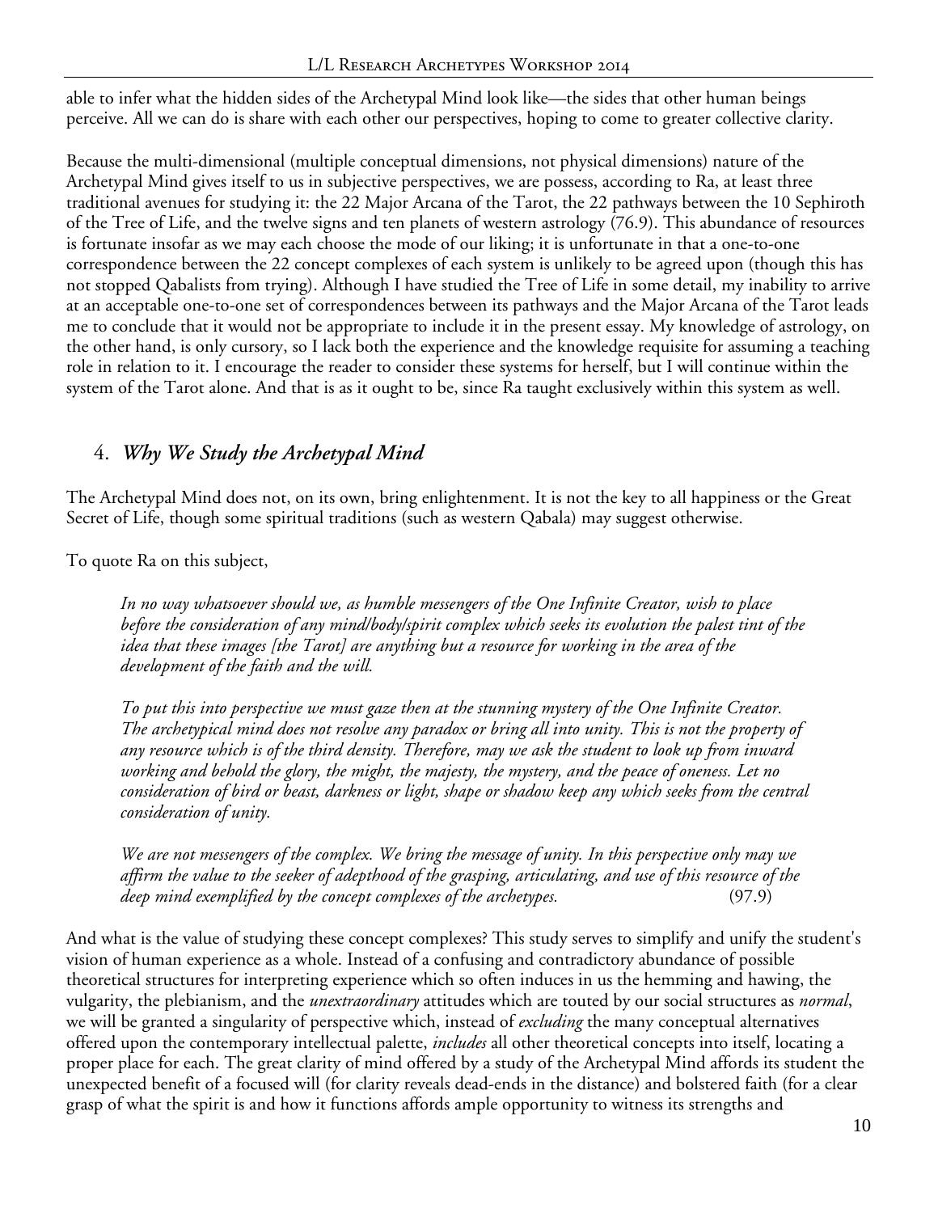able to infer what the hidden sides of the Archetypal Mind look like—the sides that other human beings perceive. All we can do is share with each other our perspectives, hoping to come to greater collective clarity.

Because the multi-dimensional (multiple conceptual dimensions, not physical dimensions) nature of the Archetypal Mind gives itself to us in subjective perspectives, we are possess, according to Ra, at least three traditional avenues for studying it: the 22 Major Arcana of the Tarot, the 22 pathways between the 10 Sephiroth of the Tree of Life, and the twelve signs and ten planets of western astrology (76.9). This abundance of resources is fortunate insofar as we may each choose the mode of our liking; it is unfortunate in that a one-to-one correspondence between the 22 concept complexes of each system is unlikely to be agreed upon (though this has not stopped Qabalists from trying). Although I have studied the Tree of Life in some detail, my inability to arrive at an acceptable one-to-one set of correspondences between its pathways and the Major Arcana of the Tarot leads me to conclude that it would not be appropriate to include it in the present essay. My knowledge of astrology, on the other hand, is only cursory, so I lack both the experience and the knowledge requisite for assuming a teaching role in relation to it. I encourage the reader to consider these systems for herself, but I will continue within the system of the Tarot alone. And that is as it ought to be, since Ra taught exclusively within this system as well.

## 4. *Why We Study the Archetypal Mind*

The Archetypal Mind does not, on its own, bring enlightenment. It is not the key to all happiness or the Great Secret of Life, though some spiritual traditions (such as western Qabala) may suggest otherwise.

To quote Ra on this subject,

> *In no way whatsoever should we, as humble messengers of the One Infinite Creator, wish to place before the consideration of any mind/body/spirit complex which seeks its evolution the palest tint of the idea that these images [the Tarot] are anything but a resource for working in the area of the development of the faith and the will.*
>
> *To put this into perspective we must gaze then at the stunning mystery of the One Infinite Creator. The archetypical mind does not resolve any paradox or bring all into unity. This is not the property of any resource which is of the third density. Therefore, may we ask the student to look up from inward working and behold the glory, the might, the majesty, the mystery, and the peace of oneness. Let no consideration of bird or beast, darkness or light, shape or shadow keep any which seeks from the central consideration of unity.*
>
> *We are not messengers of the complex. We bring the message of unity. In this perspective only may we affirm the value to the seeker of adepthood of the grasping, articulating, and use of this resource of the deep mind exemplified by the concept complexes of the archetypes.* (97.9)

And what is the value of studying these concept complexes? This study serves to simplify and unify the student's vision of human experience as a whole. Instead of a confusing and contradictory abundance of possible theoretical structures for interpreting experience which so often induces in us the hemming and hawing, the vulgarity, the plebianism, and the *unextraordinary* attitudes which are touted by our social structures as *normal*, we will be granted a singularity of perspective which, instead of *excluding* the many conceptual alternatives offered upon the contemporary intellectual palette, *includes* all other theoretical concepts into itself, locating a proper place for each. The great clarity of mind offered by a study of the Archetypal Mind affords its student the unexpected benefit of a focused will (for clarity reveals dead-ends in the distance) and bolstered faith (for a clear grasp of what the spirit is and how it functions affords ample opportunity to witness its strengths and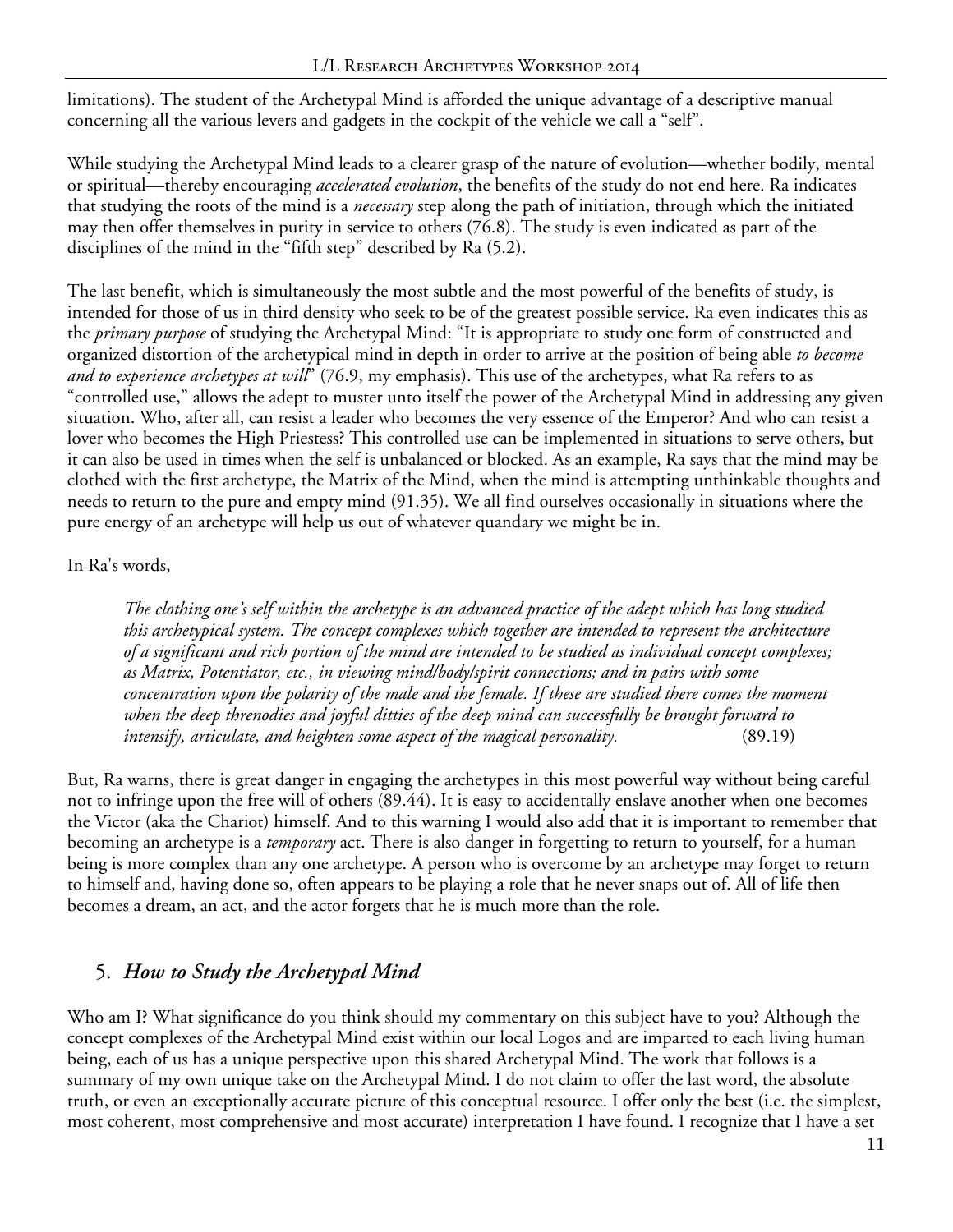limitations). The student of the Archetypal Mind is afforded the unique advantage of a descriptive manual concerning all the various levers and gadgets in the cockpit of the vehicle we call a "self".

While studying the Archetypal Mind leads to a clearer grasp of the nature of evolution—whether bodily, mental or spiritual—thereby encouraging *accelerated evolution*, the benefits of the study do not end here. Ra indicates that studying the roots of the mind is a *necessary* step along the path of initiation, through which the initiated may then offer themselves in purity in service to others (76.8). The study is even indicated as part of the disciplines of the mind in the "fifth step" described by Ra (5.2).

The last benefit, which is simultaneously the most subtle and the most powerful of the benefits of study, is intended for those of us in third density who seek to be of the greatest possible service. Ra even indicates this as the *primary purpose* of studying the Archetypal Mind: "It is appropriate to study one form of constructed and organized distortion of the archetypical mind in depth in order to arrive at the position of being able *to become and to experience archetypes at will*" (76.9, my emphasis). This use of the archetypes, what Ra refers to as "controlled use," allows the adept to muster unto itself the power of the Archetypal Mind in addressing any given situation. Who, after all, can resist a leader who becomes the very essence of the Emperor? And who can resist a lover who becomes the High Priestess? This controlled use can be implemented in situations to serve others, but it can also be used in times when the self is unbalanced or blocked. As an example, Ra says that the mind may be clothed with the first archetype, the Matrix of the Mind, when the mind is attempting unthinkable thoughts and needs to return to the pure and empty mind (91.35). We all find ourselves occasionally in situations where the pure energy of an archetype will help us out of whatever quandary we might be in.

In Ra's words,

> *The clothing one's self within the archetype is an advanced practice of the adept which has long studied this archetypical system. The concept complexes which together are intended to represent the architecture of a significant and rich portion of the mind are intended to be studied as individual concept complexes; as Matrix, Potentiator, etc., in viewing mind/body/spirit connections; and in pairs with some concentration upon the polarity of the male and the female. If these are studied there comes the moment when the deep threnodies and joyful ditties of the deep mind can successfully be brought forward to intensify, articulate, and heighten some aspect of the magical personality.* (89.19)

But, Ra warns, there is great danger in engaging the archetypes in this most powerful way without being careful not to infringe upon the free will of others (89.44). It is easy to accidentally enslave another when one becomes the Victor (aka the Chariot) himself. And to this warning I would also add that it is important to remember that becoming an archetype is a *temporary* act. There is also danger in forgetting to return to yourself, for a human being is more complex than any one archetype. A person who is overcome by an archetype may forget to return to himself and, having done so, often appears to be playing a role that he never snaps out of. All of life then becomes a dream, an act, and the actor forgets that he is much more than the role.

## 5. *How to Study the Archetypal Mind*

Who am I? What significance do you think should my commentary on this subject have to you? Although the concept complexes of the Archetypal Mind exist within our local Logos and are imparted to each living human being, each of us has a unique perspective upon this shared Archetypal Mind. The work that follows is a summary of my own unique take on the Archetypal Mind. I do not claim to offer the last word, the absolute truth, or even an exceptionally accurate picture of this conceptual resource. I offer only the best (i.e. the simplest, most coherent, most comprehensive and most accurate) interpretation I have found. I recognize that I have a set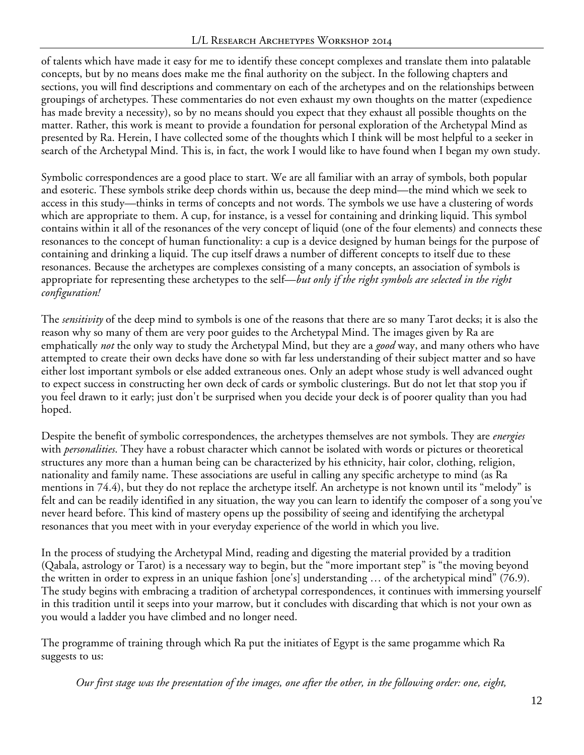of talents which have made it easy for me to identify these concept complexes and translate them into palatable concepts, but by no means does make me the final authority on the subject. In the following chapters and sections, you will find descriptions and commentary on each of the archetypes and on the relationships between groupings of archetypes. These commentaries do not even exhaust my own thoughts on the matter (expedience has made brevity a necessity), so by no means should you expect that they exhaust all possible thoughts on the matter. Rather, this work is meant to provide a foundation for personal exploration of the Archetypal Mind as presented by Ra. Herein, I have collected some of the thoughts which I think will be most helpful to a seeker in search of the Archetypal Mind. This is, in fact, the work I would like to have found when I began my own study.

Symbolic correspondences are a good place to start. We are all familiar with an array of symbols, both popular and esoteric. These symbols strike deep chords within us, because the deep mind—the mind which we seek to access in this study—thinks in terms of concepts and not words. The symbols we use have a clustering of words which are appropriate to them. A cup, for instance, is a vessel for containing and drinking liquid. This symbol contains within it all of the resonances of the very concept of liquid (one of the four elements) and connects these resonances to the concept of human functionality: a cup is a device designed by human beings for the purpose of containing and drinking a liquid. The cup itself draws a number of different concepts to itself due to these resonances. Because the archetypes are complexes consisting of a many concepts, an association of symbols is appropriate for representing these archetypes to the self—*but only if the right symbols are selected in the right configuration!*

The *sensitivity* of the deep mind to symbols is one of the reasons that there are so many Tarot decks; it is also the reason why so many of them are very poor guides to the Archetypal Mind. The images given by Ra are emphatically *not* the only way to study the Archetypal Mind, but they are a *good* way, and many others who have attempted to create their own decks have done so with far less understanding of their subject matter and so have either lost important symbols or else added extraneous ones. Only an adept whose study is well advanced ought to expect success in constructing her own deck of cards or symbolic clusterings. But do not let that stop you if you feel drawn to it early; just don't be surprised when you decide your deck is of poorer quality than you had hoped.

Despite the benefit of symbolic correspondences, the archetypes themselves are not symbols. They are *energies* with *personalities*. They have a robust character which cannot be isolated with words or pictures or theoretical structures any more than a human being can be characterized by his ethnicity, hair color, clothing, religion, nationality and family name. These associations are useful in calling any specific archetype to mind (as Ra mentions in 74.4), but they do not replace the archetype itself. An archetype is not known until its "melody" is felt and can be readily identified in any situation, the way you can learn to identify the composer of a song you've never heard before. This kind of mastery opens up the possibility of seeing and identifying the archetypal resonances that you meet with in your everyday experience of the world in which you live.

In the process of studying the Archetypal Mind, reading and digesting the material provided by a tradition (Qabala, astrology or Tarot) is a necessary way to begin, but the "more important step" is "the moving beyond the written in order to express in an unique fashion [one's] understanding … of the archetypical mind" (76.9). The study begins with embracing a tradition of archetypal correspondences, it continues with immersing yourself in this tradition until it seeps into your marrow, but it concludes with discarding that which is not your own as you would a ladder you have climbed and no longer need.

The programme of training through which Ra put the initiates of Egypt is the same progamme which Ra suggests to us:

> *Our first stage was the presentation of the images, one after the other, in the following order: one, eight,*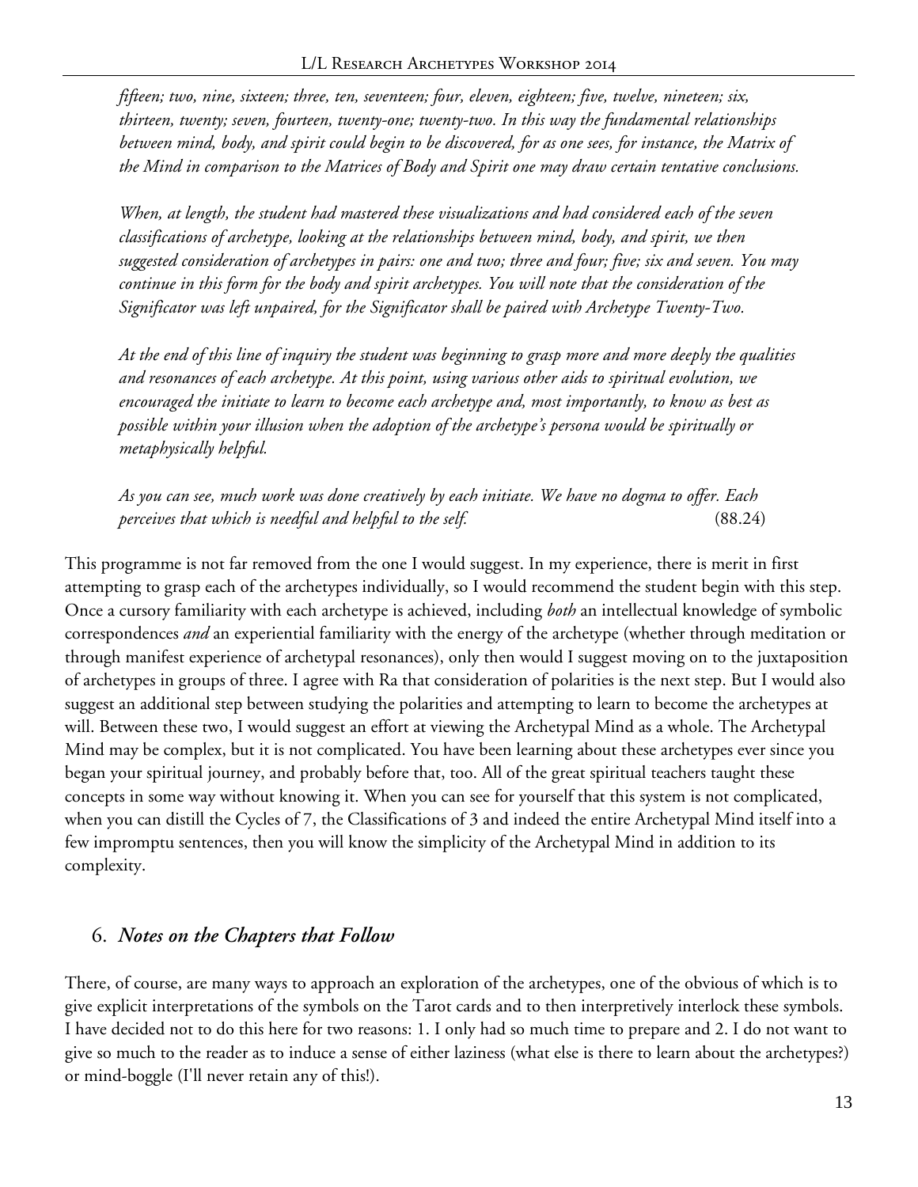*fifteen; two, nine, sixteen; three, ten, seventeen; four, eleven, eighteen; five, twelve, nineteen; six, thirteen, twenty; seven, fourteen, twenty-one; twenty-two. In this way the fundamental relationships between mind, body, and spirit could begin to be discovered, for as one sees, for instance, the Matrix of the Mind in comparison to the Matrices of Body and Spirit one may draw certain tentative conclusions.*

*When, at length, the student had mastered these visualizations and had considered each of the seven classifications of archetype, looking at the relationships between mind, body, and spirit, we then suggested consideration of archetypes in pairs: one and two; three and four; five; six and seven. You may continue in this form for the body and spirit archetypes. You will note that the consideration of the Significator was left unpaired, for the Significator shall be paired with Archetype Twenty-Two.*

*At the end of this line of inquiry the student was beginning to grasp more and more deeply the qualities and resonances of each archetype. At this point, using various other aids to spiritual evolution, we encouraged the initiate to learn to become each archetype and, most importantly, to know as best as possible within your illusion when the adoption of the archetype's persona would be spiritually or metaphysically helpful.*

*As you can see, much work was done creatively by each initiate. We have no dogma to offer. Each perceives that which is needful and helpful to the self.* (88.24)

This programme is not far removed from the one I would suggest. In my experience, there is merit in first attempting to grasp each of the archetypes individually, so I would recommend the student begin with this step. Once a cursory familiarity with each archetype is achieved, including *both* an intellectual knowledge of symbolic correspondences *and* an experiential familiarity with the energy of the archetype (whether through meditation or through manifest experience of archetypal resonances), only then would I suggest moving on to the juxtaposition of archetypes in groups of three. I agree with Ra that consideration of polarities is the next step. But I would also suggest an additional step between studying the polarities and attempting to learn to become the archetypes at will. Between these two, I would suggest an effort at viewing the Archetypal Mind as a whole. The Archetypal Mind may be complex, but it is not complicated. You have been learning about these archetypes ever since you began your spiritual journey, and probably before that, too. All of the great spiritual teachers taught these concepts in some way without knowing it. When you can see for yourself that this system is not complicated, when you can distill the Cycles of 7, the Classifications of 3 and indeed the entire Archetypal Mind itself into a few impromptu sentences, then you will know the simplicity of the Archetypal Mind in addition to its complexity.

## 6. *Notes on the Chapters that Follow*

There, of course, are many ways to approach an exploration of the archetypes, one of the obvious of which is to give explicit interpretations of the symbols on the Tarot cards and to then interpretively interlock these symbols. I have decided not to do this here for two reasons: 1. I only had so much time to prepare and 2. I do not want to give so much to the reader as to induce a sense of either laziness (what else is there to learn about the archetypes?) or mind-boggle (I'll never retain any of this!).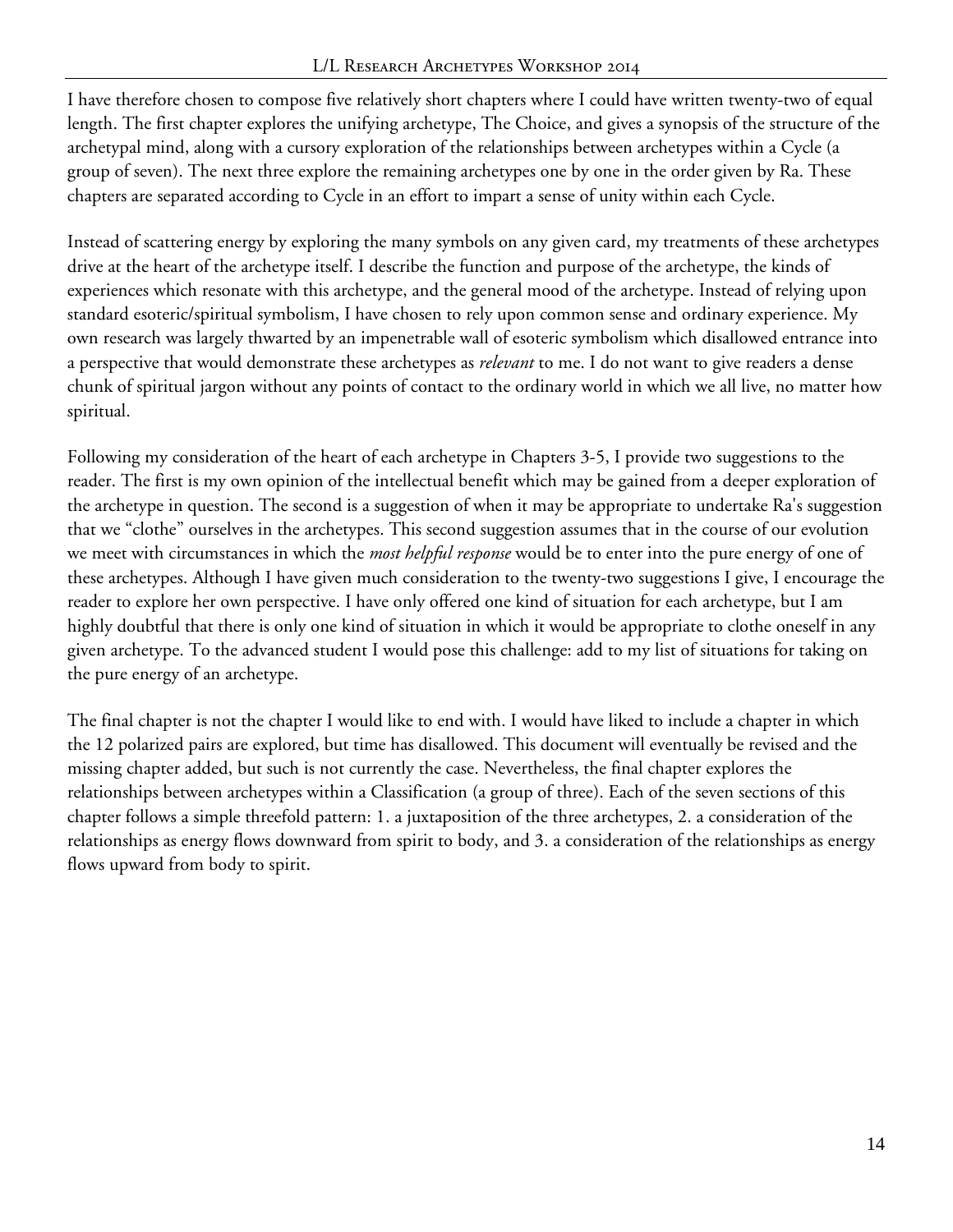I have therefore chosen to compose five relatively short chapters where I could have written twenty-two of equal length. The first chapter explores the unifying archetype, The Choice, and gives a synopsis of the structure of the archetypal mind, along with a cursory exploration of the relationships between archetypes within a Cycle (a group of seven). The next three explore the remaining archetypes one by one in the order given by Ra. These chapters are separated according to Cycle in an effort to impart a sense of unity within each Cycle.

Instead of scattering energy by exploring the many symbols on any given card, my treatments of these archetypes drive at the heart of the archetype itself. I describe the function and purpose of the archetype, the kinds of experiences which resonate with this archetype, and the general mood of the archetype. Instead of relying upon standard esoteric/spiritual symbolism, I have chosen to rely upon common sense and ordinary experience. My own research was largely thwarted by an impenetrable wall of esoteric symbolism which disallowed entrance into a perspective that would demonstrate these archetypes as *relevant* to me. I do not want to give readers a dense chunk of spiritual jargon without any points of contact to the ordinary world in which we all live, no matter how spiritual.

Following my consideration of the heart of each archetype in Chapters 3-5, I provide two suggestions to the reader. The first is my own opinion of the intellectual benefit which may be gained from a deeper exploration of the archetype in question. The second is a suggestion of when it may be appropriate to undertake Ra's suggestion that we "clothe" ourselves in the archetypes. This second suggestion assumes that in the course of our evolution we meet with circumstances in which the *most helpful response* would be to enter into the pure energy of one of these archetypes. Although I have given much consideration to the twenty-two suggestions I give, I encourage the reader to explore her own perspective. I have only offered one kind of situation for each archetype, but I am highly doubtful that there is only one kind of situation in which it would be appropriate to clothe oneself in any given archetype. To the advanced student I would pose this challenge: add to my list of situations for taking on the pure energy of an archetype.

The final chapter is not the chapter I would like to end with. I would have liked to include a chapter in which the 12 polarized pairs are explored, but time has disallowed. This document will eventually be revised and the missing chapter added, but such is not currently the case. Nevertheless, the final chapter explores the relationships between archetypes within a Classification (a group of three). Each of the seven sections of this chapter follows a simple threefold pattern: 1. a juxtaposition of the three archetypes, 2. a consideration of the relationships as energy flows downward from spirit to body, and 3. a consideration of the relationships as energy flows upward from body to spirit.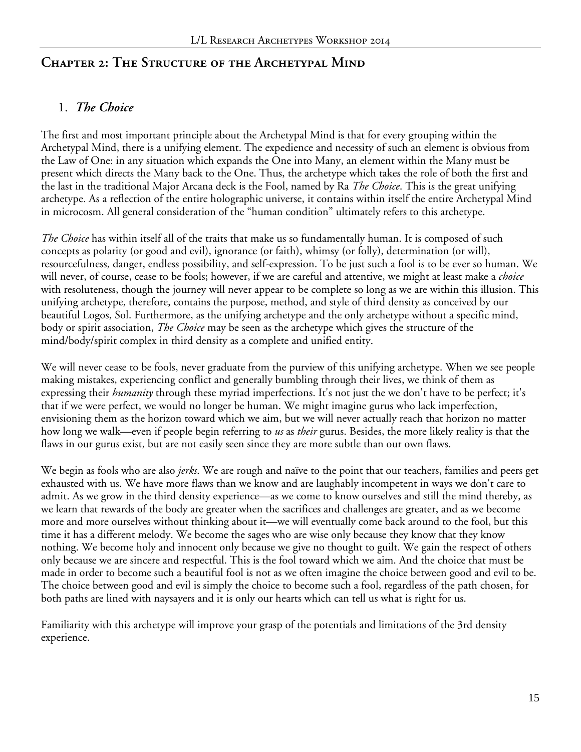## Chapter 2: The Structure of the Archetypal Mind

### 1. *The Choice*

The first and most important principle about the Archetypal Mind is that for every grouping within the Archetypal Mind, there is a unifying element. The expedience and necessity of such an element is obvious from the Law of One: in any situation which expands the One into Many, an element within the Many must be present which directs the Many back to the One. Thus, the archetype which takes the role of both the first and the last in the traditional Major Arcana deck is the Fool, named by Ra *The Choice*. This is the great unifying archetype. As a reflection of the entire holographic universe, it contains within itself the entire Archetypal Mind in microcosm. All general consideration of the "human condition" ultimately refers to this archetype.

*The Choice* has within itself all of the traits that make us so fundamentally human. It is composed of such concepts as polarity (or good and evil), ignorance (or faith), whimsy (or folly), determination (or will), resourcefulness, danger, endless possibility, and self-expression. To be just such a fool is to be ever so human. We will never, of course, cease to be fools; however, if we are careful and attentive, we might at least make a *choice* with resoluteness, though the journey will never appear to be complete so long as we are within this illusion. This unifying archetype, therefore, contains the purpose, method, and style of third density as conceived by our beautiful Logos, Sol. Furthermore, as the unifying archetype and the only archetype without a specific mind, body or spirit association, *The Choice* may be seen as the archetype which gives the structure of the mind/body/spirit complex in third density as a complete and unified entity.

We will never cease to be fools, never graduate from the purview of this unifying archetype. When we see people making mistakes, experiencing conflict and generally bumbling through their lives, we think of them as expressing their *humanity* through these myriad imperfections. It's not just the we don't have to be perfect; it's that if we were perfect, we would no longer be human. We might imagine gurus who lack imperfection, envisioning them as the horizon toward which we aim, but we will never actually reach that horizon no matter how long we walk—even if people begin referring to *us* as *their* gurus. Besides, the more likely reality is that the flaws in our gurus exist, but are not easily seen since they are more subtle than our own flaws.

We begin as fools who are also *jerks*. We are rough and naïve to the point that our teachers, families and peers get exhausted with us. We have more flaws than we know and are laughably incompetent in ways we don't care to admit. As we grow in the third density experience—as we come to know ourselves and still the mind thereby, as we learn that rewards of the body are greater when the sacrifices and challenges are greater, and as we become more and more ourselves without thinking about it—we will eventually come back around to the fool, but this time it has a different melody. We become the sages who are wise only because they know that they know nothing. We become holy and innocent only because we give no thought to guilt. We gain the respect of others only because we are sincere and respectful. This is the fool toward which we aim. And the choice that must be made in order to become such a beautiful fool is not as we often imagine the choice between good and evil to be. The choice between good and evil is simply the choice to become such a fool, regardless of the path chosen, for both paths are lined with naysayers and it is only our hearts which can tell us what is right for us.

Familiarity with this archetype will improve your grasp of the potentials and limitations of the 3rd density experience.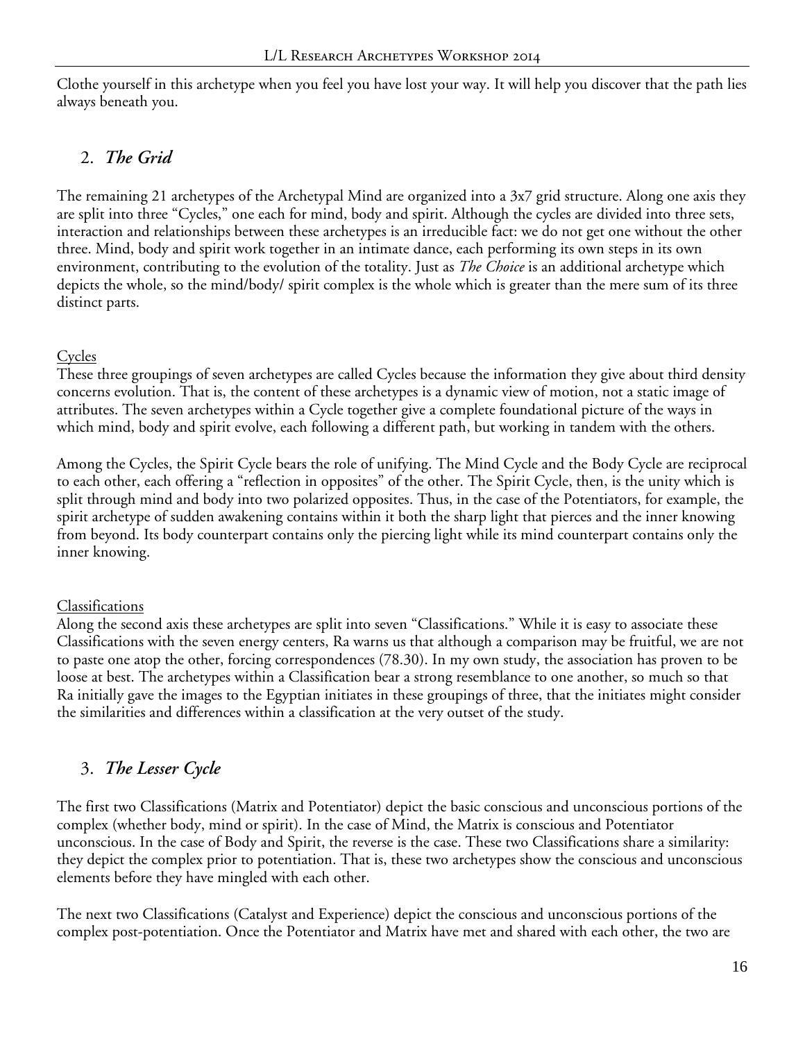Clothe yourself in this archetype when you feel you have lost your way. It will help you discover that the path lies always beneath you.

## 2. *The Grid*

The remaining 21 archetypes of the Archetypal Mind are organized into a 3x7 grid structure. Along one axis they are split into three "Cycles," one each for mind, body and spirit. Although the cycles are divided into three sets, interaction and relationships between these archetypes is an irreducible fact: we do not get one without the other three. Mind, body and spirit work together in an intimate dance, each performing its own steps in its own environment, contributing to the evolution of the totality. Just as *The Choice* is an additional archetype which depicts the whole, so the mind/body/ spirit complex is the whole which is greater than the mere sum of its three distinct parts.

### Cycles

These three groupings of seven archetypes are called Cycles because the information they give about third density concerns evolution. That is, the content of these archetypes is a dynamic view of motion, not a static image of attributes. The seven archetypes within a Cycle together give a complete foundational picture of the ways in which mind, body and spirit evolve, each following a different path, but working in tandem with the others.

Among the Cycles, the Spirit Cycle bears the role of unifying. The Mind Cycle and the Body Cycle are reciprocal to each other, each offering a "reflection in opposites" of the other. The Spirit Cycle, then, is the unity which is split through mind and body into two polarized opposites. Thus, in the case of the Potentiators, for example, the spirit archetype of sudden awakening contains within it both the sharp light that pierces and the inner knowing from beyond. Its body counterpart contains only the piercing light while its mind counterpart contains only the inner knowing.

### Classifications

Along the second axis these archetypes are split into seven "Classifications." While it is easy to associate these Classifications with the seven energy centers, Ra warns us that although a comparison may be fruitful, we are not to paste one atop the other, forcing correspondences (78.30). In my own study, the association has proven to be loose at best. The archetypes within a Classification bear a strong resemblance to one another, so much so that Ra initially gave the images to the Egyptian initiates in these groupings of three, that the initiates might consider the similarities and differences within a classification at the very outset of the study.

## 3. *The Lesser Cycle*

The first two Classifications (Matrix and Potentiator) depict the basic conscious and unconscious portions of the complex (whether body, mind or spirit). In the case of Mind, the Matrix is conscious and Potentiator unconscious. In the case of Body and Spirit, the reverse is the case. These two Classifications share a similarity: they depict the complex prior to potentiation. That is, these two archetypes show the conscious and unconscious elements before they have mingled with each other.

The next two Classifications (Catalyst and Experience) depict the conscious and unconscious portions of the complex post-potentiation. Once the Potentiator and Matrix have met and shared with each other, the two are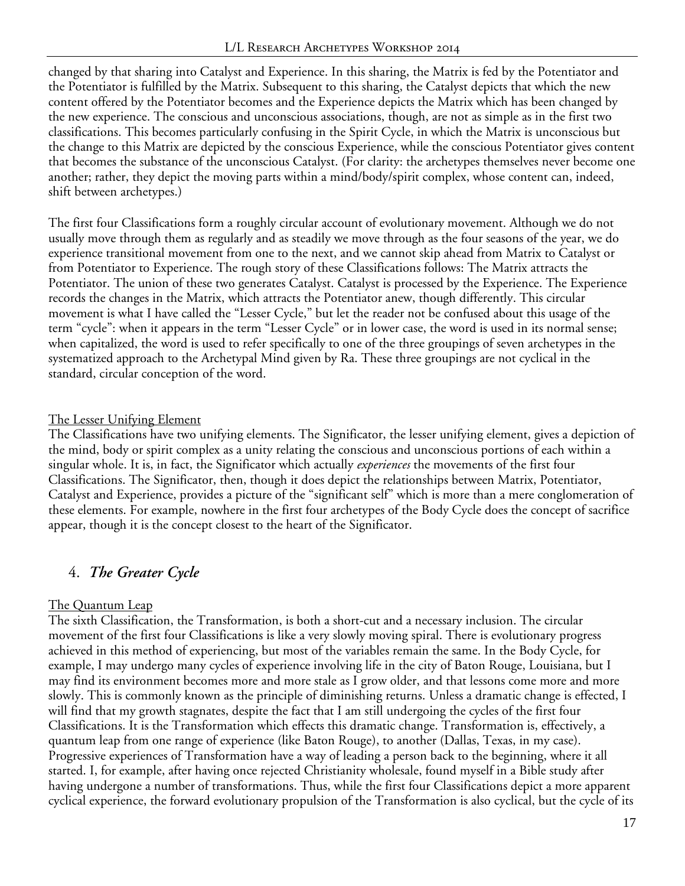changed by that sharing into Catalyst and Experience. In this sharing, the Matrix is fed by the Potentiator and the Potentiator is fulfilled by the Matrix. Subsequent to this sharing, the Catalyst depicts that which the new content offered by the Potentiator becomes and the Experience depicts the Matrix which has been changed by the new experience. The conscious and unconscious associations, though, are not as simple as in the first two classifications. This becomes particularly confusing in the Spirit Cycle, in which the Matrix is unconscious but the change to this Matrix are depicted by the conscious Experience, while the conscious Potentiator gives content that becomes the substance of the unconscious Catalyst. (For clarity: the archetypes themselves never become one another; rather, they depict the moving parts within a mind/body/spirit complex, whose content can, indeed, shift between archetypes.)

The first four Classifications form a roughly circular account of evolutionary movement. Although we do not usually move through them as regularly and as steadily we move through as the four seasons of the year, we do experience transitional movement from one to the next, and we cannot skip ahead from Matrix to Catalyst or from Potentiator to Experience. The rough story of these Classifications follows: The Matrix attracts the Potentiator. The union of these two generates Catalyst. Catalyst is processed by the Experience. The Experience records the changes in the Matrix, which attracts the Potentiator anew, though differently. This circular movement is what I have called the "Lesser Cycle," but let the reader not be confused about this usage of the term "cycle": when it appears in the term "Lesser Cycle" or in lower case, the word is used in its normal sense; when capitalized, the word is used to refer specifically to one of the three groupings of seven archetypes in the systematized approach to the Archetypal Mind given by Ra. These three groupings are not cyclical in the standard, circular conception of the word.

#### The Lesser Unifying Element

The Classifications have two unifying elements. The Significator, the lesser unifying element, gives a depiction of the mind, body or spirit complex as a unity relating the conscious and unconscious portions of each within a singular whole. It is, in fact, the Significator which actually *experiences* the movements of the first four Classifications. The Significator, then, though it does depict the relationships between Matrix, Potentiator, Catalyst and Experience, provides a picture of the "significant self" which is more than a mere conglomeration of these elements. For example, nowhere in the first four archetypes of the Body Cycle does the concept of sacrifice appear, though it is the concept closest to the heart of the Significator.

### 4. *The Greater Cycle*

#### The Quantum Leap

The sixth Classification, the Transformation, is both a short-cut and a necessary inclusion. The circular movement of the first four Classifications is like a very slowly moving spiral. There is evolutionary progress achieved in this method of experiencing, but most of the variables remain the same. In the Body Cycle, for example, I may undergo many cycles of experience involving life in the city of Baton Rouge, Louisiana, but I may find its environment becomes more and more stale as I grow older, and that lessons come more and more slowly. This is commonly known as the principle of diminishing returns. Unless a dramatic change is effected, I will find that my growth stagnates, despite the fact that I am still undergoing the cycles of the first four Classifications. It is the Transformation which effects this dramatic change. Transformation is, effectively, a quantum leap from one range of experience (like Baton Rouge), to another (Dallas, Texas, in my case). Progressive experiences of Transformation have a way of leading a person back to the beginning, where it all started. I, for example, after having once rejected Christianity wholesale, found myself in a Bible study after having undergone a number of transformations. Thus, while the first four Classifications depict a more apparent cyclical experience, the forward evolutionary propulsion of the Transformation is also cyclical, but the cycle of its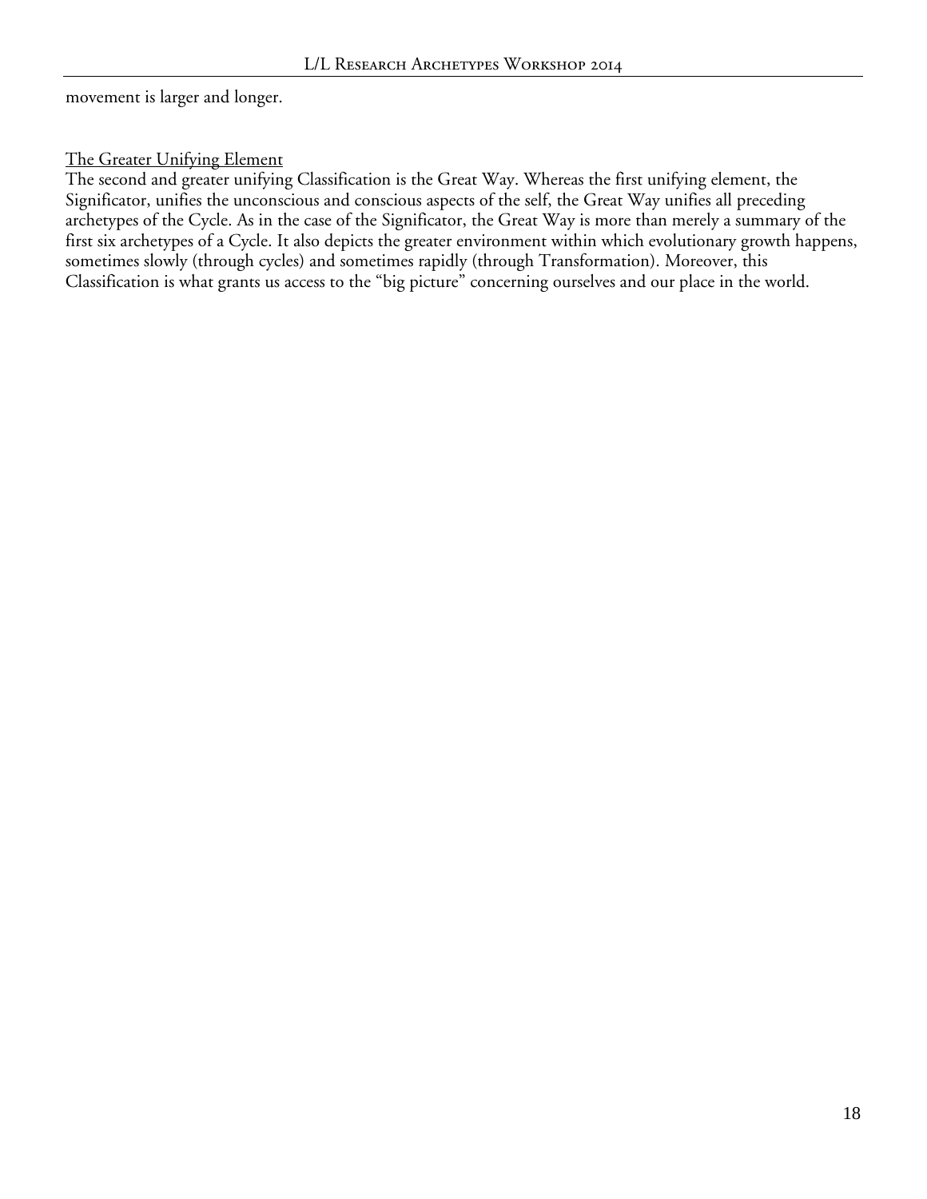movement is larger and longer.

<u>The Greater Unifying Element</u>

The second and greater unifying Classification is the Great Way. Whereas the first unifying element, the Significator, unifies the unconscious and conscious aspects of the self, the Great Way unifies all preceding archetypes of the Cycle. As in the case of the Significator, the Great Way is more than merely a summary of the first six archetypes of a Cycle. It also depicts the greater environment within which evolutionary growth happens, sometimes slowly (through cycles) and sometimes rapidly (through Transformation). Moreover, this Classification is what grants us access to the "big picture" concerning ourselves and our place in the world.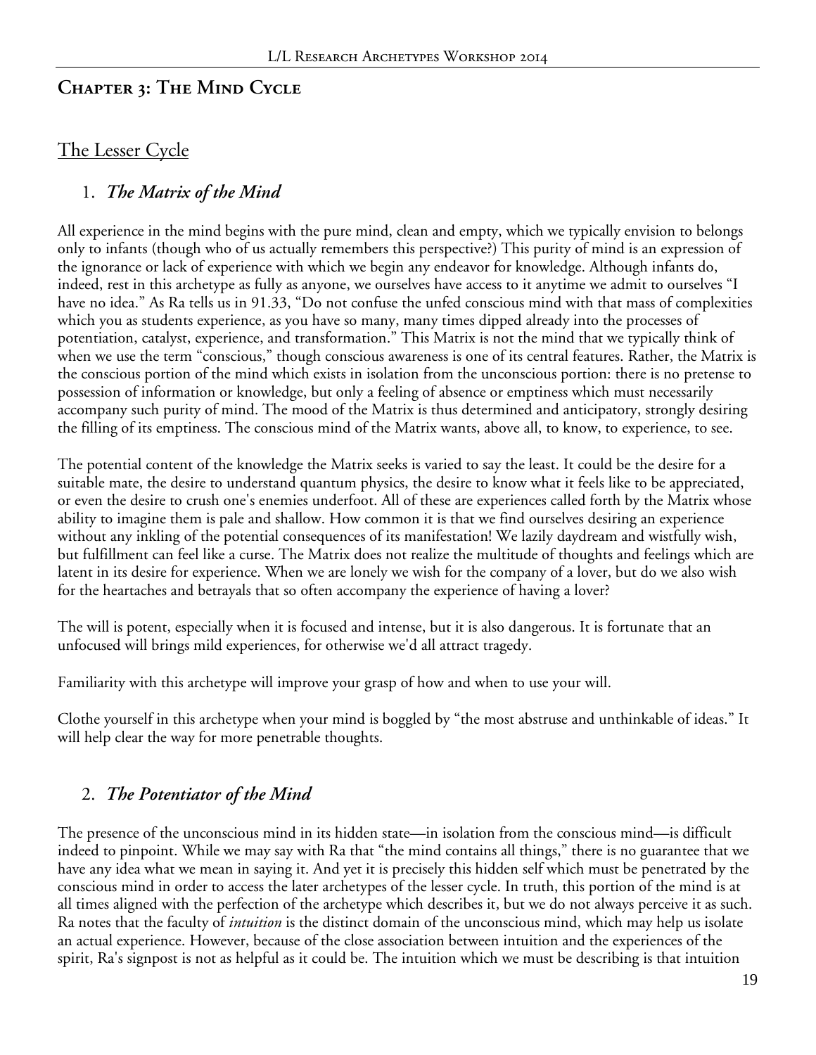## Chapter 3: The Mind Cycle

### The Lesser Cycle

#### 1. *The Matrix of the Mind*

All experience in the mind begins with the pure mind, clean and empty, which we typically envision to belongs only to infants (though who of us actually remembers this perspective?) This purity of mind is an expression of the ignorance or lack of experience with which we begin any endeavor for knowledge. Although infants do, indeed, rest in this archetype as fully as anyone, we ourselves have access to it anytime we admit to ourselves "I have no idea." As Ra tells us in 91.33, "Do not confuse the unfed conscious mind with that mass of complexities which you as students experience, as you have so many, many times dipped already into the processes of potentiation, catalyst, experience, and transformation." This Matrix is not the mind that we typically think of when we use the term "conscious," though conscious awareness is one of its central features. Rather, the Matrix is the conscious portion of the mind which exists in isolation from the unconscious portion: there is no pretense to possession of information or knowledge, but only a feeling of absence or emptiness which must necessarily accompany such purity of mind. The mood of the Matrix is thus determined and anticipatory, strongly desiring the filling of its emptiness. The conscious mind of the Matrix wants, above all, to know, to experience, to see.

The potential content of the knowledge the Matrix seeks is varied to say the least. It could be the desire for a suitable mate, the desire to understand quantum physics, the desire to know what it feels like to be appreciated, or even the desire to crush one's enemies underfoot. All of these are experiences called forth by the Matrix whose ability to imagine them is pale and shallow. How common it is that we find ourselves desiring an experience without any inkling of the potential consequences of its manifestation! We lazily daydream and wistfully wish, but fulfillment can feel like a curse. The Matrix does not realize the multitude of thoughts and feelings which are latent in its desire for experience. When we are lonely we wish for the company of a lover, but do we also wish for the heartaches and betrayals that so often accompany the experience of having a lover?

The will is potent, especially when it is focused and intense, but it is also dangerous. It is fortunate that an unfocused will brings mild experiences, for otherwise we'd all attract tragedy.

Familiarity with this archetype will improve your grasp of how and when to use your will.

Clothe yourself in this archetype when your mind is boggled by "the most abstruse and unthinkable of ideas." It will help clear the way for more penetrable thoughts.

#### 2. *The Potentiator of the Mind*

The presence of the unconscious mind in its hidden state—in isolation from the conscious mind—is difficult indeed to pinpoint. While we may say with Ra that "the mind contains all things," there is no guarantee that we have any idea what we mean in saying it. And yet it is precisely this hidden self which must be penetrated by the conscious mind in order to access the later archetypes of the lesser cycle. In truth, this portion of the mind is at all times aligned with the perfection of the archetype which describes it, but we do not always perceive it as such. Ra notes that the faculty of *intuition* is the distinct domain of the unconscious mind, which may help us isolate an actual experience. However, because of the close association between intuition and the experiences of the spirit, Ra's signpost is not as helpful as it could be. The intuition which we must be describing is that intuition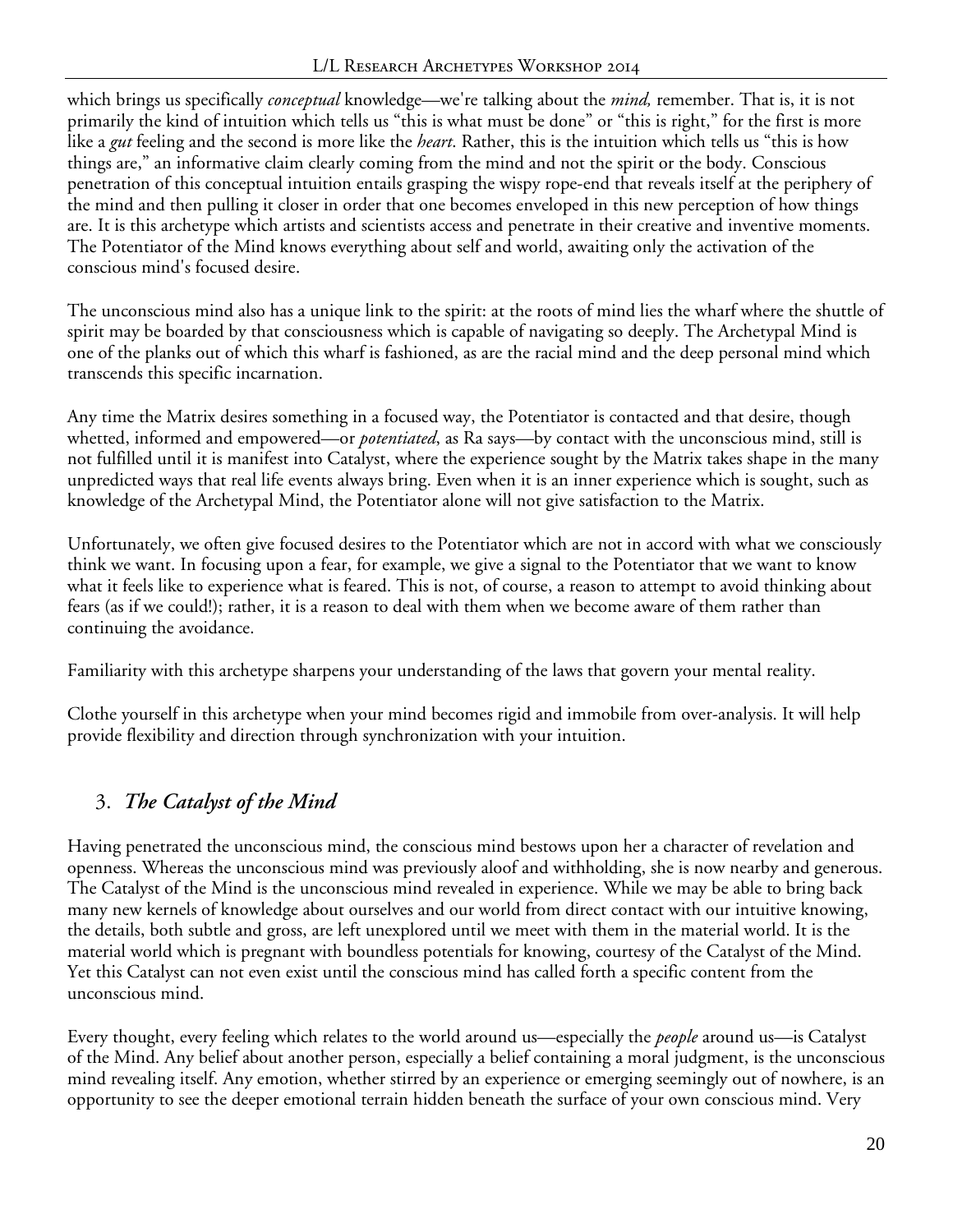which brings us specifically *conceptual* knowledge—we're talking about the *mind,* remember. That is, it is not primarily the kind of intuition which tells us "this is what must be done" or "this is right," for the first is more like a *gut* feeling and the second is more like the *heart*. Rather, this is the intuition which tells us "this is how things are," an informative claim clearly coming from the mind and not the spirit or the body. Conscious penetration of this conceptual intuition entails grasping the wispy rope-end that reveals itself at the periphery of the mind and then pulling it closer in order that one becomes enveloped in this new perception of how things are. It is this archetype which artists and scientists access and penetrate in their creative and inventive moments. The Potentiator of the Mind knows everything about self and world, awaiting only the activation of the conscious mind's focused desire.

The unconscious mind also has a unique link to the spirit: at the roots of mind lies the wharf where the shuttle of spirit may be boarded by that consciousness which is capable of navigating so deeply. The Archetypal Mind is one of the planks out of which this wharf is fashioned, as are the racial mind and the deep personal mind which transcends this specific incarnation.

Any time the Matrix desires something in a focused way, the Potentiator is contacted and that desire, though whetted, informed and empowered—or *potentiated*, as Ra says—by contact with the unconscious mind, still is not fulfilled until it is manifest into Catalyst, where the experience sought by the Matrix takes shape in the many unpredicted ways that real life events always bring. Even when it is an inner experience which is sought, such as knowledge of the Archetypal Mind, the Potentiator alone will not give satisfaction to the Matrix.

Unfortunately, we often give focused desires to the Potentiator which are not in accord with what we consciously think we want. In focusing upon a fear, for example, we give a signal to the Potentiator that we want to know what it feels like to experience what is feared. This is not, of course, a reason to attempt to avoid thinking about fears (as if we could!); rather, it is a reason to deal with them when we become aware of them rather than continuing the avoidance.

Familiarity with this archetype sharpens your understanding of the laws that govern your mental reality.

Clothe yourself in this archetype when your mind becomes rigid and immobile from over-analysis. It will help provide flexibility and direction through synchronization with your intuition.

## 3. *The Catalyst of the Mind*

Having penetrated the unconscious mind, the conscious mind bestows upon her a character of revelation and openness. Whereas the unconscious mind was previously aloof and withholding, she is now nearby and generous. The Catalyst of the Mind is the unconscious mind revealed in experience. While we may be able to bring back many new kernels of knowledge about ourselves and our world from direct contact with our intuitive knowing, the details, both subtle and gross, are left unexplored until we meet with them in the material world. It is the material world which is pregnant with boundless potentials for knowing, courtesy of the Catalyst of the Mind. Yet this Catalyst can not even exist until the conscious mind has called forth a specific content from the unconscious mind.

Every thought, every feeling which relates to the world around us—especially the *people* around us—is Catalyst of the Mind. Any belief about another person, especially a belief containing a moral judgment, is the unconscious mind revealing itself. Any emotion, whether stirred by an experience or emerging seemingly out of nowhere, is an opportunity to see the deeper emotional terrain hidden beneath the surface of your own conscious mind. Very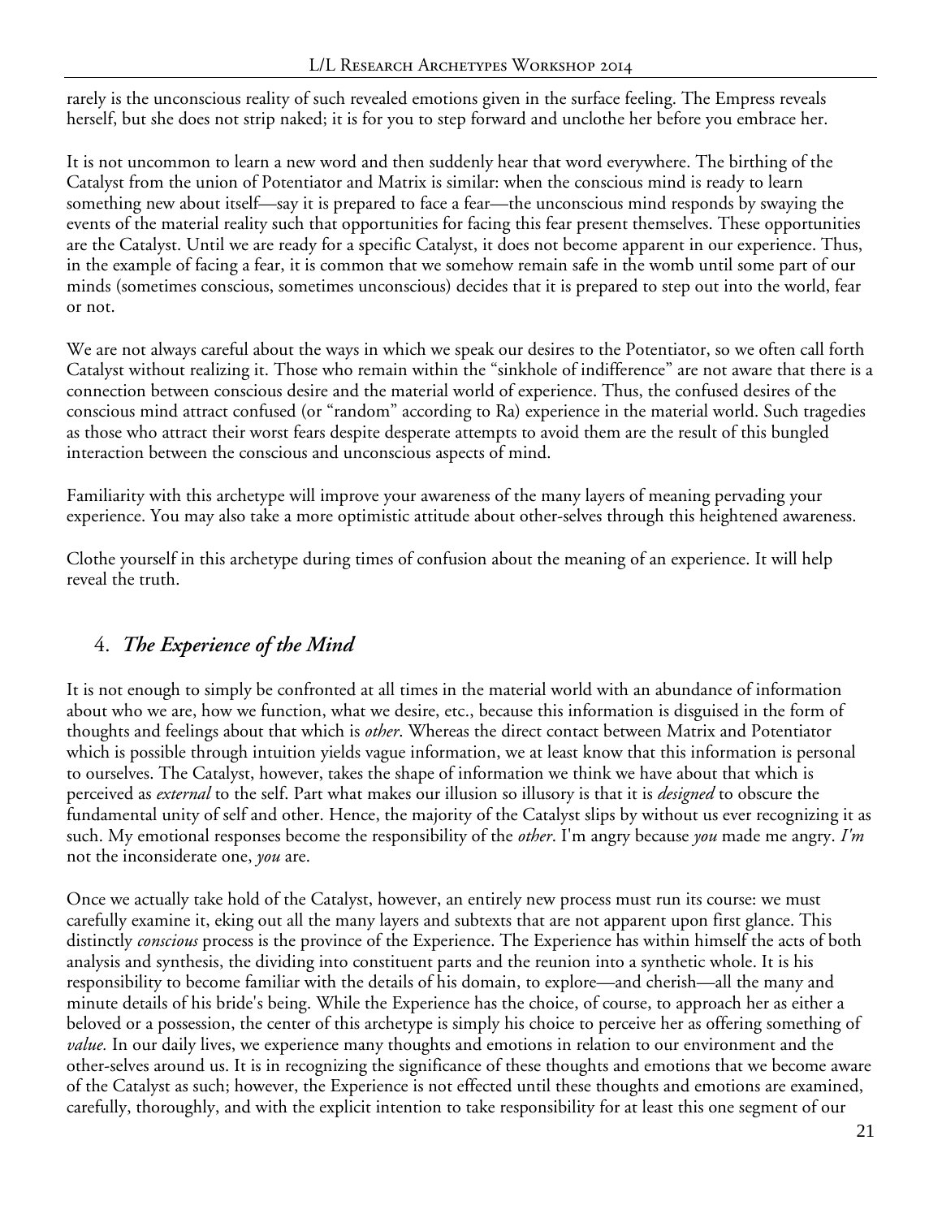rarely is the unconscious reality of such revealed emotions given in the surface feeling. The Empress reveals herself, but she does not strip naked; it is for you to step forward and unclothe her before you embrace her.

It is not uncommon to learn a new word and then suddenly hear that word everywhere. The birthing of the Catalyst from the union of Potentiator and Matrix is similar: when the conscious mind is ready to learn something new about itself—say it is prepared to face a fear—the unconscious mind responds by swaying the events of the material reality such that opportunities for facing this fear present themselves. These opportunities are the Catalyst. Until we are ready for a specific Catalyst, it does not become apparent in our experience. Thus, in the example of facing a fear, it is common that we somehow remain safe in the womb until some part of our minds (sometimes conscious, sometimes unconscious) decides that it is prepared to step out into the world, fear or not.

We are not always careful about the ways in which we speak our desires to the Potentiator, so we often call forth Catalyst without realizing it. Those who remain within the "sinkhole of indifference" are not aware that there is a connection between conscious desire and the material world of experience. Thus, the confused desires of the conscious mind attract confused (or "random" according to Ra) experience in the material world. Such tragedies as those who attract their worst fears despite desperate attempts to avoid them are the result of this bungled interaction between the conscious and unconscious aspects of mind.

Familiarity with this archetype will improve your awareness of the many layers of meaning pervading your experience. You may also take a more optimistic attitude about other-selves through this heightened awareness.

Clothe yourself in this archetype during times of confusion about the meaning of an experience. It will help reveal the truth.

## 4. *The Experience of the Mind*

It is not enough to simply be confronted at all times in the material world with an abundance of information about who we are, how we function, what we desire, etc., because this information is disguised in the form of thoughts and feelings about that which is *other*. Whereas the direct contact between Matrix and Potentiator which is possible through intuition yields vague information, we at least know that this information is personal to ourselves. The Catalyst, however, takes the shape of information we think we have about that which is perceived as *external* to the self. Part what makes our illusion so illusory is that it is *designed* to obscure the fundamental unity of self and other. Hence, the majority of the Catalyst slips by without us ever recognizing it as such. My emotional responses become the responsibility of the *other*. I'm angry because *you* made me angry. *I'm* not the inconsiderate one, *you* are.

Once we actually take hold of the Catalyst, however, an entirely new process must run its course: we must carefully examine it, eking out all the many layers and subtexts that are not apparent upon first glance. This distinctly *conscious* process is the province of the Experience. The Experience has within himself the acts of both analysis and synthesis, the dividing into constituent parts and the reunion into a synthetic whole. It is his responsibility to become familiar with the details of his domain, to explore—and cherish—all the many and minute details of his bride's being. While the Experience has the choice, of course, to approach her as either a beloved or a possession, the center of this archetype is simply his choice to perceive her as offering something of *value.* In our daily lives, we experience many thoughts and emotions in relation to our environment and the other-selves around us. It is in recognizing the significance of these thoughts and emotions that we become aware of the Catalyst as such; however, the Experience is not effected until these thoughts and emotions are examined, carefully, thoroughly, and with the explicit intention to take responsibility for at least this one segment of our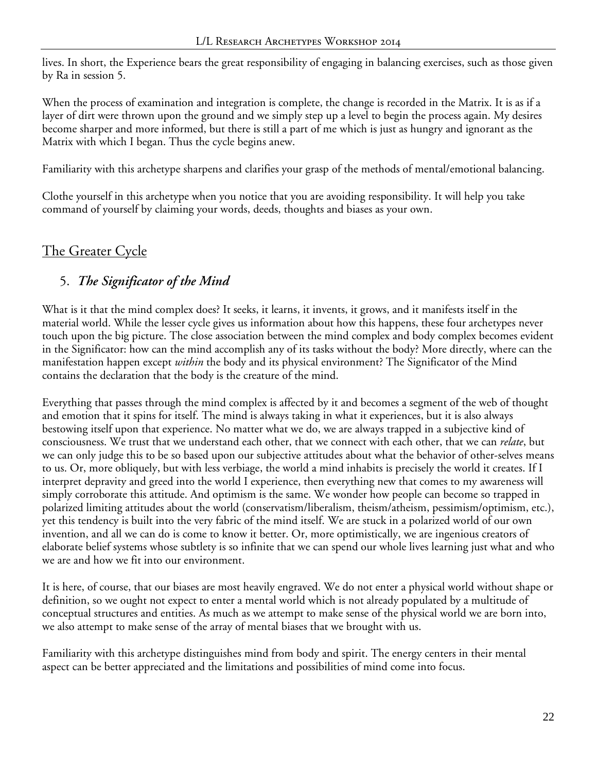lives. In short, the Experience bears the great responsibility of engaging in balancing exercises, such as those given by Ra in session 5.

When the process of examination and integration is complete, the change is recorded in the Matrix. It is as if a layer of dirt were thrown upon the ground and we simply step up a level to begin the process again. My desires become sharper and more informed, but there is still a part of me which is just as hungry and ignorant as the Matrix with which I began. Thus the cycle begins anew.

Familiarity with this archetype sharpens and clarifies your grasp of the methods of mental/emotional balancing.

Clothe yourself in this archetype when you notice that you are avoiding responsibility. It will help you take command of yourself by claiming your words, deeds, thoughts and biases as your own.

## The Greater Cycle

### 5. *The Significator of the Mind*

What is it that the mind complex does? It seeks, it learns, it invents, it grows, and it manifests itself in the material world. While the lesser cycle gives us information about how this happens, these four archetypes never touch upon the big picture. The close association between the mind complex and body complex becomes evident in the Significator: how can the mind accomplish any of its tasks without the body? More directly, where can the manifestation happen except *within* the body and its physical environment? The Significator of the Mind contains the declaration that the body is the creature of the mind.

Everything that passes through the mind complex is affected by it and becomes a segment of the web of thought and emotion that it spins for itself. The mind is always taking in what it experiences, but it is also always bestowing itself upon that experience. No matter what we do, we are always trapped in a subjective kind of consciousness. We trust that we understand each other, that we connect with each other, that we can *relate*, but we can only judge this to be so based upon our subjective attitudes about what the behavior of other-selves means to us. Or, more obliquely, but with less verbiage, the world a mind inhabits is precisely the world it creates. If I interpret depravity and greed into the world I experience, then everything new that comes to my awareness will simply corroborate this attitude. And optimism is the same. We wonder how people can become so trapped in polarized limiting attitudes about the world (conservatism/liberalism, theism/atheism, pessimism/optimism, etc.), yet this tendency is built into the very fabric of the mind itself. We are stuck in a polarized world of our own invention, and all we can do is come to know it better. Or, more optimistically, we are ingenious creators of elaborate belief systems whose subtlety is so infinite that we can spend our whole lives learning just what and who we are and how we fit into our environment.

It is here, of course, that our biases are most heavily engraved. We do not enter a physical world without shape or definition, so we ought not expect to enter a mental world which is not already populated by a multitude of conceptual structures and entities. As much as we attempt to make sense of the physical world we are born into, we also attempt to make sense of the array of mental biases that we brought with us.

Familiarity with this archetype distinguishes mind from body and spirit. The energy centers in their mental aspect can be better appreciated and the limitations and possibilities of mind come into focus.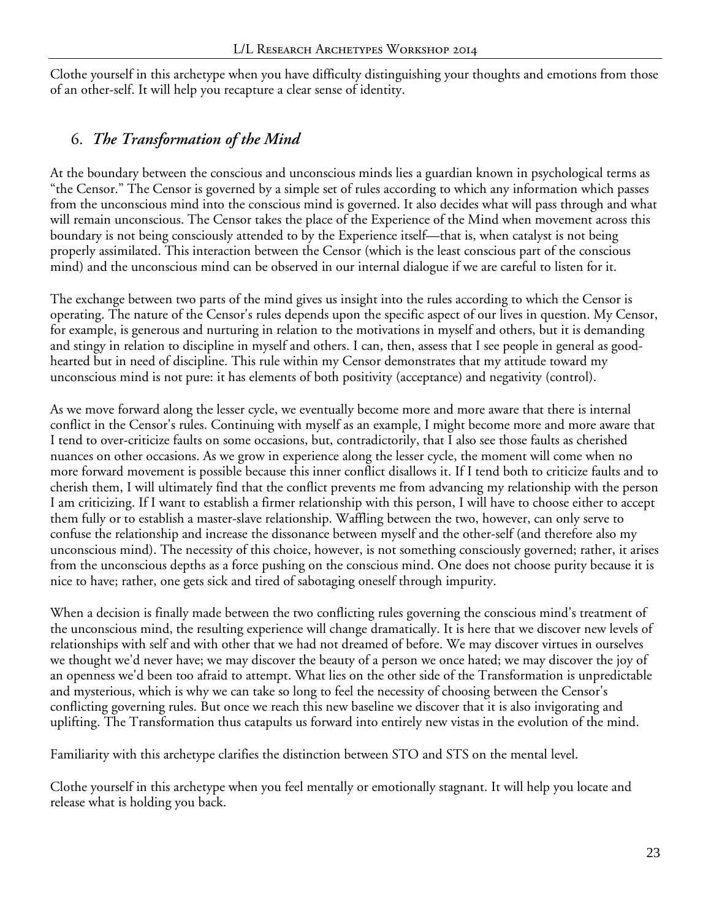Clothe yourself in this archetype when you have difficulty distinguishing your thoughts and emotions from those of an other-self. It will help you recapture a clear sense of identity.

## 6. *The Transformation of the Mind*

At the boundary between the conscious and unconscious minds lies a guardian known in psychological terms as "the Censor." The Censor is governed by a simple set of rules according to which any information which passes from the unconscious mind into the conscious mind is governed. It also decides what will pass through and what will remain unconscious. The Censor takes the place of the Experience of the Mind when movement across this boundary is not being consciously attended to by the Experience itself—that is, when catalyst is not being properly assimilated. This interaction between the Censor (which is the least conscious part of the conscious mind) and the unconscious mind can be observed in our internal dialogue if we are careful to listen for it.

The exchange between two parts of the mind gives us insight into the rules according to which the Censor is operating. The nature of the Censor's rules depends upon the specific aspect of our lives in question. My Censor, for example, is generous and nurturing in relation to the motivations in myself and others, but it is demanding and stingy in relation to discipline in myself and others. I can, then, assess that I see people in general as good-hearted but in need of discipline. This rule within my Censor demonstrates that my attitude toward my unconscious mind is not pure: it has elements of both positivity (acceptance) and negativity (control).

As we move forward along the lesser cycle, we eventually become more and more aware that there is internal conflict in the Censor's rules. Continuing with myself as an example, I might become more and more aware that I tend to over-criticize faults on some occasions, but, contradictorily, that I also see those faults as cherished nuances on other occasions. As we grow in experience along the lesser cycle, the moment will come when no more forward movement is possible because this inner conflict disallows it. If I tend both to criticize faults and to cherish them, I will ultimately find that the conflict prevents me from advancing my relationship with the person I am criticizing. If I want to establish a firmer relationship with this person, I will have to choose either to accept them fully or to establish a master-slave relationship. Waffling between the two, however, can only serve to confuse the relationship and increase the dissonance between myself and the other-self (and therefore also my unconscious mind). The necessity of this choice, however, is not something consciously governed; rather, it arises from the unconscious depths as a force pushing on the conscious mind. One does not choose purity because it is nice to have; rather, one gets sick and tired of sabotaging oneself through impurity.

When a decision is finally made between the two conflicting rules governing the conscious mind's treatment of the unconscious mind, the resulting experience will change dramatically. It is here that we discover new levels of relationships with self and with other that we had not dreamed of before. We may discover virtues in ourselves we thought we'd never have; we may discover the beauty of a person we once hated; we may discover the joy of an openness we'd been too afraid to attempt. What lies on the other side of the Transformation is unpredictable and mysterious, which is why we can take so long to feel the necessity of choosing between the Censor's conflicting governing rules. But once we reach this new baseline we discover that it is also invigorating and uplifting. The Transformation thus catapults us forward into entirely new vistas in the evolution of the mind.

Familiarity with this archetype clarifies the distinction between STO and STS on the mental level.

Clothe yourself in this archetype when you feel mentally or emotionally stagnant. It will help you locate and release what is holding you back.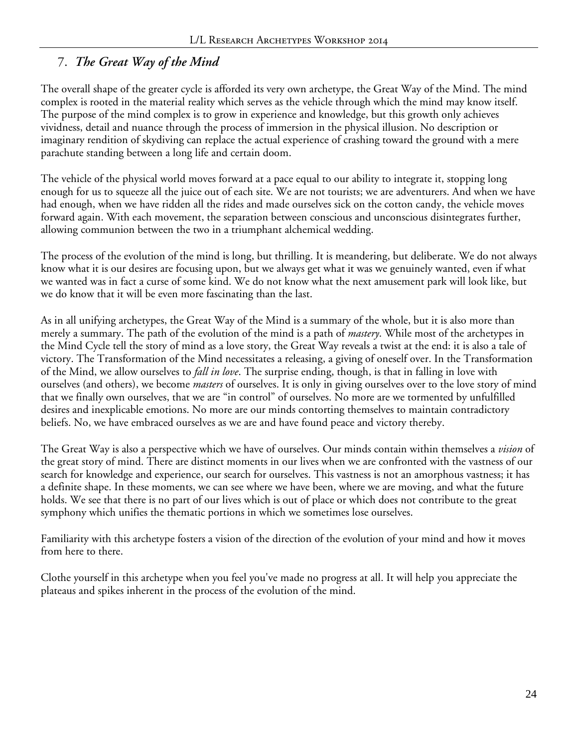## 7. *The Great Way of the Mind*

The overall shape of the greater cycle is afforded its very own archetype, the Great Way of the Mind. The mind complex is rooted in the material reality which serves as the vehicle through which the mind may know itself. The purpose of the mind complex is to grow in experience and knowledge, but this growth only achieves vividness, detail and nuance through the process of immersion in the physical illusion. No description or imaginary rendition of skydiving can replace the actual experience of crashing toward the ground with a mere parachute standing between a long life and certain doom.

The vehicle of the physical world moves forward at a pace equal to our ability to integrate it, stopping long enough for us to squeeze all the juice out of each site. We are not tourists; we are adventurers. And when we have had enough, when we have ridden all the rides and made ourselves sick on the cotton candy, the vehicle moves forward again. With each movement, the separation between conscious and unconscious disintegrates further, allowing communion between the two in a triumphant alchemical wedding.

The process of the evolution of the mind is long, but thrilling. It is meandering, but deliberate. We do not always know what it is our desires are focusing upon, but we always get what it was we genuinely wanted, even if what we wanted was in fact a curse of some kind. We do not know what the next amusement park will look like, but we do know that it will be even more fascinating than the last.

As in all unifying archetypes, the Great Way of the Mind is a summary of the whole, but it is also more than merely a summary. The path of the evolution of the mind is a path of *mastery*. While most of the archetypes in the Mind Cycle tell the story of mind as a love story, the Great Way reveals a twist at the end: it is also a tale of victory. The Transformation of the Mind necessitates a releasing, a giving of oneself over. In the Transformation of the Mind, we allow ourselves to *fall in love*. The surprise ending, though, is that in falling in love with ourselves (and others), we become *masters* of ourselves. It is only in giving ourselves over to the love story of mind that we finally own ourselves, that we are "in control" of ourselves. No more are we tormented by unfulfilled desires and inexplicable emotions. No more are our minds contorting themselves to maintain contradictory beliefs. No, we have embraced ourselves as we are and have found peace and victory thereby.

The Great Way is also a perspective which we have of ourselves. Our minds contain within themselves a *vision* of the great story of mind. There are distinct moments in our lives when we are confronted with the vastness of our search for knowledge and experience, our search for ourselves. This vastness is not an amorphous vastness; it has a definite shape. In these moments, we can see where we have been, where we are moving, and what the future holds. We see that there is no part of our lives which is out of place or which does not contribute to the great symphony which unifies the thematic portions in which we sometimes lose ourselves.

Familiarity with this archetype fosters a vision of the direction of the evolution of your mind and how it moves from here to there.

Clothe yourself in this archetype when you feel you've made no progress at all. It will help you appreciate the plateaus and spikes inherent in the process of the evolution of the mind.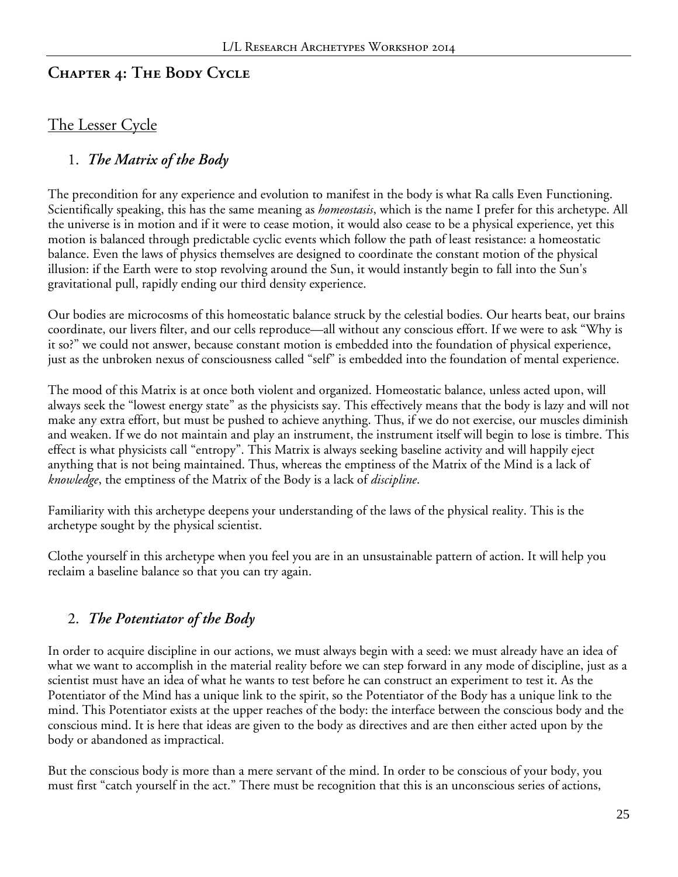## Chapter 4: The Body Cycle

### The Lesser Cycle

#### 1. *The Matrix of the Body*

The precondition for any experience and evolution to manifest in the body is what Ra calls Even Functioning. Scientifically speaking, this has the same meaning as *homeostasis*, which is the name I prefer for this archetype. All the universe is in motion and if it were to cease motion, it would also cease to be a physical experience, yet this motion is balanced through predictable cyclic events which follow the path of least resistance: a homeostatic balance. Even the laws of physics themselves are designed to coordinate the constant motion of the physical illusion: if the Earth were to stop revolving around the Sun, it would instantly begin to fall into the Sun's gravitational pull, rapidly ending our third density experience.

Our bodies are microcosms of this homeostatic balance struck by the celestial bodies. Our hearts beat, our brains coordinate, our livers filter, and our cells reproduce—all without any conscious effort. If we were to ask "Why is it so?" we could not answer, because constant motion is embedded into the foundation of physical experience, just as the unbroken nexus of consciousness called "self" is embedded into the foundation of mental experience.

The mood of this Matrix is at once both violent and organized. Homeostatic balance, unless acted upon, will always seek the "lowest energy state" as the physicists say. This effectively means that the body is lazy and will not make any extra effort, but must be pushed to achieve anything. Thus, if we do not exercise, our muscles diminish and weaken. If we do not maintain and play an instrument, the instrument itself will begin to lose is timbre. This effect is what physicists call "entropy". This Matrix is always seeking baseline activity and will happily eject anything that is not being maintained. Thus, whereas the emptiness of the Matrix of the Mind is a lack of *knowledge*, the emptiness of the Matrix of the Body is a lack of *discipline*.

Familiarity with this archetype deepens your understanding of the laws of the physical reality. This is the archetype sought by the physical scientist.

Clothe yourself in this archetype when you feel you are in an unsustainable pattern of action. It will help you reclaim a baseline balance so that you can try again.

#### 2. *The Potentiator of the Body*

In order to acquire discipline in our actions, we must always begin with a seed: we must already have an idea of what we want to accomplish in the material reality before we can step forward in any mode of discipline, just as a scientist must have an idea of what he wants to test before he can construct an experiment to test it. As the Potentiator of the Mind has a unique link to the spirit, so the Potentiator of the Body has a unique link to the mind. This Potentiator exists at the upper reaches of the body: the interface between the conscious body and the conscious mind. It is here that ideas are given to the body as directives and are then either acted upon by the body or abandoned as impractical.

But the conscious body is more than a mere servant of the mind. In order to be conscious of your body, you must first "catch yourself in the act." There must be recognition that this is an unconscious series of actions,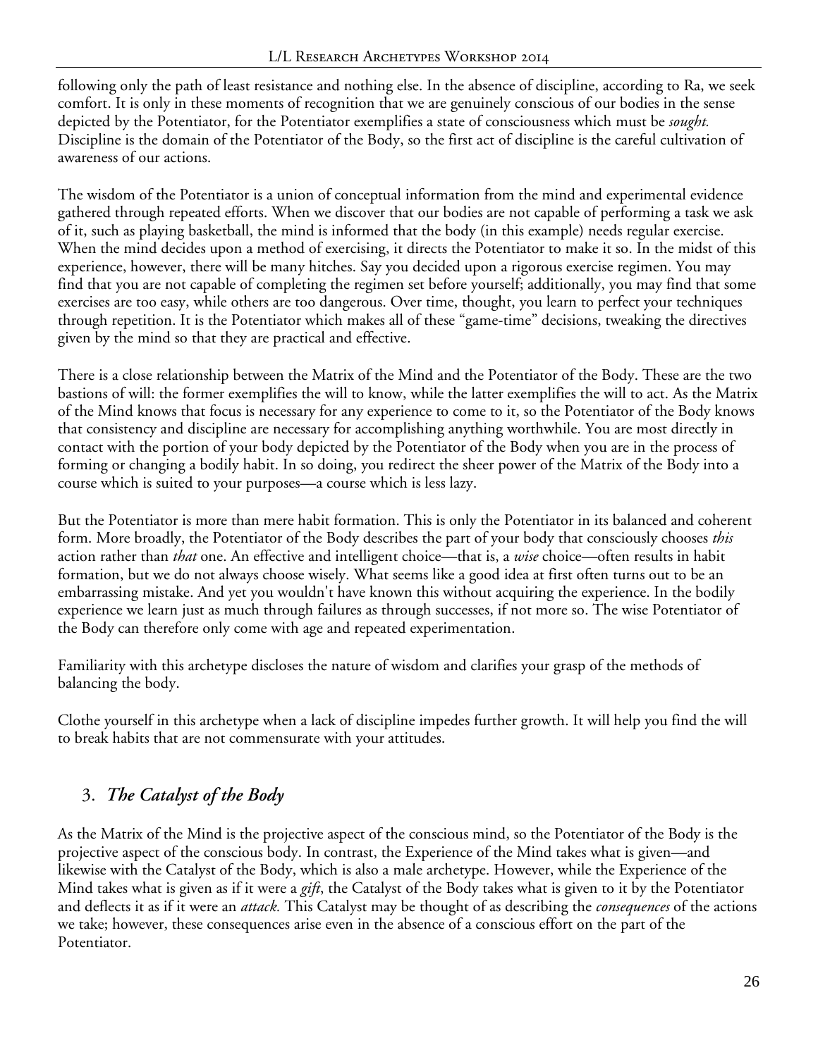following only the path of least resistance and nothing else. In the absence of discipline, according to Ra, we seek comfort. It is only in these moments of recognition that we are genuinely conscious of our bodies in the sense depicted by the Potentiator, for the Potentiator exemplifies a state of consciousness which must be *sought.* Discipline is the domain of the Potentiator of the Body, so the first act of discipline is the careful cultivation of awareness of our actions.

The wisdom of the Potentiator is a union of conceptual information from the mind and experimental evidence gathered through repeated efforts. When we discover that our bodies are not capable of performing a task we ask of it, such as playing basketball, the mind is informed that the body (in this example) needs regular exercise. When the mind decides upon a method of exercising, it directs the Potentiator to make it so. In the midst of this experience, however, there will be many hitches. Say you decided upon a rigorous exercise regimen. You may find that you are not capable of completing the regimen set before yourself; additionally, you may find that some exercises are too easy, while others are too dangerous. Over time, thought, you learn to perfect your techniques through repetition. It is the Potentiator which makes all of these "game-time" decisions, tweaking the directives given by the mind so that they are practical and effective.

There is a close relationship between the Matrix of the Mind and the Potentiator of the Body. These are the two bastions of will: the former exemplifies the will to know, while the latter exemplifies the will to act. As the Matrix of the Mind knows that focus is necessary for any experience to come to it, so the Potentiator of the Body knows that consistency and discipline are necessary for accomplishing anything worthwhile. You are most directly in contact with the portion of your body depicted by the Potentiator of the Body when you are in the process of forming or changing a bodily habit. In so doing, you redirect the sheer power of the Matrix of the Body into a course which is suited to your purposes—a course which is less lazy.

But the Potentiator is more than mere habit formation. This is only the Potentiator in its balanced and coherent form. More broadly, the Potentiator of the Body describes the part of your body that consciously chooses *this* action rather than *that* one. An effective and intelligent choice—that is, a *wise* choice—often results in habit formation, but we do not always choose wisely. What seems like a good idea at first often turns out to be an embarrassing mistake. And yet you wouldn't have known this without acquiring the experience. In the bodily experience we learn just as much through failures as through successes, if not more so. The wise Potentiator of the Body can therefore only come with age and repeated experimentation.

Familiarity with this archetype discloses the nature of wisdom and clarifies your grasp of the methods of balancing the body.

Clothe yourself in this archetype when a lack of discipline impedes further growth. It will help you find the will to break habits that are not commensurate with your attitudes.

## 3. *The Catalyst of the Body*

As the Matrix of the Mind is the projective aspect of the conscious mind, so the Potentiator of the Body is the projective aspect of the conscious body. In contrast, the Experience of the Mind takes what is given—and likewise with the Catalyst of the Body, which is also a male archetype. However, while the Experience of the Mind takes what is given as if it were a *gift*, the Catalyst of the Body takes what is given to it by the Potentiator and deflects it as if it were an *attack.* This Catalyst may be thought of as describing the *consequences* of the actions we take; however, these consequences arise even in the absence of a conscious effort on the part of the Potentiator.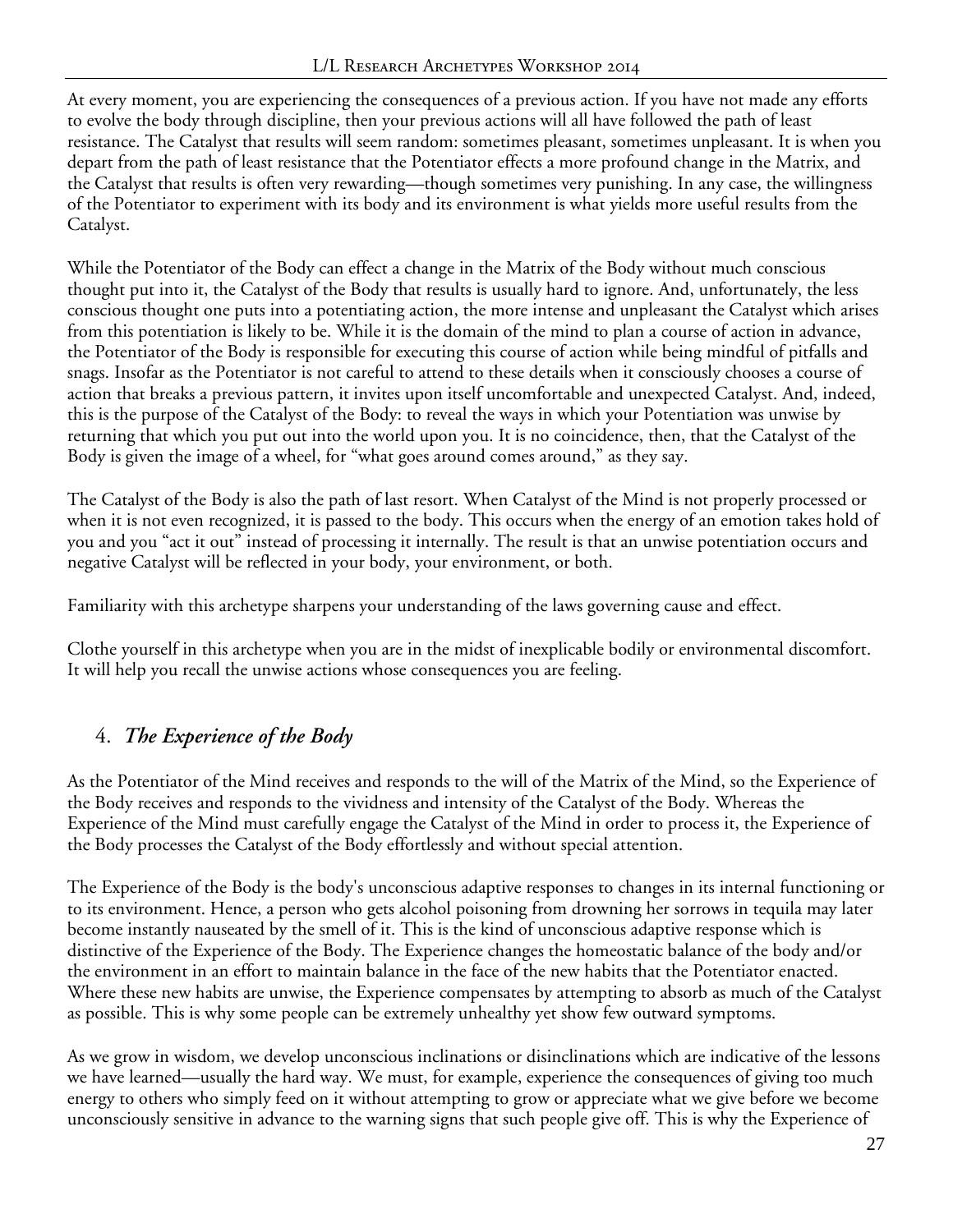At every moment, you are experiencing the consequences of a previous action. If you have not made any efforts to evolve the body through discipline, then your previous actions will all have followed the path of least resistance. The Catalyst that results will seem random: sometimes pleasant, sometimes unpleasant. It is when you depart from the path of least resistance that the Potentiator effects a more profound change in the Matrix, and the Catalyst that results is often very rewarding—though sometimes very punishing. In any case, the willingness of the Potentiator to experiment with its body and its environment is what yields more useful results from the Catalyst.

While the Potentiator of the Body can effect a change in the Matrix of the Body without much conscious thought put into it, the Catalyst of the Body that results is usually hard to ignore. And, unfortunately, the less conscious thought one puts into a potentiating action, the more intense and unpleasant the Catalyst which arises from this potentiation is likely to be. While it is the domain of the mind to plan a course of action in advance, the Potentiator of the Body is responsible for executing this course of action while being mindful of pitfalls and snags. Insofar as the Potentiator is not careful to attend to these details when it consciously chooses a course of action that breaks a previous pattern, it invites upon itself uncomfortable and unexpected Catalyst. And, indeed, this is the purpose of the Catalyst of the Body: to reveal the ways in which your Potentiation was unwise by returning that which you put out into the world upon you. It is no coincidence, then, that the Catalyst of the Body is given the image of a wheel, for "what goes around comes around," as they say.

The Catalyst of the Body is also the path of last resort. When Catalyst of the Mind is not properly processed or when it is not even recognized, it is passed to the body. This occurs when the energy of an emotion takes hold of you and you "act it out" instead of processing it internally. The result is that an unwise potentiation occurs and negative Catalyst will be reflected in your body, your environment, or both.

Familiarity with this archetype sharpens your understanding of the laws governing cause and effect.

Clothe yourself in this archetype when you are in the midst of inexplicable bodily or environmental discomfort. It will help you recall the unwise actions whose consequences you are feeling.

## 4. *The Experience of the Body*

As the Potentiator of the Mind receives and responds to the will of the Matrix of the Mind, so the Experience of the Body receives and responds to the vividness and intensity of the Catalyst of the Body. Whereas the Experience of the Mind must carefully engage the Catalyst of the Mind in order to process it, the Experience of the Body processes the Catalyst of the Body effortlessly and without special attention.

The Experience of the Body is the body's unconscious adaptive responses to changes in its internal functioning or to its environment. Hence, a person who gets alcohol poisoning from drowning her sorrows in tequila may later become instantly nauseated by the smell of it. This is the kind of unconscious adaptive response which is distinctive of the Experience of the Body. The Experience changes the homeostatic balance of the body and/or the environment in an effort to maintain balance in the face of the new habits that the Potentiator enacted. Where these new habits are unwise, the Experience compensates by attempting to absorb as much of the Catalyst as possible. This is why some people can be extremely unhealthy yet show few outward symptoms.

As we grow in wisdom, we develop unconscious inclinations or disinclinations which are indicative of the lessons we have learned—usually the hard way. We must, for example, experience the consequences of giving too much energy to others who simply feed on it without attempting to grow or appreciate what we give before we become unconsciously sensitive in advance to the warning signs that such people give off. This is why the Experience of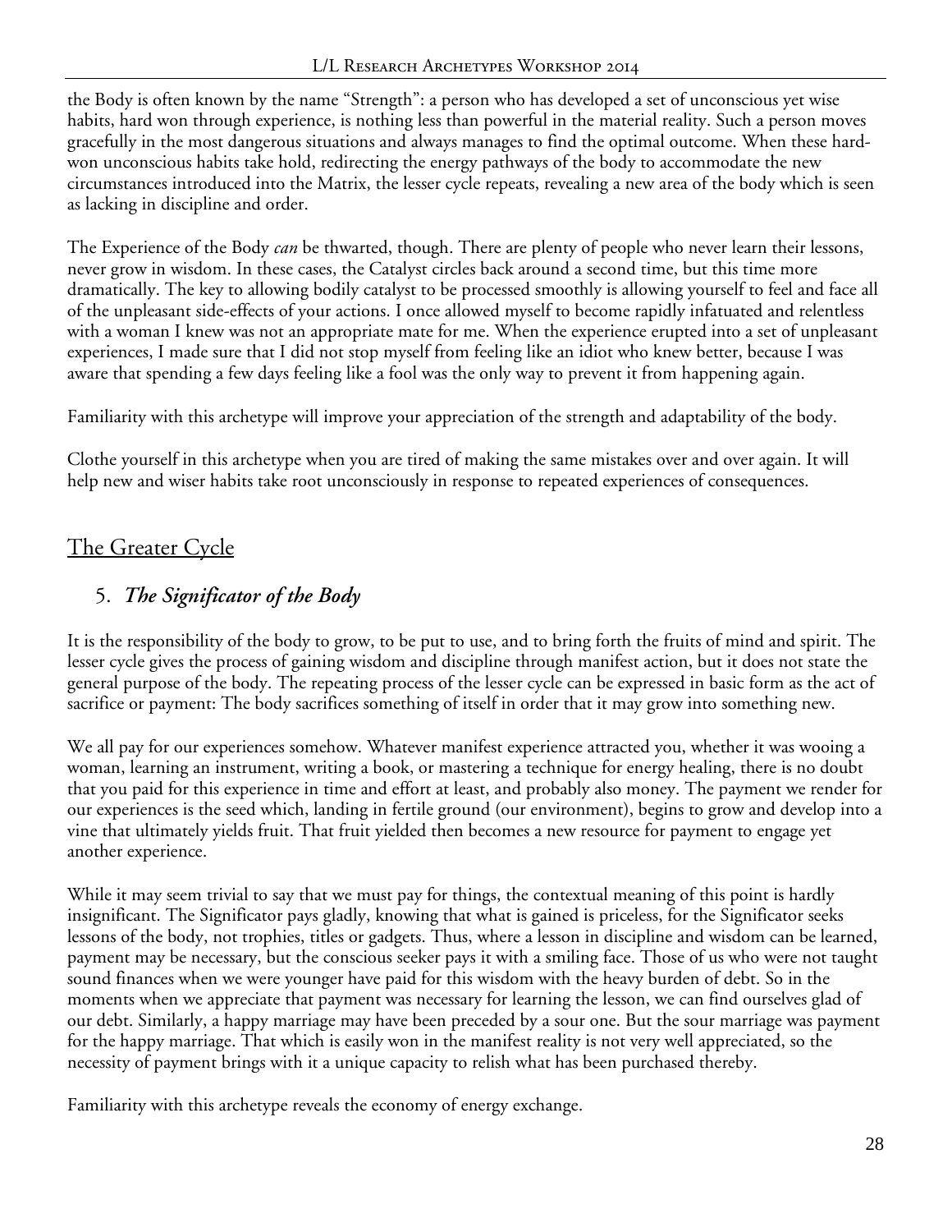the Body is often known by the name "Strength": a person who has developed a set of unconscious yet wise habits, hard won through experience, is nothing less than powerful in the material reality. Such a person moves gracefully in the most dangerous situations and always manages to find the optimal outcome. When these hard-won unconscious habits take hold, redirecting the energy pathways of the body to accommodate the new circumstances introduced into the Matrix, the lesser cycle repeats, revealing a new area of the body which is seen as lacking in discipline and order.

The Experience of the Body *can* be thwarted, though. There are plenty of people who never learn their lessons, never grow in wisdom. In these cases, the Catalyst circles back around a second time, but this time more dramatically. The key to allowing bodily catalyst to be processed smoothly is allowing yourself to feel and face all of the unpleasant side-effects of your actions. I once allowed myself to become rapidly infatuated and relentless with a woman I knew was not an appropriate mate for me. When the experience erupted into a set of unpleasant experiences, I made sure that I did not stop myself from feeling like an idiot who knew better, because I was aware that spending a few days feeling like a fool was the only way to prevent it from happening again.

Familiarity with this archetype will improve your appreciation of the strength and adaptability of the body.

Clothe yourself in this archetype when you are tired of making the same mistakes over and over again. It will help new and wiser habits take root unconsciously in response to repeated experiences of consequences.

## The Greater Cycle

### 5. *The Significator of the Body*

It is the responsibility of the body to grow, to be put to use, and to bring forth the fruits of mind and spirit. The lesser cycle gives the process of gaining wisdom and discipline through manifest action, but it does not state the general purpose of the body. The repeating process of the lesser cycle can be expressed in basic form as the act of sacrifice or payment: The body sacrifices something of itself in order that it may grow into something new.

We all pay for our experiences somehow. Whatever manifest experience attracted you, whether it was wooing a woman, learning an instrument, writing a book, or mastering a technique for energy healing, there is no doubt that you paid for this experience in time and effort at least, and probably also money. The payment we render for our experiences is the seed which, landing in fertile ground (our environment), begins to grow and develop into a vine that ultimately yields fruit. That fruit yielded then becomes a new resource for payment to engage yet another experience.

While it may seem trivial to say that we must pay for things, the contextual meaning of this point is hardly insignificant. The Significator pays gladly, knowing that what is gained is priceless, for the Significator seeks lessons of the body, not trophies, titles or gadgets. Thus, where a lesson in discipline and wisdom can be learned, payment may be necessary, but the conscious seeker pays it with a smiling face. Those of us who were not taught sound finances when we were younger have paid for this wisdom with the heavy burden of debt. So in the moments when we appreciate that payment was necessary for learning the lesson, we can find ourselves glad of our debt. Similarly, a happy marriage may have been preceded by a sour one. But the sour marriage was payment for the happy marriage. That which is easily won in the manifest reality is not very well appreciated, so the necessity of payment brings with it a unique capacity to relish what has been purchased thereby.

Familiarity with this archetype reveals the economy of energy exchange.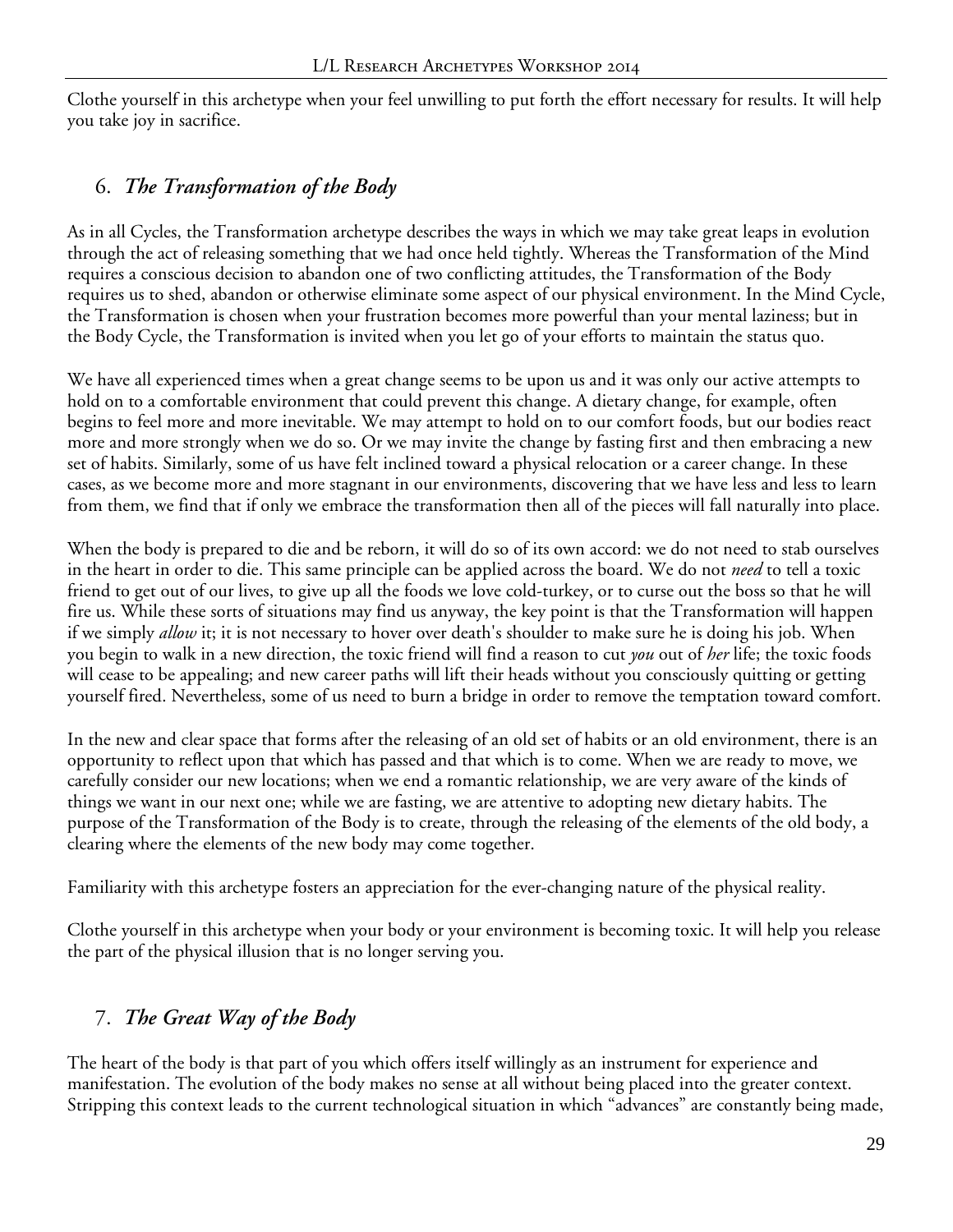Clothe yourself in this archetype when your feel unwilling to put forth the effort necessary for results. It will help you take joy in sacrifice.

## 6. *The Transformation of the Body*

As in all Cycles, the Transformation archetype describes the ways in which we may take great leaps in evolution through the act of releasing something that we had once held tightly. Whereas the Transformation of the Mind requires a conscious decision to abandon one of two conflicting attitudes, the Transformation of the Body requires us to shed, abandon or otherwise eliminate some aspect of our physical environment. In the Mind Cycle, the Transformation is chosen when your frustration becomes more powerful than your mental laziness; but in the Body Cycle, the Transformation is invited when you let go of your efforts to maintain the status quo.

We have all experienced times when a great change seems to be upon us and it was only our active attempts to hold on to a comfortable environment that could prevent this change. A dietary change, for example, often begins to feel more and more inevitable. We may attempt to hold on to our comfort foods, but our bodies react more and more strongly when we do so. Or we may invite the change by fasting first and then embracing a new set of habits. Similarly, some of us have felt inclined toward a physical relocation or a career change. In these cases, as we become more and more stagnant in our environments, discovering that we have less and less to learn from them, we find that if only we embrace the transformation then all of the pieces will fall naturally into place.

When the body is prepared to die and be reborn, it will do so of its own accord: we do not need to stab ourselves in the heart in order to die. This same principle can be applied across the board. We do not *need* to tell a toxic friend to get out of our lives, to give up all the foods we love cold-turkey, or to curse out the boss so that he will fire us. While these sorts of situations may find us anyway, the key point is that the Transformation will happen if we simply *allow* it; it is not necessary to hover over death's shoulder to make sure he is doing his job. When you begin to walk in a new direction, the toxic friend will find a reason to cut *you* out of *her* life; the toxic foods will cease to be appealing; and new career paths will lift their heads without you consciously quitting or getting yourself fired. Nevertheless, some of us need to burn a bridge in order to remove the temptation toward comfort.

In the new and clear space that forms after the releasing of an old set of habits or an old environment, there is an opportunity to reflect upon that which has passed and that which is to come. When we are ready to move, we carefully consider our new locations; when we end a romantic relationship, we are very aware of the kinds of things we want in our next one; while we are fasting, we are attentive to adopting new dietary habits. The purpose of the Transformation of the Body is to create, through the releasing of the elements of the old body, a clearing where the elements of the new body may come together.

Familiarity with this archetype fosters an appreciation for the ever-changing nature of the physical reality.

Clothe yourself in this archetype when your body or your environment is becoming toxic. It will help you release the part of the physical illusion that is no longer serving you.

## 7. *The Great Way of the Body*

The heart of the body is that part of you which offers itself willingly as an instrument for experience and manifestation. The evolution of the body makes no sense at all without being placed into the greater context. Stripping this context leads to the current technological situation in which "advances" are constantly being made,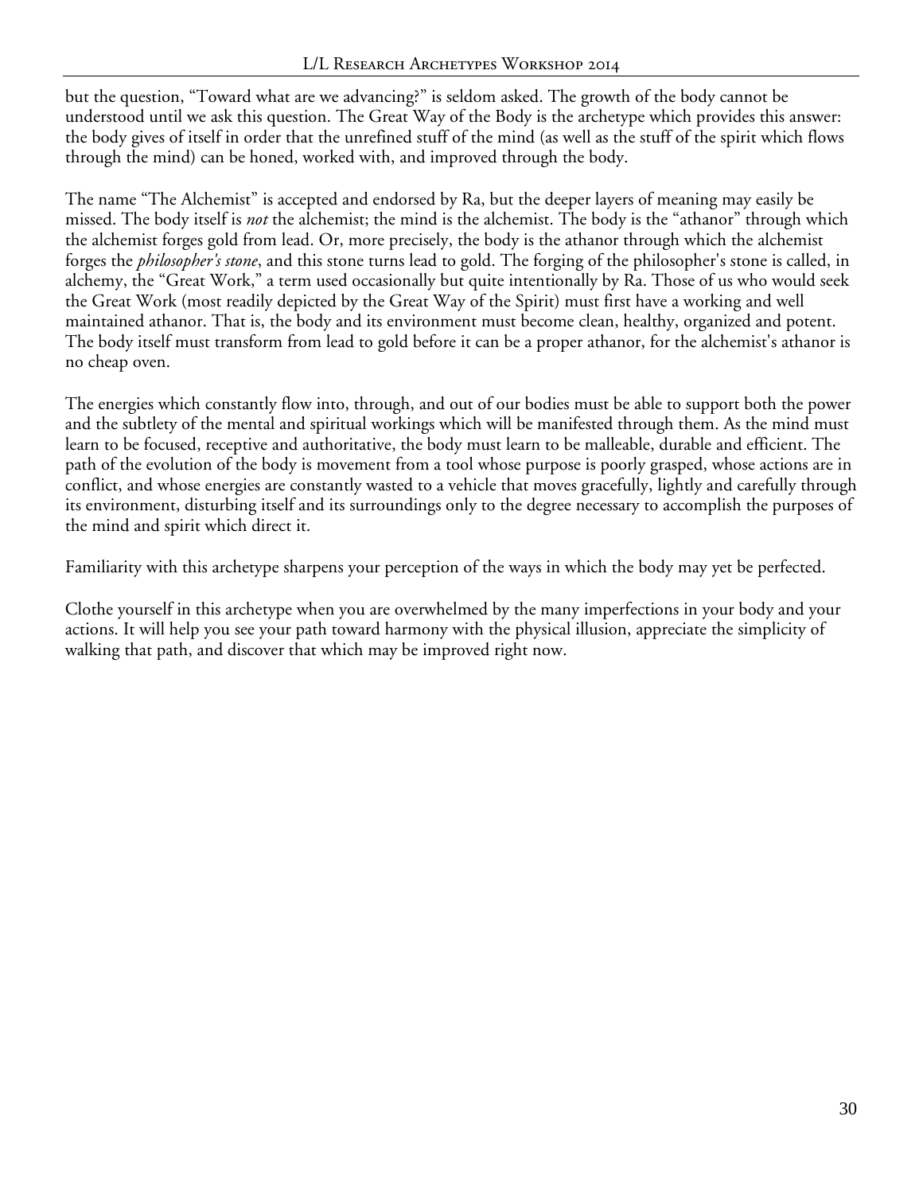but the question, "Toward what are we advancing?" is seldom asked. The growth of the body cannot be understood until we ask this question. The Great Way of the Body is the archetype which provides this answer: the body gives of itself in order that the unrefined stuff of the mind (as well as the stuff of the spirit which flows through the mind) can be honed, worked with, and improved through the body.

The name "The Alchemist" is accepted and endorsed by Ra, but the deeper layers of meaning may easily be missed. The body itself is *not* the alchemist; the mind is the alchemist. The body is the "athanor" through which the alchemist forges gold from lead. Or, more precisely, the body is the athanor through which the alchemist forges the *philosopher's stone*, and this stone turns lead to gold. The forging of the philosopher's stone is called, in alchemy, the "Great Work," a term used occasionally but quite intentionally by Ra. Those of us who would seek the Great Work (most readily depicted by the Great Way of the Spirit) must first have a working and well maintained athanor. That is, the body and its environment must become clean, healthy, organized and potent. The body itself must transform from lead to gold before it can be a proper athanor, for the alchemist's athanor is no cheap oven.

The energies which constantly flow into, through, and out of our bodies must be able to support both the power and the subtlety of the mental and spiritual workings which will be manifested through them. As the mind must learn to be focused, receptive and authoritative, the body must learn to be malleable, durable and efficient. The path of the evolution of the body is movement from a tool whose purpose is poorly grasped, whose actions are in conflict, and whose energies are constantly wasted to a vehicle that moves gracefully, lightly and carefully through its environment, disturbing itself and its surroundings only to the degree necessary to accomplish the purposes of the mind and spirit which direct it.

Familiarity with this archetype sharpens your perception of the ways in which the body may yet be perfected.

Clothe yourself in this archetype when you are overwhelmed by the many imperfections in your body and your actions. It will help you see your path toward harmony with the physical illusion, appreciate the simplicity of walking that path, and discover that which may be improved right now.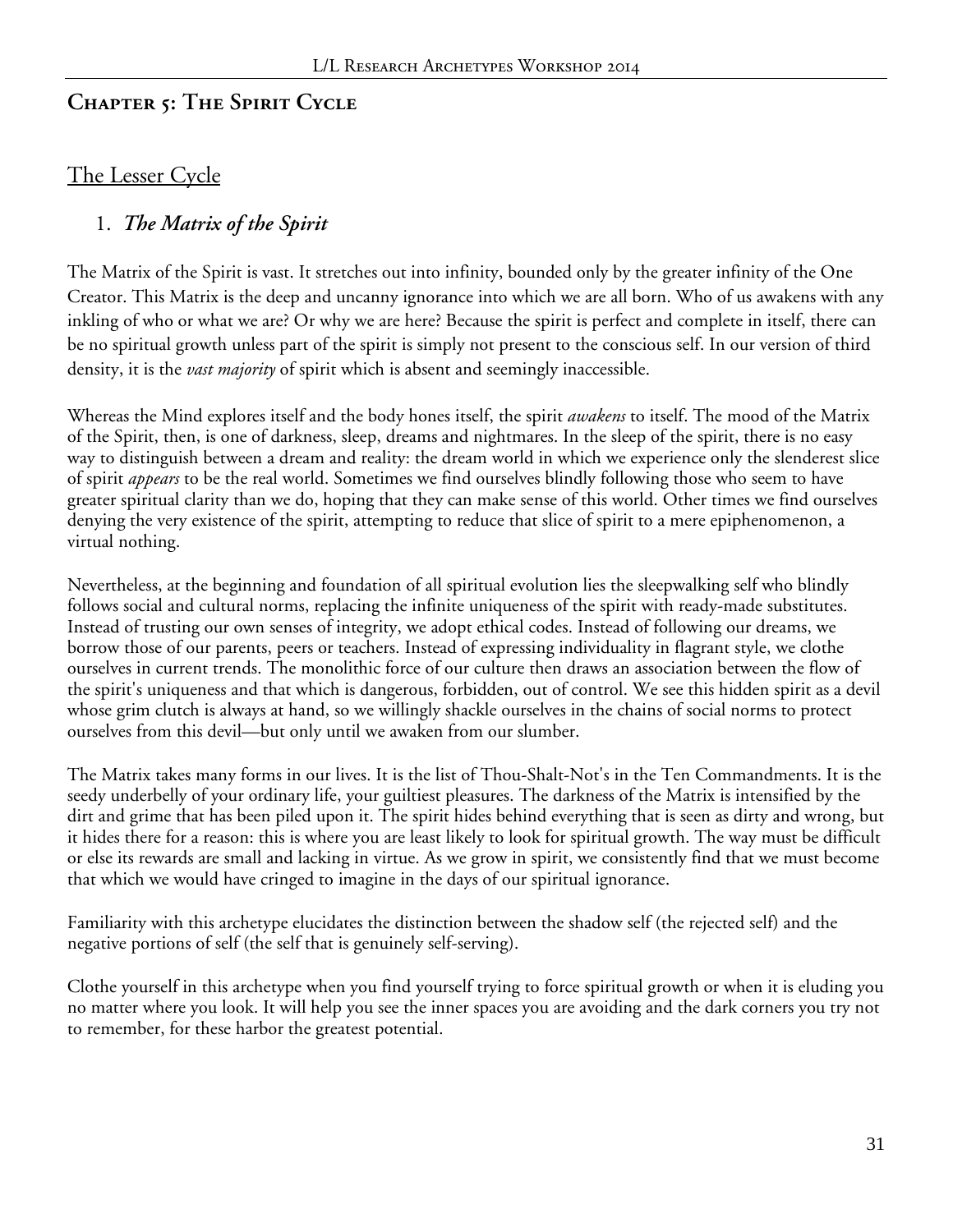## Chapter 5: The Spirit Cycle

### The Lesser Cycle

1. ***The Matrix of the Spirit***

The Matrix of the Spirit is vast. It stretches out into infinity, bounded only by the greater infinity of the One Creator. This Matrix is the deep and uncanny ignorance into which we are all born. Who of us awakens with any inkling of who or what we are? Or why we are here? Because the spirit is perfect and complete in itself, there can be no spiritual growth unless part of the spirit is simply not present to the conscious self. In our version of third density, it is the *vast majority* of spirit which is absent and seemingly inaccessible.

Whereas the Mind explores itself and the body hones itself, the spirit *awakens* to itself. The mood of the Matrix of the Spirit, then, is one of darkness, sleep, dreams and nightmares. In the sleep of the spirit, there is no easy way to distinguish between a dream and reality: the dream world in which we experience only the slenderest slice of spirit *appears* to be the real world. Sometimes we find ourselves blindly following those who seem to have greater spiritual clarity than we do, hoping that they can make sense of this world. Other times we find ourselves denying the very existence of the spirit, attempting to reduce that slice of spirit to a mere epiphenomenon, a virtual nothing.

Nevertheless, at the beginning and foundation of all spiritual evolution lies the sleepwalking self who blindly follows social and cultural norms, replacing the infinite uniqueness of the spirit with ready-made substitutes. Instead of trusting our own senses of integrity, we adopt ethical codes. Instead of following our dreams, we borrow those of our parents, peers or teachers. Instead of expressing individuality in flagrant style, we clothe ourselves in current trends. The monolithic force of our culture then draws an association between the flow of the spirit's uniqueness and that which is dangerous, forbidden, out of control. We see this hidden spirit as a devil whose grim clutch is always at hand, so we willingly shackle ourselves in the chains of social norms to protect ourselves from this devil—but only until we awaken from our slumber.

The Matrix takes many forms in our lives. It is the list of Thou-Shalt-Not's in the Ten Commandments. It is the seedy underbelly of your ordinary life, your guiltiest pleasures. The darkness of the Matrix is intensified by the dirt and grime that has been piled upon it. The spirit hides behind everything that is seen as dirty and wrong, but it hides there for a reason: this is where you are least likely to look for spiritual growth. The way must be difficult or else its rewards are small and lacking in virtue. As we grow in spirit, we consistently find that we must become that which we would have cringed to imagine in the days of our spiritual ignorance.

Familiarity with this archetype elucidates the distinction between the shadow self (the rejected self) and the negative portions of self (the self that is genuinely self-serving).

Clothe yourself in this archetype when you find yourself trying to force spiritual growth or when it is eluding you no matter where you look. It will help you see the inner spaces you are avoiding and the dark corners you try not to remember, for these harbor the greatest potential.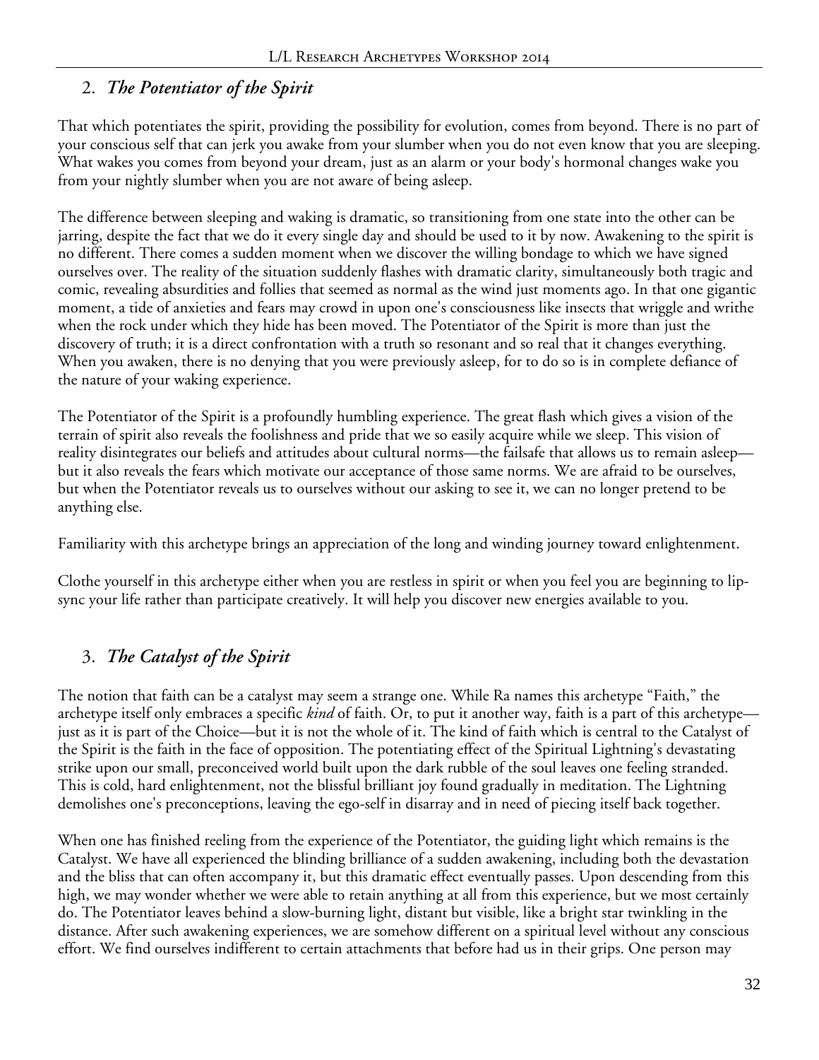## 2. *The Potentiator of the Spirit*

That which potentiates the spirit, providing the possibility for evolution, comes from beyond. There is no part of your conscious self that can jerk you awake from your slumber when you do not even know that you are sleeping. What wakes you comes from beyond your dream, just as an alarm or your body's hormonal changes wake you from your nightly slumber when you are not aware of being asleep.

The difference between sleeping and waking is dramatic, so transitioning from one state into the other can be jarring, despite the fact that we do it every single day and should be used to it by now. Awakening to the spirit is no different. There comes a sudden moment when we discover the willing bondage to which we have signed ourselves over. The reality of the situation suddenly flashes with dramatic clarity, simultaneously both tragic and comic, revealing absurdities and follies that seemed as normal as the wind just moments ago. In that one gigantic moment, a tide of anxieties and fears may crowd in upon one's consciousness like insects that wriggle and writhe when the rock under which they hide has been moved. The Potentiator of the Spirit is more than just the discovery of truth; it is a direct confrontation with a truth so resonant and so real that it changes everything. When you awaken, there is no denying that you were previously asleep, for to do so is in complete defiance of the nature of your waking experience.

The Potentiator of the Spirit is a profoundly humbling experience. The great flash which gives a vision of the terrain of spirit also reveals the foolishness and pride that we so easily acquire while we sleep. This vision of reality disintegrates our beliefs and attitudes about cultural norms—the failsafe that allows us to remain asleep—but it also reveals the fears which motivate our acceptance of those same norms. We are afraid to be ourselves, but when the Potentiator reveals us to ourselves without our asking to see it, we can no longer pretend to be anything else.

Familiarity with this archetype brings an appreciation of the long and winding journey toward enlightenment.

Clothe yourself in this archetype either when you are restless in spirit or when you feel you are beginning to lip-sync your life rather than participate creatively. It will help you discover new energies available to you.

## 3. *The Catalyst of the Spirit*

The notion that faith can be a catalyst may seem a strange one. While Ra names this archetype "Faith," the archetype itself only embraces a specific *kind* of faith. Or, to put it another way, faith is a part of this archetype—just as it is part of the Choice—but it is not the whole of it. The kind of faith which is central to the Catalyst of the Spirit is the faith in the face of opposition. The potentiating effect of the Spiritual Lightning's devastating strike upon our small, preconceived world built upon the dark rubble of the soul leaves one feeling stranded. This is cold, hard enlightenment, not the blissful brilliant joy found gradually in meditation. The Lightning demolishes one's preconceptions, leaving the ego-self in disarray and in need of piecing itself back together.

When one has finished reeling from the experience of the Potentiator, the guiding light which remains is the Catalyst. We have all experienced the blinding brilliance of a sudden awakening, including both the devastation and the bliss that can often accompany it, but this dramatic effect eventually passes. Upon descending from this high, we may wonder whether we were able to retain anything at all from this experience, but we most certainly do. The Potentiator leaves behind a slow-burning light, distant but visible, like a bright star twinkling in the distance. After such awakening experiences, we are somehow different on a spiritual level without any conscious effort. We find ourselves indifferent to certain attachments that before had us in their grips. One person may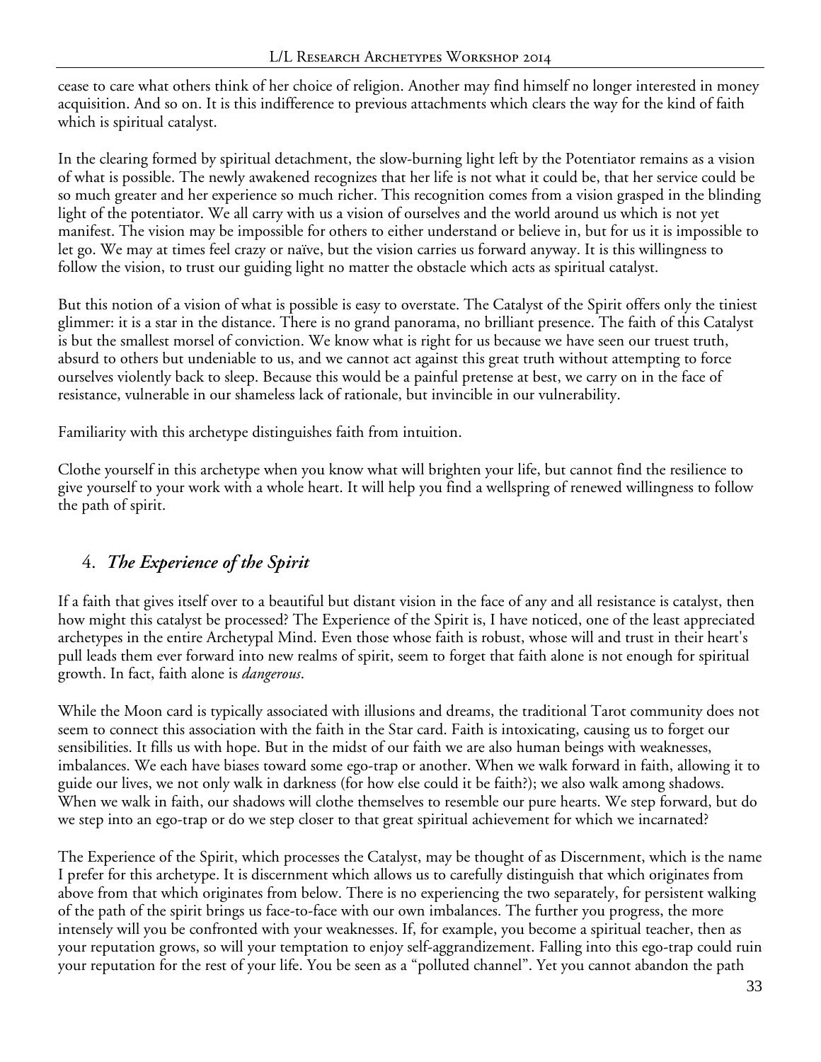cease to care what others think of her choice of religion. Another may find himself no longer interested in money acquisition. And so on. It is this indifference to previous attachments which clears the way for the kind of faith which is spiritual catalyst.

In the clearing formed by spiritual detachment, the slow-burning light left by the Potentiator remains as a vision of what is possible. The newly awakened recognizes that her life is not what it could be, that her service could be so much greater and her experience so much richer. This recognition comes from a vision grasped in the blinding light of the potentiator. We all carry with us a vision of ourselves and the world around us which is not yet manifest. The vision may be impossible for others to either understand or believe in, but for us it is impossible to let go. We may at times feel crazy or naïve, but the vision carries us forward anyway. It is this willingness to follow the vision, to trust our guiding light no matter the obstacle which acts as spiritual catalyst.

But this notion of a vision of what is possible is easy to overstate. The Catalyst of the Spirit offers only the tiniest glimmer: it is a star in the distance. There is no grand panorama, no brilliant presence. The faith of this Catalyst is but the smallest morsel of conviction. We know what is right for us because we have seen our truest truth, absurd to others but undeniable to us, and we cannot act against this great truth without attempting to force ourselves violently back to sleep. Because this would be a painful pretense at best, we carry on in the face of resistance, vulnerable in our shameless lack of rationale, but invincible in our vulnerability.

Familiarity with this archetype distinguishes faith from intuition.

Clothe yourself in this archetype when you know what will brighten your life, but cannot find the resilience to give yourself to your work with a whole heart. It will help you find a wellspring of renewed willingness to follow the path of spirit.

## 4. *The Experience of the Spirit*

If a faith that gives itself over to a beautiful but distant vision in the face of any and all resistance is catalyst, then how might this catalyst be processed? The Experience of the Spirit is, I have noticed, one of the least appreciated archetypes in the entire Archetypal Mind. Even those whose faith is robust, whose will and trust in their heart's pull leads them ever forward into new realms of spirit, seem to forget that faith alone is not enough for spiritual growth. In fact, faith alone is *dangerous*.

While the Moon card is typically associated with illusions and dreams, the traditional Tarot community does not seem to connect this association with the faith in the Star card. Faith is intoxicating, causing us to forget our sensibilities. It fills us with hope. But in the midst of our faith we are also human beings with weaknesses, imbalances. We each have biases toward some ego-trap or another. When we walk forward in faith, allowing it to guide our lives, we not only walk in darkness (for how else could it be faith?); we also walk among shadows. When we walk in faith, our shadows will clothe themselves to resemble our pure hearts. We step forward, but do we step into an ego-trap or do we step closer to that great spiritual achievement for which we incarnated?

The Experience of the Spirit, which processes the Catalyst, may be thought of as Discernment, which is the name I prefer for this archetype. It is discernment which allows us to carefully distinguish that which originates from above from that which originates from below. There is no experiencing the two separately, for persistent walking of the path of the spirit brings us face-to-face with our own imbalances. The further you progress, the more intensely will you be confronted with your weaknesses. If, for example, you become a spiritual teacher, then as your reputation grows, so will your temptation to enjoy self-aggrandizement. Falling into this ego-trap could ruin your reputation for the rest of your life. You be seen as a "polluted channel". Yet you cannot abandon the path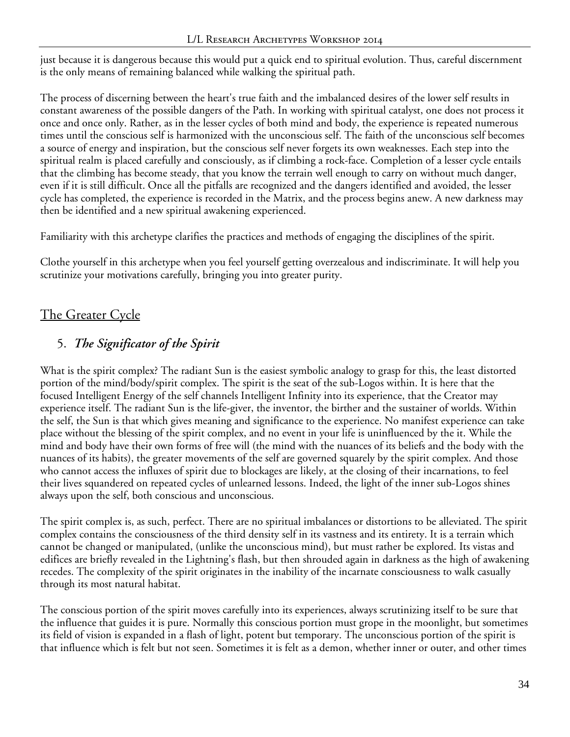just because it is dangerous because this would put a quick end to spiritual evolution. Thus, careful discernment is the only means of remaining balanced while walking the spiritual path.

The process of discerning between the heart's true faith and the imbalanced desires of the lower self results in constant awareness of the possible dangers of the Path. In working with spiritual catalyst, one does not process it once and once only. Rather, as in the lesser cycles of both mind and body, the experience is repeated numerous times until the conscious self is harmonized with the unconscious self. The faith of the unconscious self becomes a source of energy and inspiration, but the conscious self never forgets its own weaknesses. Each step into the spiritual realm is placed carefully and consciously, as if climbing a rock-face. Completion of a lesser cycle entails that the climbing has become steady, that you know the terrain well enough to carry on without much danger, even if it is still difficult. Once all the pitfalls are recognized and the dangers identified and avoided, the lesser cycle has completed, the experience is recorded in the Matrix, and the process begins anew. A new darkness may then be identified and a new spiritual awakening experienced.

Familiarity with this archetype clarifies the practices and methods of engaging the disciplines of the spirit.

Clothe yourself in this archetype when you feel yourself getting overzealous and indiscriminate. It will help you scrutinize your motivations carefully, bringing you into greater purity.

## The Greater Cycle

### 5. *The Significator of the Spirit*

What is the spirit complex? The radiant Sun is the easiest symbolic analogy to grasp for this, the least distorted portion of the mind/body/spirit complex. The spirit is the seat of the sub-Logos within. It is here that the focused Intelligent Energy of the self channels Intelligent Infinity into its experience, that the Creator may experience itself. The radiant Sun is the life-giver, the inventor, the birther and the sustainer of worlds. Within the self, the Sun is that which gives meaning and significance to the experience. No manifest experience can take place without the blessing of the spirit complex, and no event in your life is uninfluenced by the it. While the mind and body have their own forms of free will (the mind with the nuances of its beliefs and the body with the nuances of its habits), the greater movements of the self are governed squarely by the spirit complex. And those who cannot access the influxes of spirit due to blockages are likely, at the closing of their incarnations, to feel their lives squandered on repeated cycles of unlearned lessons. Indeed, the light of the inner sub-Logos shines always upon the self, both conscious and unconscious.

The spirit complex is, as such, perfect. There are no spiritual imbalances or distortions to be alleviated. The spirit complex contains the consciousness of the third density self in its vastness and its entirety. It is a terrain which cannot be changed or manipulated, (unlike the unconscious mind), but must rather be explored. Its vistas and edifices are briefly revealed in the Lightning's flash, but then shrouded again in darkness as the high of awakening recedes. The complexity of the spirit originates in the inability of the incarnate consciousness to walk casually through its most natural habitat.

The conscious portion of the spirit moves carefully into its experiences, always scrutinizing itself to be sure that the influence that guides it is pure. Normally this conscious portion must grope in the moonlight, but sometimes its field of vision is expanded in a flash of light, potent but temporary. The unconscious portion of the spirit is that influence which is felt but not seen. Sometimes it is felt as a demon, whether inner or outer, and other times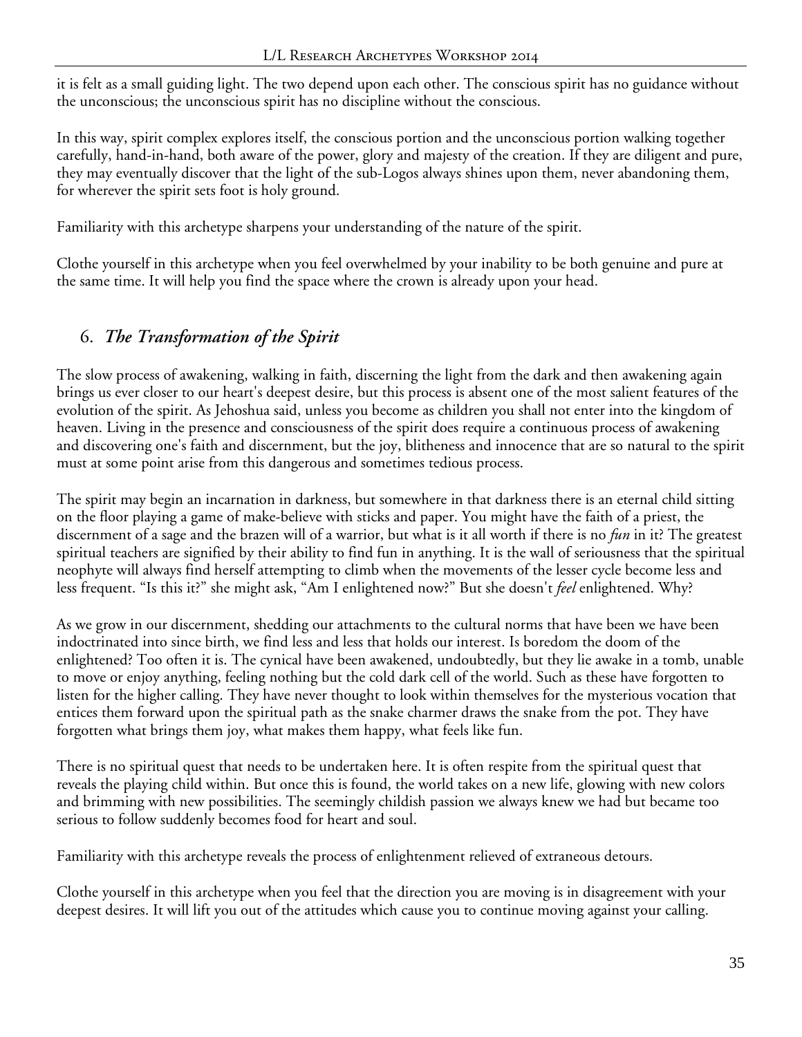it is felt as a small guiding light. The two depend upon each other. The conscious spirit has no guidance without the unconscious; the unconscious spirit has no discipline without the conscious.

In this way, spirit complex explores itself, the conscious portion and the unconscious portion walking together carefully, hand-in-hand, both aware of the power, glory and majesty of the creation. If they are diligent and pure, they may eventually discover that the light of the sub-Logos always shines upon them, never abandoning them, for wherever the spirit sets foot is holy ground.

Familiarity with this archetype sharpens your understanding of the nature of the spirit.

Clothe yourself in this archetype when you feel overwhelmed by your inability to be both genuine and pure at the same time. It will help you find the space where the crown is already upon your head.

## 6. *The Transformation of the Spirit*

The slow process of awakening, walking in faith, discerning the light from the dark and then awakening again brings us ever closer to our heart's deepest desire, but this process is absent one of the most salient features of the evolution of the spirit. As Jehoshua said, unless you become as children you shall not enter into the kingdom of heaven. Living in the presence and consciousness of the spirit does require a continuous process of awakening and discovering one's faith and discernment, but the joy, blitheness and innocence that are so natural to the spirit must at some point arise from this dangerous and sometimes tedious process.

The spirit may begin an incarnation in darkness, but somewhere in that darkness there is an eternal child sitting on the floor playing a game of make-believe with sticks and paper. You might have the faith of a priest, the discernment of a sage and the brazen will of a warrior, but what is it all worth if there is no *fun* in it? The greatest spiritual teachers are signified by their ability to find fun in anything. It is the wall of seriousness that the spiritual neophyte will always find herself attempting to climb when the movements of the lesser cycle become less and less frequent. "Is this it?" she might ask, "Am I enlightened now?" But she doesn't *feel* enlightened. Why?

As we grow in our discernment, shedding our attachments to the cultural norms that have been we have been indoctrinated into since birth, we find less and less that holds our interest. Is boredom the doom of the enlightened? Too often it is. The cynical have been awakened, undoubtedly, but they lie awake in a tomb, unable to move or enjoy anything, feeling nothing but the cold dark cell of the world. Such as these have forgotten to listen for the higher calling. They have never thought to look within themselves for the mysterious vocation that entices them forward upon the spiritual path as the snake charmer draws the snake from the pot. They have forgotten what brings them joy, what makes them happy, what feels like fun.

There is no spiritual quest that needs to be undertaken here. It is often respite from the spiritual quest that reveals the playing child within. But once this is found, the world takes on a new life, glowing with new colors and brimming with new possibilities. The seemingly childish passion we always knew we had but became too serious to follow suddenly becomes food for heart and soul.

Familiarity with this archetype reveals the process of enlightenment relieved of extraneous detours.

Clothe yourself in this archetype when you feel that the direction you are moving is in disagreement with your deepest desires. It will lift you out of the attitudes which cause you to continue moving against your calling.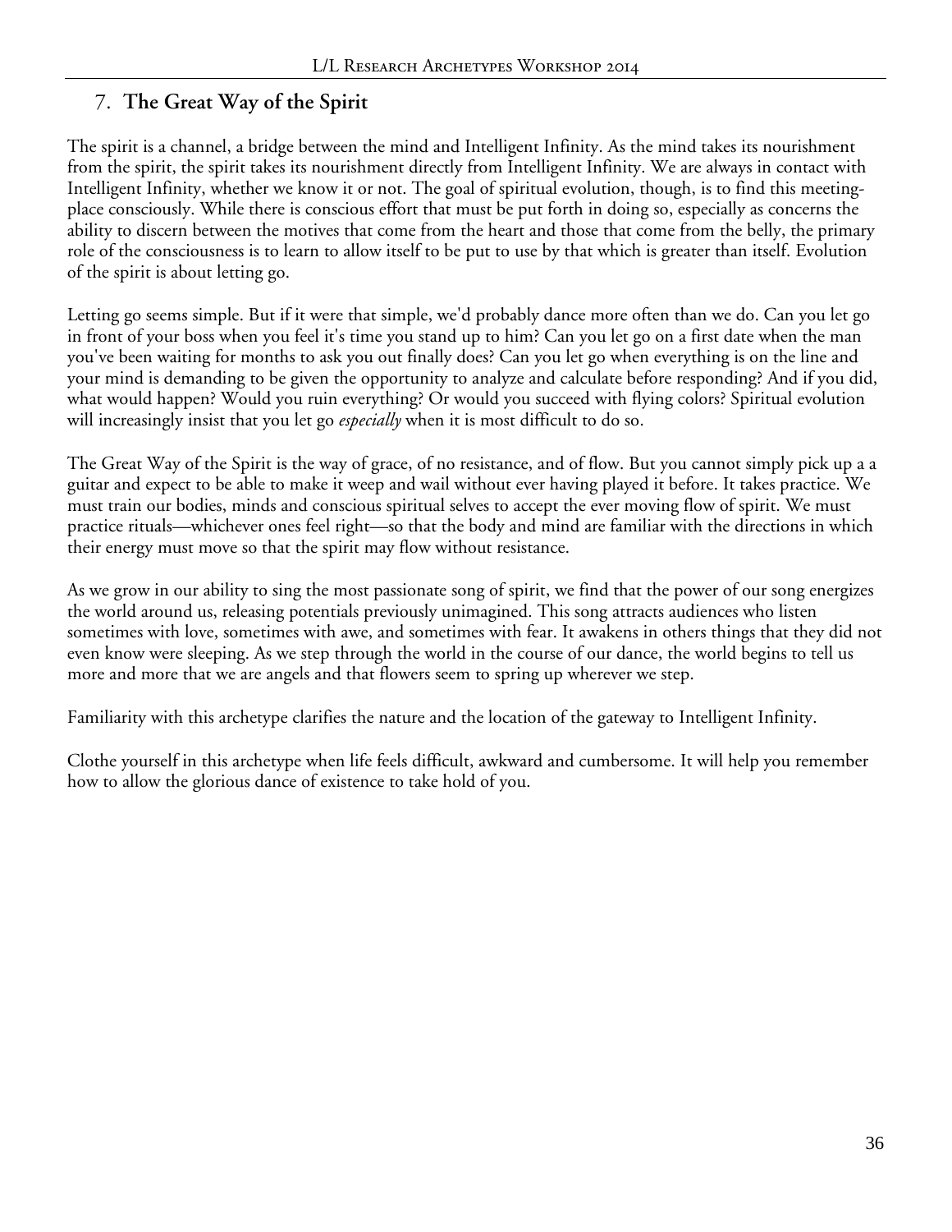## 7. The Great Way of the Spirit

The spirit is a channel, a bridge between the mind and Intelligent Infinity. As the mind takes its nourishment from the spirit, the spirit takes its nourishment directly from Intelligent Infinity. We are always in contact with Intelligent Infinity, whether we know it or not. The goal of spiritual evolution, though, is to find this meeting-place consciously. While there is conscious effort that must be put forth in doing so, especially as concerns the ability to discern between the motives that come from the heart and those that come from the belly, the primary role of the consciousness is to learn to allow itself to be put to use by that which is greater than itself. Evolution of the spirit is about letting go.

Letting go seems simple. But if it were that simple, we'd probably dance more often than we do. Can you let go in front of your boss when you feel it's time you stand up to him? Can you let go on a first date when the man you've been waiting for months to ask you out finally does? Can you let go when everything is on the line and your mind is demanding to be given the opportunity to analyze and calculate before responding? And if you did, what would happen? Would you ruin everything? Or would you succeed with flying colors? Spiritual evolution will increasingly insist that you let go *especially* when it is most difficult to do so.

The Great Way of the Spirit is the way of grace, of no resistance, and of flow. But you cannot simply pick up a a guitar and expect to be able to make it weep and wail without ever having played it before. It takes practice. We must train our bodies, minds and conscious spiritual selves to accept the ever moving flow of spirit. We must practice rituals—whichever ones feel right—so that the body and mind are familiar with the directions in which their energy must move so that the spirit may flow without resistance.

As we grow in our ability to sing the most passionate song of spirit, we find that the power of our song energizes the world around us, releasing potentials previously unimagined. This song attracts audiences who listen sometimes with love, sometimes with awe, and sometimes with fear. It awakens in others things that they did not even know were sleeping. As we step through the world in the course of our dance, the world begins to tell us more and more that we are angels and that flowers seem to spring up wherever we step.

Familiarity with this archetype clarifies the nature and the location of the gateway to Intelligent Infinity.

Clothe yourself in this archetype when life feels difficult, awkward and cumbersome. It will help you remember how to allow the glorious dance of existence to take hold of you.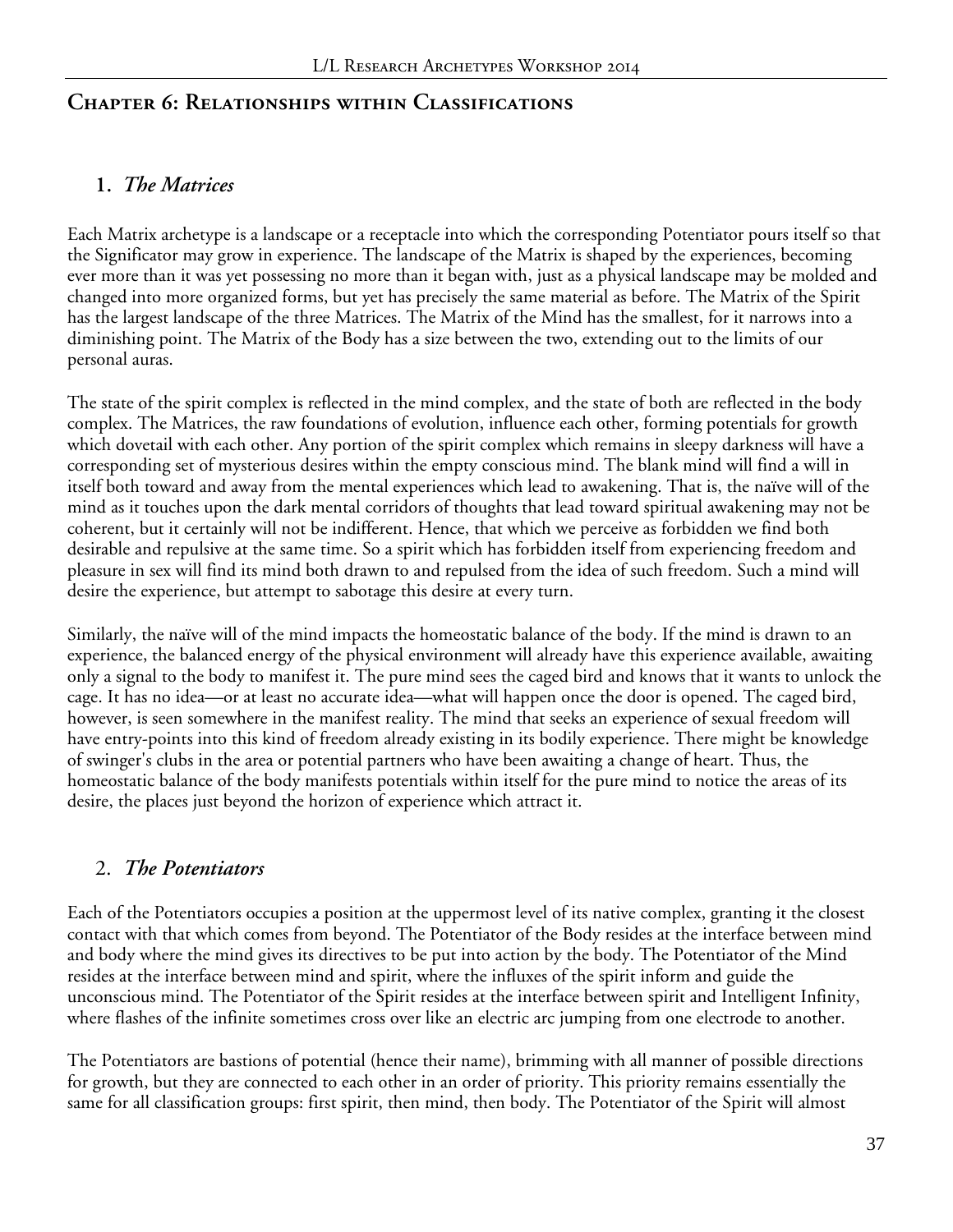## Chapter 6: Relationships within Classifications

### 1. *The Matrices*

Each Matrix archetype is a landscape or a receptacle into which the corresponding Potentiator pours itself so that the Significator may grow in experience. The landscape of the Matrix is shaped by the experiences, becoming ever more than it was yet possessing no more than it began with, just as a physical landscape may be molded and changed into more organized forms, but yet has precisely the same material as before. The Matrix of the Spirit has the largest landscape of the three Matrices. The Matrix of the Mind has the smallest, for it narrows into a diminishing point. The Matrix of the Body has a size between the two, extending out to the limits of our personal auras.

The state of the spirit complex is reflected in the mind complex, and the state of both are reflected in the body complex. The Matrices, the raw foundations of evolution, influence each other, forming potentials for growth which dovetail with each other. Any portion of the spirit complex which remains in sleepy darkness will have a corresponding set of mysterious desires within the empty conscious mind. The blank mind will find a will in itself both toward and away from the mental experiences which lead to awakening. That is, the naïve will of the mind as it touches upon the dark mental corridors of thoughts that lead toward spiritual awakening may not be coherent, but it certainly will not be indifferent. Hence, that which we perceive as forbidden we find both desirable and repulsive at the same time. So a spirit which has forbidden itself from experiencing freedom and pleasure in sex will find its mind both drawn to and repulsed from the idea of such freedom. Such a mind will desire the experience, but attempt to sabotage this desire at every turn.

Similarly, the naïve will of the mind impacts the homeostatic balance of the body. If the mind is drawn to an experience, the balanced energy of the physical environment will already have this experience available, awaiting only a signal to the body to manifest it. The pure mind sees the caged bird and knows that it wants to unlock the cage. It has no idea—or at least no accurate idea—what will happen once the door is opened. The caged bird, however, is seen somewhere in the manifest reality. The mind that seeks an experience of sexual freedom will have entry-points into this kind of freedom already existing in its bodily experience. There might be knowledge of swinger's clubs in the area or potential partners who have been awaiting a change of heart. Thus, the homeostatic balance of the body manifests potentials within itself for the pure mind to notice the areas of its desire, the places just beyond the horizon of experience which attract it.

### 2. *The Potentiators*

Each of the Potentiators occupies a position at the uppermost level of its native complex, granting it the closest contact with that which comes from beyond. The Potentiator of the Body resides at the interface between mind and body where the mind gives its directives to be put into action by the body. The Potentiator of the Mind resides at the interface between mind and spirit, where the influxes of the spirit inform and guide the unconscious mind. The Potentiator of the Spirit resides at the interface between spirit and Intelligent Infinity, where flashes of the infinite sometimes cross over like an electric arc jumping from one electrode to another.

The Potentiators are bastions of potential (hence their name), brimming with all manner of possible directions for growth, but they are connected to each other in an order of priority. This priority remains essentially the same for all classification groups: first spirit, then mind, then body. The Potentiator of the Spirit will almost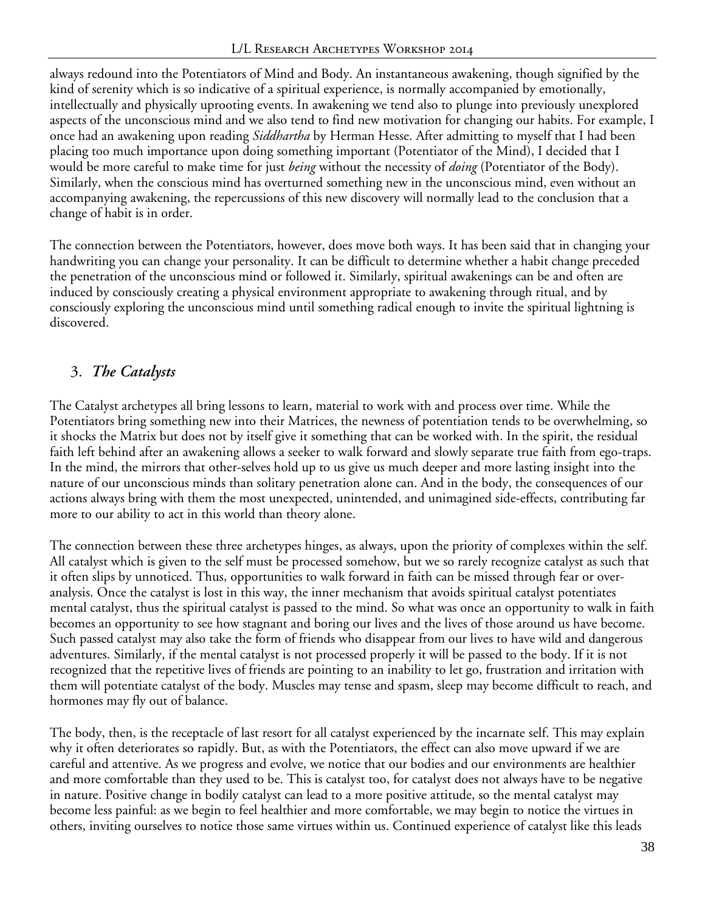always redound into the Potentiators of Mind and Body. An instantaneous awakening, though signified by the kind of serenity which is so indicative of a spiritual experience, is normally accompanied by emotionally, intellectually and physically uprooting events. In awakening we tend also to plunge into previously unexplored aspects of the unconscious mind and we also tend to find new motivation for changing our habits. For example, I once had an awakening upon reading *Siddhartha* by Herman Hesse. After admitting to myself that I had been placing too much importance upon doing something important (Potentiator of the Mind), I decided that I would be more careful to make time for just *being* without the necessity of *doing* (Potentiator of the Body). Similarly, when the conscious mind has overturned something new in the unconscious mind, even without an accompanying awakening, the repercussions of this new discovery will normally lead to the conclusion that a change of habit is in order.

The connection between the Potentiators, however, does move both ways. It has been said that in changing your handwriting you can change your personality. It can be difficult to determine whether a habit change preceded the penetration of the unconscious mind or followed it. Similarly, spiritual awakenings can be and often are induced by consciously creating a physical environment appropriate to awakening through ritual, and by consciously exploring the unconscious mind until something radical enough to invite the spiritual lightning is discovered.

## 3. *The Catalysts*

The Catalyst archetypes all bring lessons to learn, material to work with and process over time. While the Potentiators bring something new into their Matrices, the newness of potentiation tends to be overwhelming, so it shocks the Matrix but does not by itself give it something that can be worked with. In the spirit, the residual faith left behind after an awakening allows a seeker to walk forward and slowly separate true faith from ego-traps. In the mind, the mirrors that other-selves hold up to us give us much deeper and more lasting insight into the nature of our unconscious minds than solitary penetration alone can. And in the body, the consequences of our actions always bring with them the most unexpected, unintended, and unimagined side-effects, contributing far more to our ability to act in this world than theory alone.

The connection between these three archetypes hinges, as always, upon the priority of complexes within the self. All catalyst which is given to the self must be processed somehow, but we so rarely recognize catalyst as such that it often slips by unnoticed. Thus, opportunities to walk forward in faith can be missed through fear or over-analysis. Once the catalyst is lost in this way, the inner mechanism that avoids spiritual catalyst potentiates mental catalyst, thus the spiritual catalyst is passed to the mind. So what was once an opportunity to walk in faith becomes an opportunity to see how stagnant and boring our lives and the lives of those around us have become. Such passed catalyst may also take the form of friends who disappear from our lives to have wild and dangerous adventures. Similarly, if the mental catalyst is not processed properly it will be passed to the body. If it is not recognized that the repetitive lives of friends are pointing to an inability to let go, frustration and irritation with them will potentiate catalyst of the body. Muscles may tense and spasm, sleep may become difficult to reach, and hormones may fly out of balance.

The body, then, is the receptacle of last resort for all catalyst experienced by the incarnate self. This may explain why it often deteriorates so rapidly. But, as with the Potentiators, the effect can also move upward if we are careful and attentive. As we progress and evolve, we notice that our bodies and our environments are healthier and more comfortable than they used to be. This is catalyst too, for catalyst does not always have to be negative in nature. Positive change in bodily catalyst can lead to a more positive attitude, so the mental catalyst may become less painful: as we begin to feel healthier and more comfortable, we may begin to notice the virtues in others, inviting ourselves to notice those same virtues within us. Continued experience of catalyst like this leads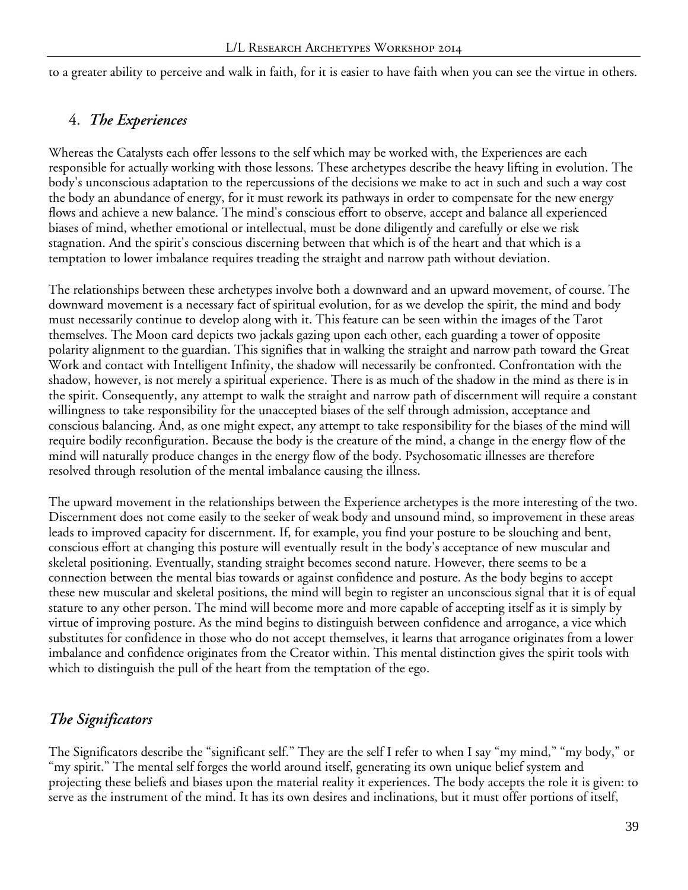to a greater ability to perceive and walk in faith, for it is easier to have faith when you can see the virtue in others.

## 4. *The Experiences*

Whereas the Catalysts each offer lessons to the self which may be worked with, the Experiences are each responsible for actually working with those lessons. These archetypes describe the heavy lifting in evolution. The body's unconscious adaptation to the repercussions of the decisions we make to act in such and such a way cost the body an abundance of energy, for it must rework its pathways in order to compensate for the new energy flows and achieve a new balance. The mind's conscious effort to observe, accept and balance all experienced biases of mind, whether emotional or intellectual, must be done diligently and carefully or else we risk stagnation. And the spirit's conscious discerning between that which is of the heart and that which is a temptation to lower imbalance requires treading the straight and narrow path without deviation.

The relationships between these archetypes involve both a downward and an upward movement, of course. The downward movement is a necessary fact of spiritual evolution, for as we develop the spirit, the mind and body must necessarily continue to develop along with it. This feature can be seen within the images of the Tarot themselves. The Moon card depicts two jackals gazing upon each other, each guarding a tower of opposite polarity alignment to the guardian. This signifies that in walking the straight and narrow path toward the Great Work and contact with Intelligent Infinity, the shadow will necessarily be confronted. Confrontation with the shadow, however, is not merely a spiritual experience. There is as much of the shadow in the mind as there is in the spirit. Consequently, any attempt to walk the straight and narrow path of discernment will require a constant willingness to take responsibility for the unaccepted biases of the self through admission, acceptance and conscious balancing. And, as one might expect, any attempt to take responsibility for the biases of the mind will require bodily reconfiguration. Because the body is the creature of the mind, a change in the energy flow of the mind will naturally produce changes in the energy flow of the body. Psychosomatic illnesses are therefore resolved through resolution of the mental imbalance causing the illness.

The upward movement in the relationships between the Experience archetypes is the more interesting of the two. Discernment does not come easily to the seeker of weak body and unsound mind, so improvement in these areas leads to improved capacity for discernment. If, for example, you find your posture to be slouching and bent, conscious effort at changing this posture will eventually result in the body's acceptance of new muscular and skeletal positioning. Eventually, standing straight becomes second nature. However, there seems to be a connection between the mental bias towards or against confidence and posture. As the body begins to accept these new muscular and skeletal positions, the mind will begin to register an unconscious signal that it is of equal stature to any other person. The mind will become more and more capable of accepting itself as it is simply by virtue of improving posture. As the mind begins to distinguish between confidence and arrogance, a vice which substitutes for confidence in those who do not accept themselves, it learns that arrogance originates from a lower imbalance and confidence originates from the Creator within. This mental distinction gives the spirit tools with which to distinguish the pull of the heart from the temptation of the ego.

## *The Significators*

The Significators describe the "significant self." They are the self I refer to when I say "my mind," "my body," or "my spirit." The mental self forges the world around itself, generating its own unique belief system and projecting these beliefs and biases upon the material reality it experiences. The body accepts the role it is given: to serve as the instrument of the mind. It has its own desires and inclinations, but it must offer portions of itself,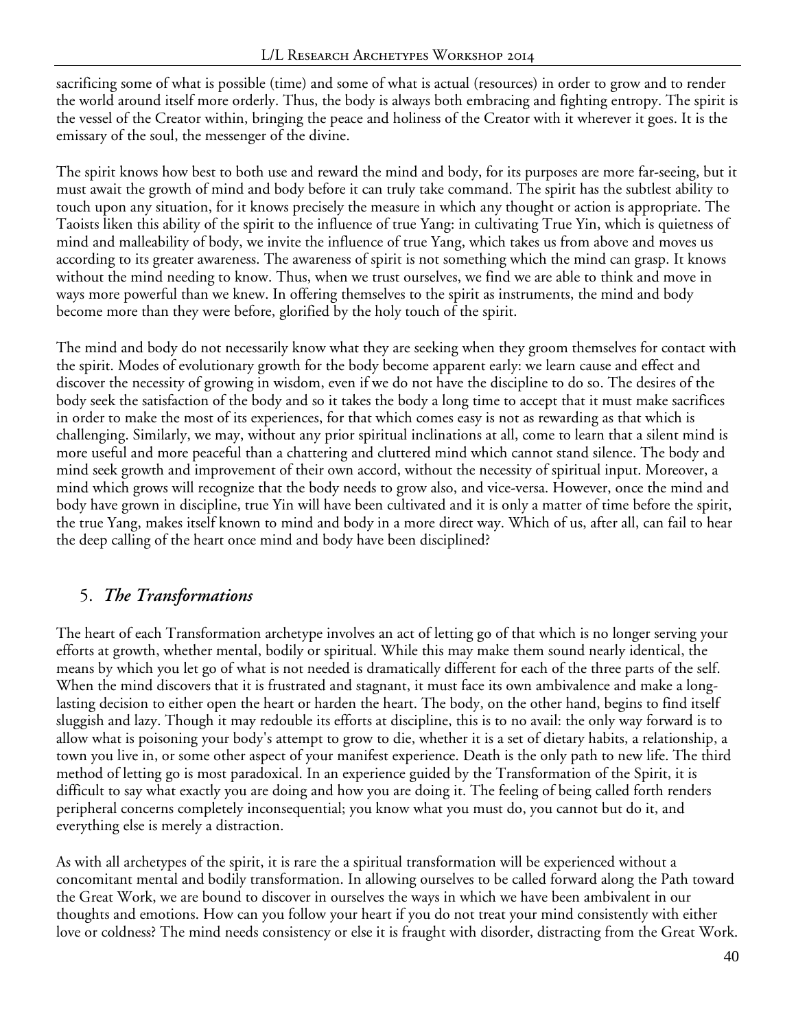sacrificing some of what is possible (time) and some of what is actual (resources) in order to grow and to render the world around itself more orderly. Thus, the body is always both embracing and fighting entropy. The spirit is the vessel of the Creator within, bringing the peace and holiness of the Creator with it wherever it goes. It is the emissary of the soul, the messenger of the divine.

The spirit knows how best to both use and reward the mind and body, for its purposes are more far-seeing, but it must await the growth of mind and body before it can truly take command. The spirit has the subtlest ability to touch upon any situation, for it knows precisely the measure in which any thought or action is appropriate. The Taoists liken this ability of the spirit to the influence of true Yang: in cultivating True Yin, which is quietness of mind and malleability of body, we invite the influence of true Yang, which takes us from above and moves us according to its greater awareness. The awareness of spirit is not something which the mind can grasp. It knows without the mind needing to know. Thus, when we trust ourselves, we find we are able to think and move in ways more powerful than we knew. In offering themselves to the spirit as instruments, the mind and body become more than they were before, glorified by the holy touch of the spirit.

The mind and body do not necessarily know what they are seeking when they groom themselves for contact with the spirit. Modes of evolutionary growth for the body become apparent early: we learn cause and effect and discover the necessity of growing in wisdom, even if we do not have the discipline to do so. The desires of the body seek the satisfaction of the body and so it takes the body a long time to accept that it must make sacrifices in order to make the most of its experiences, for that which comes easy is not as rewarding as that which is challenging. Similarly, we may, without any prior spiritual inclinations at all, come to learn that a silent mind is more useful and more peaceful than a chattering and cluttered mind which cannot stand silence. The body and mind seek growth and improvement of their own accord, without the necessity of spiritual input. Moreover, a mind which grows will recognize that the body needs to grow also, and vice-versa. However, once the mind and body have grown in discipline, true Yin will have been cultivated and it is only a matter of time before the spirit, the true Yang, makes itself known to mind and body in a more direct way. Which of us, after all, can fail to hear the deep calling of the heart once mind and body have been disciplined?

## 5. *The Transformations*

The heart of each Transformation archetype involves an act of letting go of that which is no longer serving your efforts at growth, whether mental, bodily or spiritual. While this may make them sound nearly identical, the means by which you let go of what is not needed is dramatically different for each of the three parts of the self. When the mind discovers that it is frustrated and stagnant, it must face its own ambivalence and make a long-lasting decision to either open the heart or harden the heart. The body, on the other hand, begins to find itself sluggish and lazy. Though it may redouble its efforts at discipline, this is to no avail: the only way forward is to allow what is poisoning your body's attempt to grow to die, whether it is a set of dietary habits, a relationship, a town you live in, or some other aspect of your manifest experience. Death is the only path to new life. The third method of letting go is most paradoxical. In an experience guided by the Transformation of the Spirit, it is difficult to say what exactly you are doing and how you are doing it. The feeling of being called forth renders peripheral concerns completely inconsequential; you know what you must do, you cannot but do it, and everything else is merely a distraction.

As with all archetypes of the spirit, it is rare the a spiritual transformation will be experienced without a concomitant mental and bodily transformation. In allowing ourselves to be called forward along the Path toward the Great Work, we are bound to discover in ourselves the ways in which we have been ambivalent in our thoughts and emotions. How can you follow your heart if you do not treat your mind consistently with either love or coldness? The mind needs consistency or else it is fraught with disorder, distracting from the Great Work.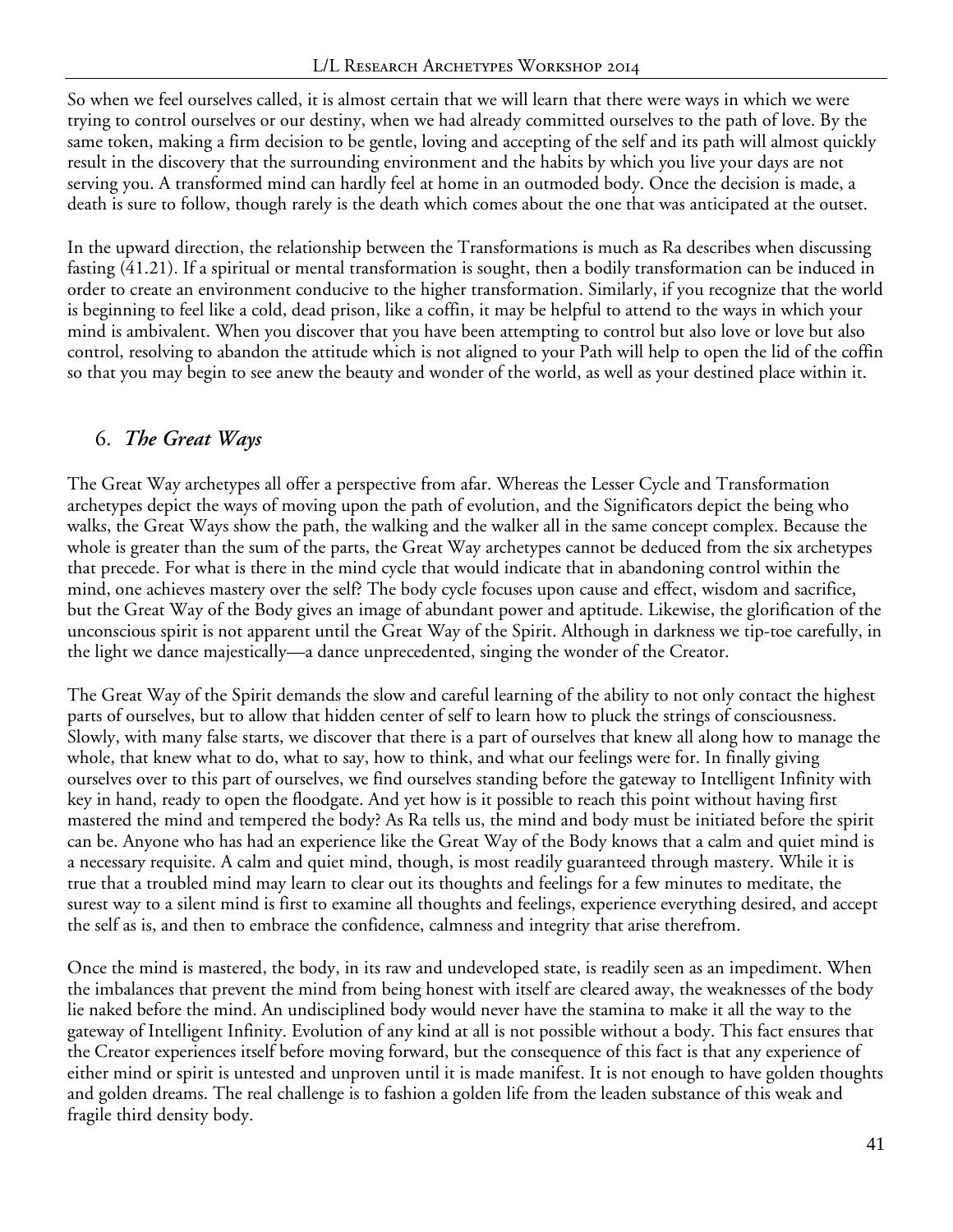So when we feel ourselves called, it is almost certain that we will learn that there were ways in which we were trying to control ourselves or our destiny, when we had already committed ourselves to the path of love. By the same token, making a firm decision to be gentle, loving and accepting of the self and its path will almost quickly result in the discovery that the surrounding environment and the habits by which you live your days are not serving you. A transformed mind can hardly feel at home in an outmoded body. Once the decision is made, a death is sure to follow, though rarely is the death which comes about the one that was anticipated at the outset.

In the upward direction, the relationship between the Transformations is much as Ra describes when discussing fasting (41.21). If a spiritual or mental transformation is sought, then a bodily transformation can be induced in order to create an environment conducive to the higher transformation. Similarly, if you recognize that the world is beginning to feel like a cold, dead prison, like a coffin, it may be helpful to attend to the ways in which your mind is ambivalent. When you discover that you have been attempting to control but also love or love but also control, resolving to abandon the attitude which is not aligned to your Path will help to open the lid of the coffin so that you may begin to see anew the beauty and wonder of the world, as well as your destined place within it.

## 6. *The Great Ways*

The Great Way archetypes all offer a perspective from afar. Whereas the Lesser Cycle and Transformation archetypes depict the ways of moving upon the path of evolution, and the Significators depict the being who walks, the Great Ways show the path, the walking and the walker all in the same concept complex. Because the whole is greater than the sum of the parts, the Great Way archetypes cannot be deduced from the six archetypes that precede. For what is there in the mind cycle that would indicate that in abandoning control within the mind, one achieves mastery over the self? The body cycle focuses upon cause and effect, wisdom and sacrifice, but the Great Way of the Body gives an image of abundant power and aptitude. Likewise, the glorification of the unconscious spirit is not apparent until the Great Way of the Spirit. Although in darkness we tip-toe carefully, in the light we dance majestically—a dance unprecedented, singing the wonder of the Creator.

The Great Way of the Spirit demands the slow and careful learning of the ability to not only contact the highest parts of ourselves, but to allow that hidden center of self to learn how to pluck the strings of consciousness. Slowly, with many false starts, we discover that there is a part of ourselves that knew all along how to manage the whole, that knew what to do, what to say, how to think, and what our feelings were for. In finally giving ourselves over to this part of ourselves, we find ourselves standing before the gateway to Intelligent Infinity with key in hand, ready to open the floodgate. And yet how is it possible to reach this point without having first mastered the mind and tempered the body? As Ra tells us, the mind and body must be initiated before the spirit can be. Anyone who has had an experience like the Great Way of the Body knows that a calm and quiet mind is a necessary requisite. A calm and quiet mind, though, is most readily guaranteed through mastery. While it is true that a troubled mind may learn to clear out its thoughts and feelings for a few minutes to meditate, the surest way to a silent mind is first to examine all thoughts and feelings, experience everything desired, and accept the self as is, and then to embrace the confidence, calmness and integrity that arise therefrom.

Once the mind is mastered, the body, in its raw and undeveloped state, is readily seen as an impediment. When the imbalances that prevent the mind from being honest with itself are cleared away, the weaknesses of the body lie naked before the mind. An undisciplined body would never have the stamina to make it all the way to the gateway of Intelligent Infinity. Evolution of any kind at all is not possible without a body. This fact ensures that the Creator experiences itself before moving forward, but the consequence of this fact is that any experience of either mind or spirit is untested and unproven until it is made manifest. It is not enough to have golden thoughts and golden dreams. The real challenge is to fashion a golden life from the leaden substance of this weak and fragile third density body.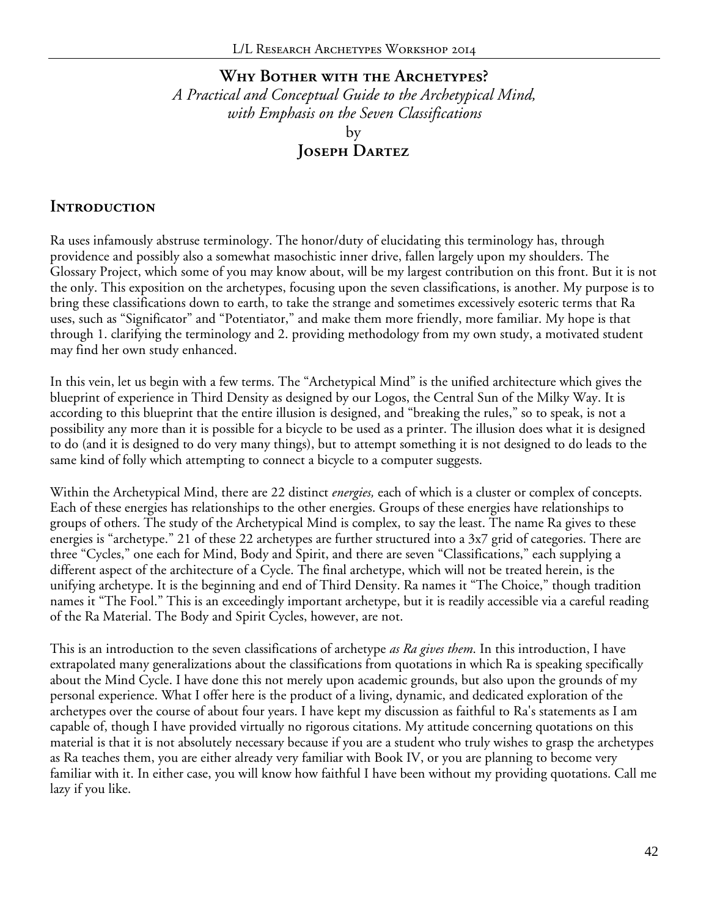## Why Bother with the Archetypes?

*A Practical and Conceptual Guide to the Archetypical Mind, with Emphasis on the Seven Classifications*

by

**Joseph Dartez**

## Introduction

Ra uses infamously abstruse terminology. The honor/duty of elucidating this terminology has, through providence and possibly also a somewhat masochistic inner drive, fallen largely upon my shoulders. The Glossary Project, which some of you may know about, will be my largest contribution on this front. But it is not the only. This exposition on the archetypes, focusing upon the seven classifications, is another. My purpose is to bring these classifications down to earth, to take the strange and sometimes excessively esoteric terms that Ra uses, such as "Significator" and "Potentiator," and make them more friendly, more familiar. My hope is that through 1. clarifying the terminology and 2. providing methodology from my own study, a motivated student may find her own study enhanced.

In this vein, let us begin with a few terms. The "Archetypical Mind" is the unified architecture which gives the blueprint of experience in Third Density as designed by our Logos, the Central Sun of the Milky Way. It is according to this blueprint that the entire illusion is designed, and "breaking the rules," so to speak, is not a possibility any more than it is possible for a bicycle to be used as a printer. The illusion does what it is designed to do (and it is designed to do very many things), but to attempt something it is not designed to do leads to the same kind of folly which attempting to connect a bicycle to a computer suggests.

Within the Archetypical Mind, there are 22 distinct *energies,* each of which is a cluster or complex of concepts. Each of these energies has relationships to the other energies. Groups of these energies have relationships to groups of others. The study of the Archetypical Mind is complex, to say the least. The name Ra gives to these energies is "archetype." 21 of these 22 archetypes are further structured into a 3x7 grid of categories. There are three "Cycles," one each for Mind, Body and Spirit, and there are seven "Classifications," each supplying a different aspect of the architecture of a Cycle. The final archetype, which will not be treated herein, is the unifying archetype. It is the beginning and end of Third Density. Ra names it "The Choice," though tradition names it "The Fool." This is an exceedingly important archetype, but it is readily accessible via a careful reading of the Ra Material. The Body and Spirit Cycles, however, are not.

This is an introduction to the seven classifications of archetype *as Ra gives them*. In this introduction, I have extrapolated many generalizations about the classifications from quotations in which Ra is speaking specifically about the Mind Cycle. I have done this not merely upon academic grounds, but also upon the grounds of my personal experience. What I offer here is the product of a living, dynamic, and dedicated exploration of the archetypes over the course of about four years. I have kept my discussion as faithful to Ra's statements as I am capable of, though I have provided virtually no rigorous citations. My attitude concerning quotations on this material is that it is not absolutely necessary because if you are a student who truly wishes to grasp the archetypes as Ra teaches them, you are either already very familiar with Book IV, or you are planning to become very familiar with it. In either case, you will know how faithful I have been without my providing quotations. Call me lazy if you like.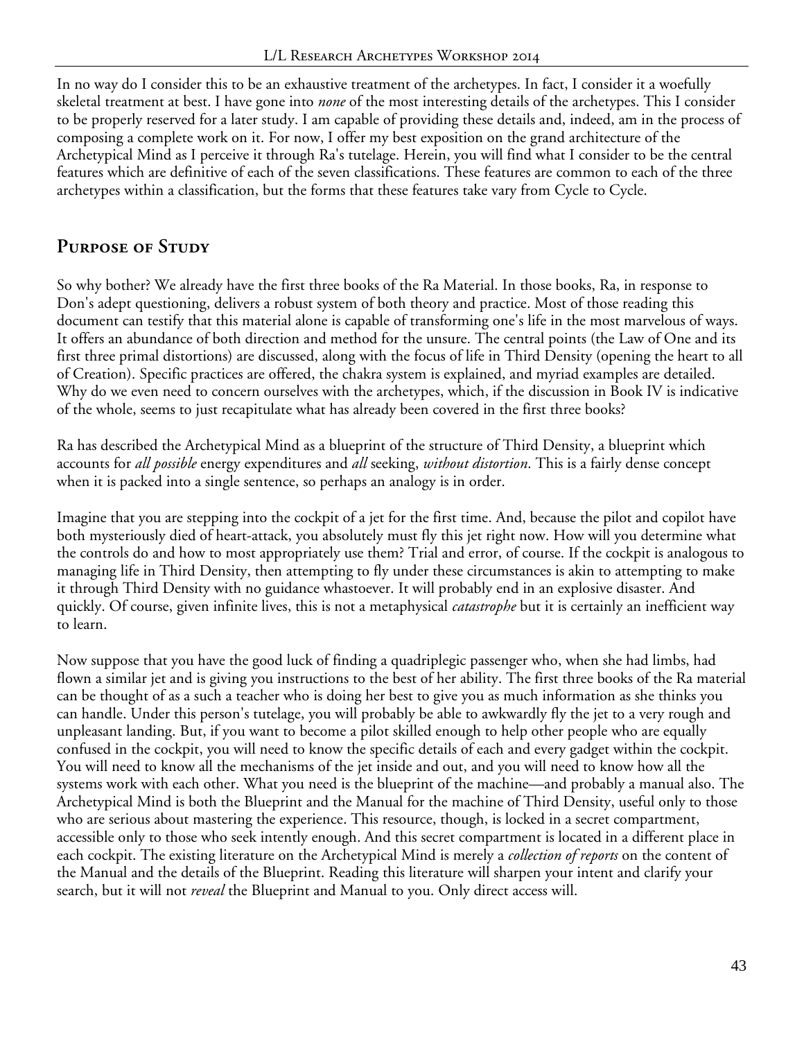In no way do I consider this to be an exhaustive treatment of the archetypes. In fact, I consider it a woefully skeletal treatment at best. I have gone into *none* of the most interesting details of the archetypes. This I consider to be properly reserved for a later study. I am capable of providing these details and, indeed, am in the process of composing a complete work on it. For now, I offer my best exposition on the grand architecture of the Archetypical Mind as I perceive it through Ra's tutelage. Herein, you will find what I consider to be the central features which are definitive of each of the seven classifications. These features are common to each of the three archetypes within a classification, but the forms that these features take vary from Cycle to Cycle.

## Purpose of Study

So why bother? We already have the first three books of the Ra Material. In those books, Ra, in response to Don's adept questioning, delivers a robust system of both theory and practice. Most of those reading this document can testify that this material alone is capable of transforming one's life in the most marvelous of ways. It offers an abundance of both direction and method for the unsure. The central points (the Law of One and its first three primal distortions) are discussed, along with the focus of life in Third Density (opening the heart to all of Creation). Specific practices are offered, the chakra system is explained, and myriad examples are detailed. Why do we even need to concern ourselves with the archetypes, which, if the discussion in Book IV is indicative of the whole, seems to just recapitulate what has already been covered in the first three books?

Ra has described the Archetypical Mind as a blueprint of the structure of Third Density, a blueprint which accounts for *all possible* energy expenditures and *all* seeking, *without distortion*. This is a fairly dense concept when it is packed into a single sentence, so perhaps an analogy is in order.

Imagine that you are stepping into the cockpit of a jet for the first time. And, because the pilot and copilot have both mysteriously died of heart-attack, you absolutely must fly this jet right now. How will you determine what the controls do and how to most appropriately use them? Trial and error, of course. If the cockpit is analogous to managing life in Third Density, then attempting to fly under these circumstances is akin to attempting to make it through Third Density with no guidance whastoever. It will probably end in an explosive disaster. And quickly. Of course, given infinite lives, this is not a metaphysical *catastrophe* but it is certainly an inefficient way to learn.

Now suppose that you have the good luck of finding a quadriplegic passenger who, when she had limbs, had flown a similar jet and is giving you instructions to the best of her ability. The first three books of the Ra material can be thought of as a such a teacher who is doing her best to give you as much information as she thinks you can handle. Under this person's tutelage, you will probably be able to awkwardly fly the jet to a very rough and unpleasant landing. But, if you want to become a pilot skilled enough to help other people who are equally confused in the cockpit, you will need to know the specific details of each and every gadget within the cockpit. You will need to know all the mechanisms of the jet inside and out, and you will need to know how all the systems work with each other. What you need is the blueprint of the machine—and probably a manual also. The Archetypical Mind is both the Blueprint and the Manual for the machine of Third Density, useful only to those who are serious about mastering the experience. This resource, though, is locked in a secret compartment, accessible only to those who seek intently enough. And this secret compartment is located in a different place in each cockpit. The existing literature on the Archetypical Mind is merely a *collection of reports* on the content of the Manual and the details of the Blueprint. Reading this literature will sharpen your intent and clarify your search, but it will not *reveal* the Blueprint and Manual to you. Only direct access will.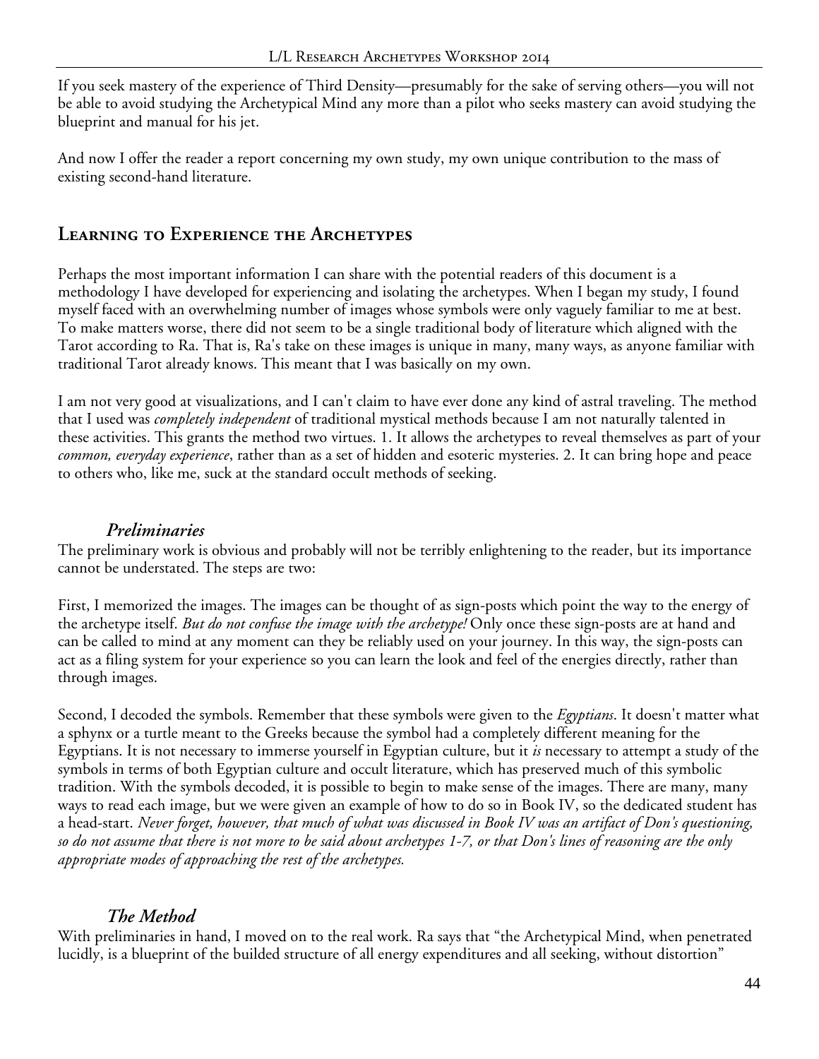If you seek mastery of the experience of Third Density—presumably for the sake of serving others—you will not be able to avoid studying the Archetypical Mind any more than a pilot who seeks mastery can avoid studying the blueprint and manual for his jet.

And now I offer the reader a report concerning my own study, my own unique contribution to the mass of existing second-hand literature.

## Learning to Experience the Archetypes

Perhaps the most important information I can share with the potential readers of this document is a methodology I have developed for experiencing and isolating the archetypes. When I began my study, I found myself faced with an overwhelming number of images whose symbols were only vaguely familiar to me at best. To make matters worse, there did not seem to be a single traditional body of literature which aligned with the Tarot according to Ra. That is, Ra's take on these images is unique in many, many ways, as anyone familiar with traditional Tarot already knows. This meant that I was basically on my own.

I am not very good at visualizations, and I can't claim to have ever done any kind of astral traveling. The method that I used was *completely independent* of traditional mystical methods because I am not naturally talented in these activities. This grants the method two virtues. 1. It allows the archetypes to reveal themselves as part of your *common, everyday experience*, rather than as a set of hidden and esoteric mysteries. 2. It can bring hope and peace to others who, like me, suck at the standard occult methods of seeking.

### *Preliminaries*

The preliminary work is obvious and probably will not be terribly enlightening to the reader, but its importance cannot be understated. The steps are two:

First, I memorized the images. The images can be thought of as sign-posts which point the way to the energy of the archetype itself. *But do not confuse the image with the archetype!* Only once these sign-posts are at hand and can be called to mind at any moment can they be reliably used on your journey. In this way, the sign-posts can act as a filing system for your experience so you can learn the look and feel of the energies directly, rather than through images.

Second, I decoded the symbols. Remember that these symbols were given to the *Egyptians*. It doesn't matter what a sphynx or a turtle meant to the Greeks because the symbol had a completely different meaning for the Egyptians. It is not necessary to immerse yourself in Egyptian culture, but it *is* necessary to attempt a study of the symbols in terms of both Egyptian culture and occult literature, which has preserved much of this symbolic tradition. With the symbols decoded, it is possible to begin to make sense of the images. There are many, many ways to read each image, but we were given an example of how to do so in Book IV, so the dedicated student has a head-start. *Never forget, however, that much of what was discussed in Book IV was an artifact of Don's questioning, so do not assume that there is not more to be said about archetypes 1-7, or that Don's lines of reasoning are the only appropriate modes of approaching the rest of the archetypes.*

### *The Method*

With preliminaries in hand, I moved on to the real work. Ra says that "the Archetypical Mind, when penetrated lucidly, is a blueprint of the builded structure of all energy expenditures and all seeking, without distortion"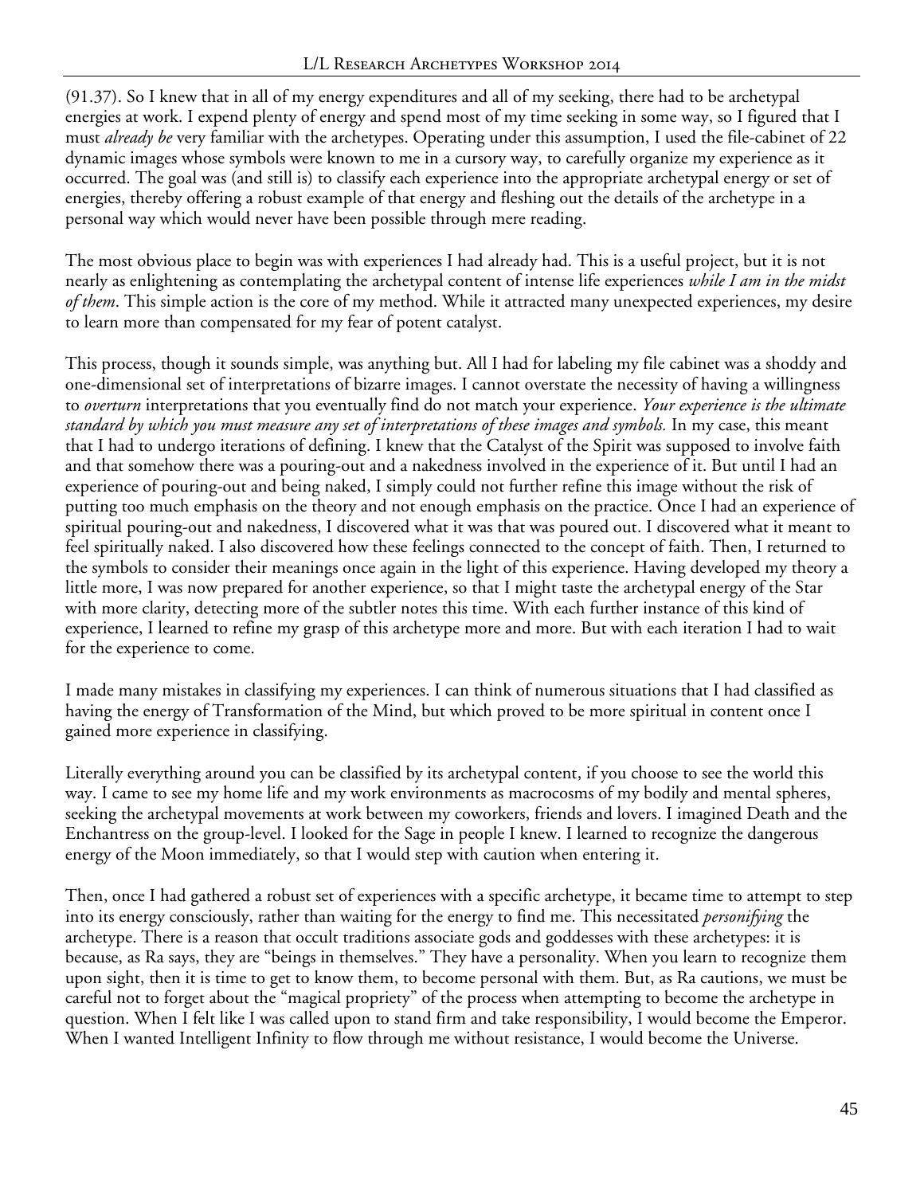(91.37). So I knew that in all of my energy expenditures and all of my seeking, there had to be archetypal energies at work. I expend plenty of energy and spend most of my time seeking in some way, so I figured that I must *already be* very familiar with the archetypes. Operating under this assumption, I used the file-cabinet of 22 dynamic images whose symbols were known to me in a cursory way, to carefully organize my experience as it occurred. The goal was (and still is) to classify each experience into the appropriate archetypal energy or set of energies, thereby offering a robust example of that energy and fleshing out the details of the archetype in a personal way which would never have been possible through mere reading.

The most obvious place to begin was with experiences I had already had. This is a useful project, but it is not nearly as enlightening as contemplating the archetypal content of intense life experiences *while I am in the midst of them*. This simple action is the core of my method. While it attracted many unexpected experiences, my desire to learn more than compensated for my fear of potent catalyst.

This process, though it sounds simple, was anything but. All I had for labeling my file cabinet was a shoddy and one-dimensional set of interpretations of bizarre images. I cannot overstate the necessity of having a willingness to *overturn* interpretations that you eventually find do not match your experience. *Your experience is the ultimate standard by which you must measure any set of interpretations of these images and symbols.* In my case, this meant that I had to undergo iterations of defining. I knew that the Catalyst of the Spirit was supposed to involve faith and that somehow there was a pouring-out and a nakedness involved in the experience of it. But until I had an experience of pouring-out and being naked, I simply could not further refine this image without the risk of putting too much emphasis on the theory and not enough emphasis on the practice. Once I had an experience of spiritual pouring-out and nakedness, I discovered what it was that was poured out. I discovered what it meant to feel spiritually naked. I also discovered how these feelings connected to the concept of faith. Then, I returned to the symbols to consider their meanings once again in the light of this experience. Having developed my theory a little more, I was now prepared for another experience, so that I might taste the archetypal energy of the Star with more clarity, detecting more of the subtler notes this time. With each further instance of this kind of experience, I learned to refine my grasp of this archetype more and more. But with each iteration I had to wait for the experience to come.

I made many mistakes in classifying my experiences. I can think of numerous situations that I had classified as having the energy of Transformation of the Mind, but which proved to be more spiritual in content once I gained more experience in classifying.

Literally everything around you can be classified by its archetypal content, if you choose to see the world this way. I came to see my home life and my work environments as macrocosms of my bodily and mental spheres, seeking the archetypal movements at work between my coworkers, friends and lovers. I imagined Death and the Enchantress on the group-level. I looked for the Sage in people I knew. I learned to recognize the dangerous energy of the Moon immediately, so that I would step with caution when entering it.

Then, once I had gathered a robust set of experiences with a specific archetype, it became time to attempt to step into its energy consciously, rather than waiting for the energy to find me. This necessitated *personifying* the archetype. There is a reason that occult traditions associate gods and goddesses with these archetypes: it is because, as Ra says, they are "beings in themselves." They have a personality. When you learn to recognize them upon sight, then it is time to get to know them, to become personal with them. But, as Ra cautions, we must be careful not to forget about the "magical propriety" of the process when attempting to become the archetype in question. When I felt like I was called upon to stand firm and take responsibility, I would become the Emperor. When I wanted Intelligent Infinity to flow through me without resistance, I would become the Universe.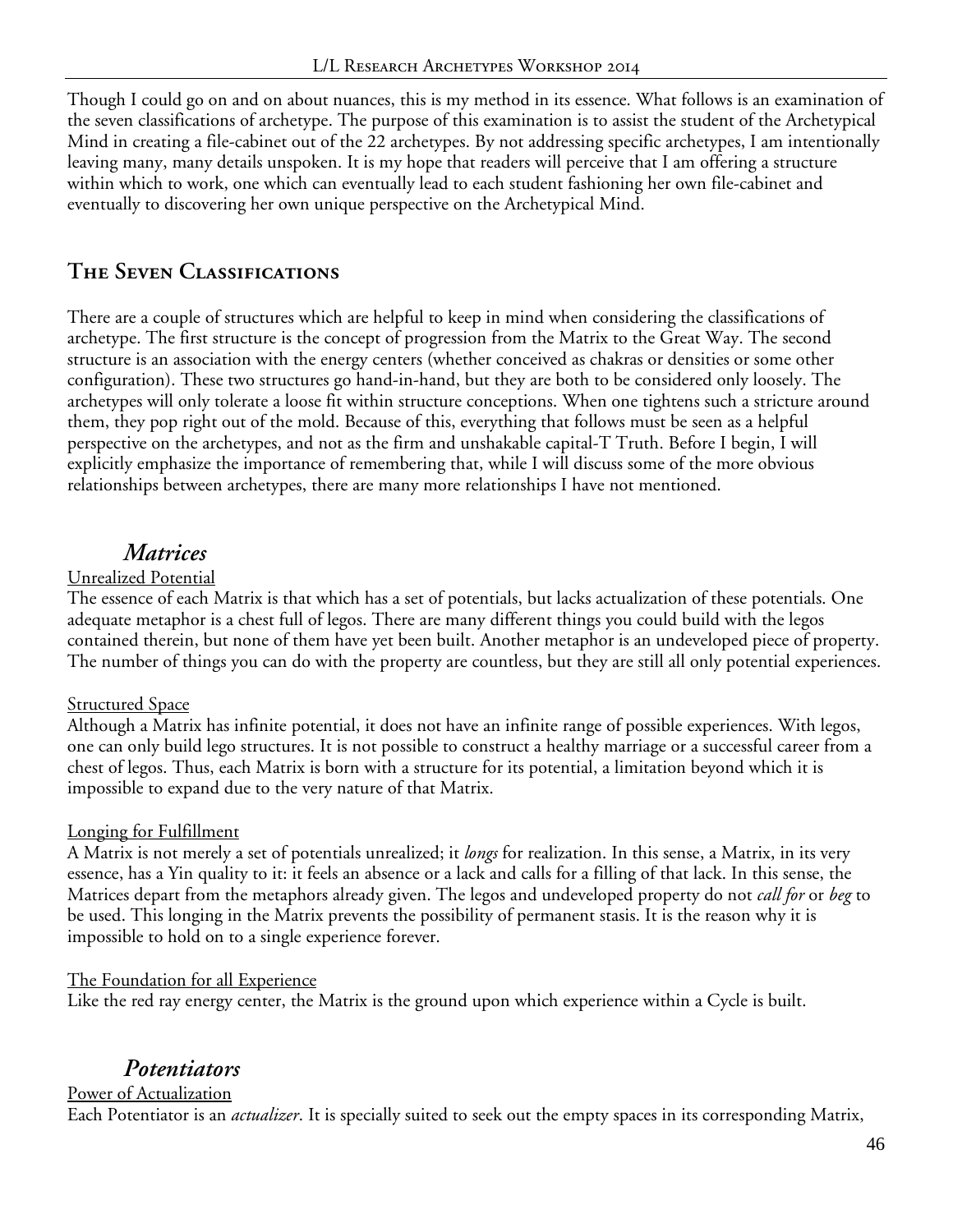Though I could go on and on about nuances, this is my method in its essence. What follows is an examination of the seven classifications of archetype. The purpose of this examination is to assist the student of the Archetypical Mind in creating a file-cabinet out of the 22 archetypes. By not addressing specific archetypes, I am intentionally leaving many, many details unspoken. It is my hope that readers will perceive that I am offering a structure within which to work, one which can eventually lead to each student fashioning her own file-cabinet and eventually to discovering her own unique perspective on the Archetypical Mind.

## The Seven Classifications

There are a couple of structures which are helpful to keep in mind when considering the classifications of archetype. The first structure is the concept of progression from the Matrix to the Great Way. The second structure is an association with the energy centers (whether conceived as chakras or densities or some other configuration). These two structures go hand-in-hand, but they are both to be considered only loosely. The archetypes will only tolerate a loose fit within structure conceptions. When one tightens such a stricture around them, they pop right out of the mold. Because of this, everything that follows must be seen as a helpful perspective on the archetypes, and not as the firm and unshakable capital-T Truth. Before I begin, I will explicitly emphasize the importance of remembering that, while I will discuss some of the more obvious relationships between archetypes, there are many more relationships I have not mentioned.

### *Matrices*

Unrealized Potential

The essence of each Matrix is that which has a set of potentials, but lacks actualization of these potentials. One adequate metaphor is a chest full of legos. There are many different things you could build with the legos contained therein, but none of them have yet been built. Another metaphor is an undeveloped piece of property. The number of things you can do with the property are countless, but they are still all only potential experiences.

Structured Space

Although a Matrix has infinite potential, it does not have an infinite range of possible experiences. With legos, one can only build lego structures. It is not possible to construct a healthy marriage or a successful career from a chest of legos. Thus, each Matrix is born with a structure for its potential, a limitation beyond which it is impossible to expand due to the very nature of that Matrix.

Longing for Fulfillment

A Matrix is not merely a set of potentials unrealized; it *longs* for realization. In this sense, a Matrix, in its very essence, has a Yin quality to it: it feels an absence or a lack and calls for a filling of that lack. In this sense, the Matrices depart from the metaphors already given. The legos and undeveloped property do not *call for* or *beg* to be used. This longing in the Matrix prevents the possibility of permanent stasis. It is the reason why it is impossible to hold on to a single experience forever.

The Foundation for all Experience

Like the red ray energy center, the Matrix is the ground upon which experience within a Cycle is built.

### *Potentiators*

Power of Actualization

Each Potentiator is an *actualizer*. It is specially suited to seek out the empty spaces in its corresponding Matrix,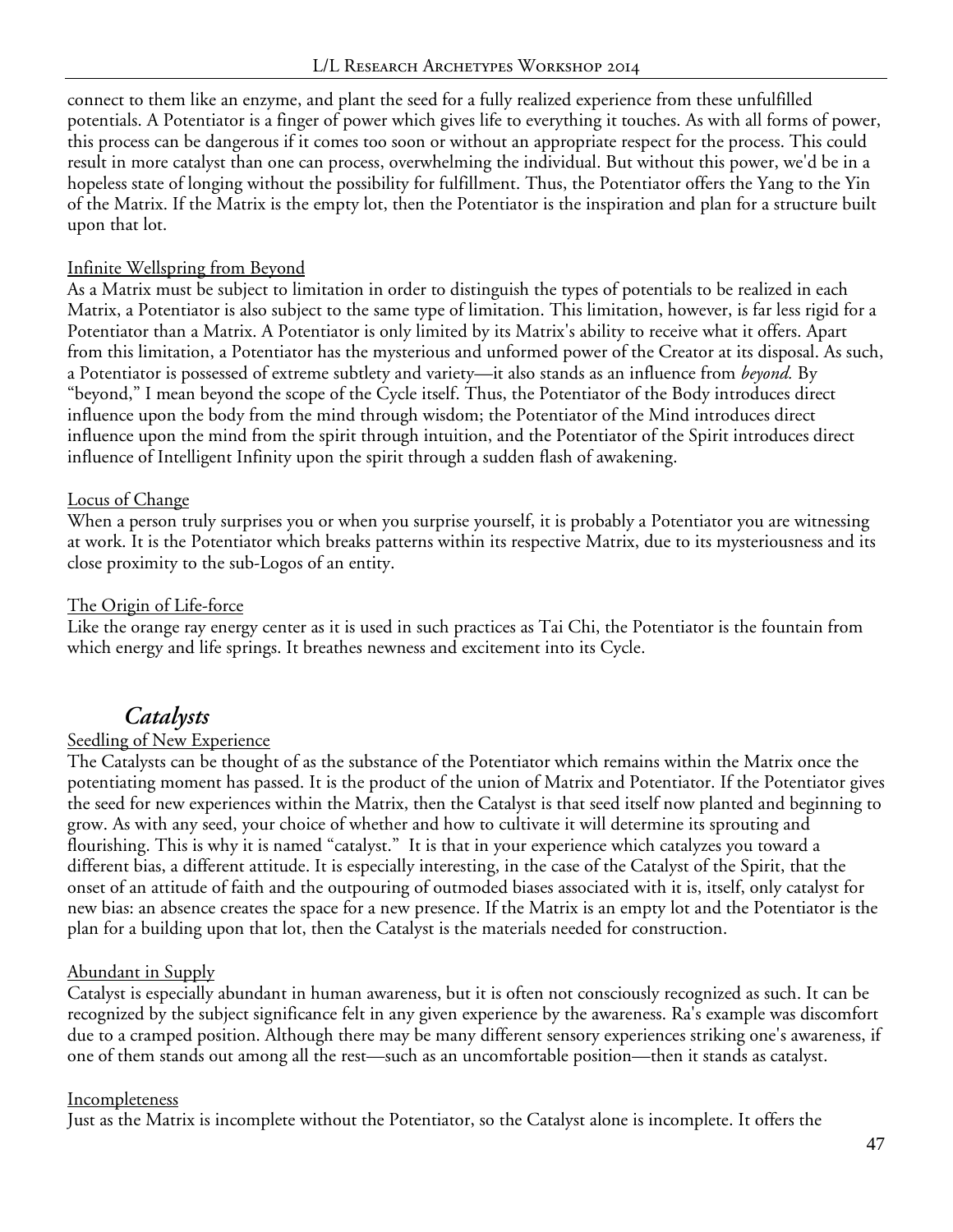connect to them like an enzyme, and plant the seed for a fully realized experience from these unfulfilled potentials. A Potentiator is a finger of power which gives life to everything it touches. As with all forms of power, this process can be dangerous if it comes too soon or without an appropriate respect for the process. This could result in more catalyst than one can process, overwhelming the individual. But without this power, we'd be in a hopeless state of longing without the possibility for fulfillment. Thus, the Potentiator offers the Yang to the Yin of the Matrix. If the Matrix is the empty lot, then the Potentiator is the inspiration and plan for a structure built upon that lot.

<u>Infinite Wellspring from Beyond</u>

As a Matrix must be subject to limitation in order to distinguish the types of potentials to be realized in each Matrix, a Potentiator is also subject to the same type of limitation. This limitation, however, is far less rigid for a Potentiator than a Matrix. A Potentiator is only limited by its Matrix's ability to receive what it offers. Apart from this limitation, a Potentiator has the mysterious and unformed power of the Creator at its disposal. As such, a Potentiator is possessed of extreme subtlety and variety—it also stands as an influence from *beyond.* By "beyond," I mean beyond the scope of the Cycle itself. Thus, the Potentiator of the Body introduces direct influence upon the body from the mind through wisdom; the Potentiator of the Mind introduces direct influence upon the mind from the spirit through intuition, and the Potentiator of the Spirit introduces direct influence of Intelligent Infinity upon the spirit through a sudden flash of awakening.

<u>Locus of Change</u>

When a person truly surprises you or when you surprise yourself, it is probably a Potentiator you are witnessing at work. It is the Potentiator which breaks patterns within its respective Matrix, due to its mysteriousness and its close proximity to the sub-Logos of an entity.

<u>The Origin of Life-force</u>

Like the orange ray energy center as it is used in such practices as Tai Chi, the Potentiator is the fountain from which energy and life springs. It breathes newness and excitement into its Cycle.

## *Catalysts*

<u>Seedling of New Experience</u>

The Catalysts can be thought of as the substance of the Potentiator which remains within the Matrix once the potentiating moment has passed. It is the product of the union of Matrix and Potentiator. If the Potentiator gives the seed for new experiences within the Matrix, then the Catalyst is that seed itself now planted and beginning to grow. As with any seed, your choice of whether and how to cultivate it will determine its sprouting and flourishing. This is why it is named "catalyst." It is that in your experience which catalyzes you toward a different bias, a different attitude. It is especially interesting, in the case of the Catalyst of the Spirit, that the onset of an attitude of faith and the outpouring of outmoded biases associated with it is, itself, only catalyst for new bias: an absence creates the space for a new presence. If the Matrix is an empty lot and the Potentiator is the plan for a building upon that lot, then the Catalyst is the materials needed for construction.

<u>Abundant in Supply</u>

Catalyst is especially abundant in human awareness, but it is often not consciously recognized as such. It can be recognized by the subject significance felt in any given experience by the awareness. Ra's example was discomfort due to a cramped position. Although there may be many different sensory experiences striking one's awareness, if one of them stands out among all the rest—such as an uncomfortable position—then it stands as catalyst.

<u>Incompleteness</u>

Just as the Matrix is incomplete without the Potentiator, so the Catalyst alone is incomplete. It offers the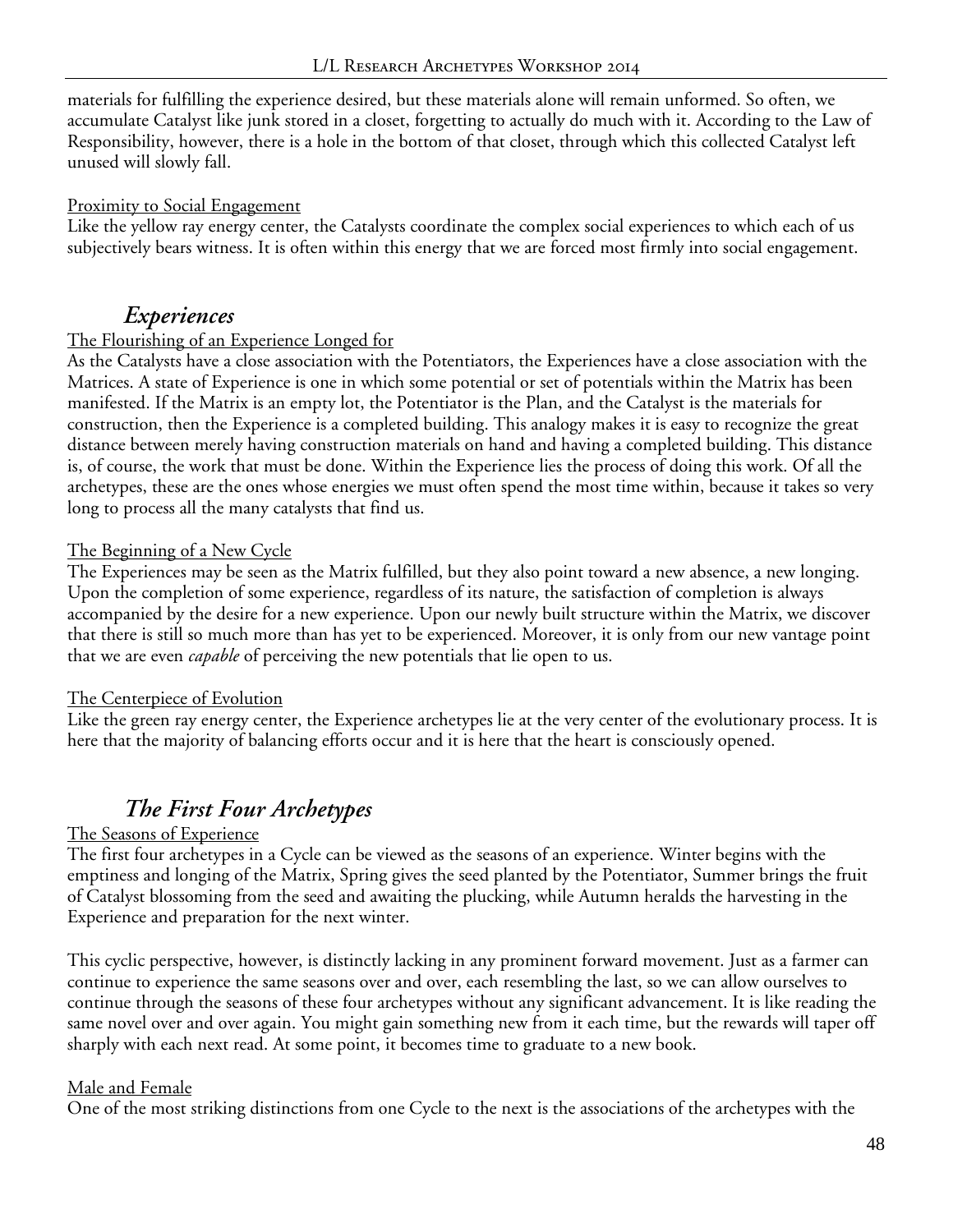materials for fulfilling the experience desired, but these materials alone will remain unformed. So often, we accumulate Catalyst like junk stored in a closet, forgetting to actually do much with it. According to the Law of Responsibility, however, there is a hole in the bottom of that closet, through which this collected Catalyst left unused will slowly fall.

Proximity to Social Engagement

Like the yellow ray energy center, the Catalysts coordinate the complex social experiences to which each of us subjectively bears witness. It is often within this energy that we are forced most firmly into social engagement.

## *Experiences*

The Flourishing of an Experience Longed for

As the Catalysts have a close association with the Potentiators, the Experiences have a close association with the Matrices. A state of Experience is one in which some potential or set of potentials within the Matrix has been manifested. If the Matrix is an empty lot, the Potentiator is the Plan, and the Catalyst is the materials for construction, then the Experience is a completed building. This analogy makes it is easy to recognize the great distance between merely having construction materials on hand and having a completed building. This distance is, of course, the work that must be done. Within the Experience lies the process of doing this work. Of all the archetypes, these are the ones whose energies we must often spend the most time within, because it takes so very long to process all the many catalysts that find us.

The Beginning of a New Cycle

The Experiences may be seen as the Matrix fulfilled, but they also point toward a new absence, a new longing. Upon the completion of some experience, regardless of its nature, the satisfaction of completion is always accompanied by the desire for a new experience. Upon our newly built structure within the Matrix, we discover that there is still so much more than has yet to be experienced. Moreover, it is only from our new vantage point that we are even *capable* of perceiving the new potentials that lie open to us.

The Centerpiece of Evolution

Like the green ray energy center, the Experience archetypes lie at the very center of the evolutionary process. It is here that the majority of balancing efforts occur and it is here that the heart is consciously opened.

## *The First Four Archetypes*

The Seasons of Experience

The first four archetypes in a Cycle can be viewed as the seasons of an experience. Winter begins with the emptiness and longing of the Matrix, Spring gives the seed planted by the Potentiator, Summer brings the fruit of Catalyst blossoming from the seed and awaiting the plucking, while Autumn heralds the harvesting in the Experience and preparation for the next winter.

This cyclic perspective, however, is distinctly lacking in any prominent forward movement. Just as a farmer can continue to experience the same seasons over and over, each resembling the last, so we can allow ourselves to continue through the seasons of these four archetypes without any significant advancement. It is like reading the same novel over and over again. You might gain something new from it each time, but the rewards will taper off sharply with each next read. At some point, it becomes time to graduate to a new book.

Male and Female

One of the most striking distinctions from one Cycle to the next is the associations of the archetypes with the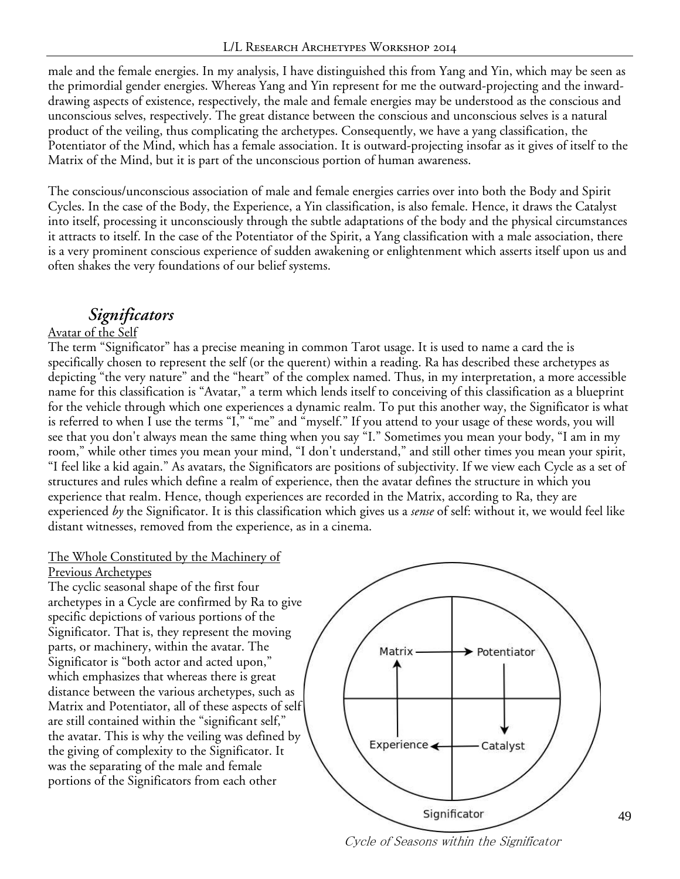male and the female energies. In my analysis, I have distinguished this from Yang and Yin, which may be seen as the primordial gender energies. Whereas Yang and Yin represent for me the outward-projecting and the inward-drawing aspects of existence, respectively, the male and female energies may be understood as the conscious and unconscious selves, respectively. The great distance between the conscious and unconscious selves is a natural product of the veiling, thus complicating the archetypes. Consequently, we have a yang classification, the Potentiator of the Mind, which has a female association. It is outward-projecting insofar as it gives of itself to the Matrix of the Mind, but it is part of the unconscious portion of human awareness.

The conscious/unconscious association of male and female energies carries over into both the Body and Spirit Cycles. In the case of the Body, the Experience, a Yin classification, is also female. Hence, it draws the Catalyst into itself, processing it unconsciously through the subtle adaptations of the body and the physical circumstances it attracts to itself. In the case of the Potentiator of the Spirit, a Yang classification with a male association, there is a very prominent conscious experience of sudden awakening or enlightenment which asserts itself upon us and often shakes the very foundations of our belief systems.

## *Significators*

Avatar of the Self

The term "Significator" has a precise meaning in common Tarot usage. It is used to name a card the is specifically chosen to represent the self (or the querent) within a reading. Ra has described these archetypes as depicting "the very nature" and the "heart" of the complex named. Thus, in my interpretation, a more accessible name for this classification is "Avatar," a term which lends itself to conceiving of this classification as a blueprint for the vehicle through which one experiences a dynamic realm. To put this another way, the Significator is what is referred to when I use the terms "I," "me" and "myself." If you attend to your usage of these words, you will see that you don't always mean the same thing when you say "I." Sometimes you mean your body, "I am in my room," while other times you mean your mind, "I don't understand," and still other times you mean your spirit, "I feel like a kid again." As avatars, the Significators are positions of subjectivity. If we view each Cycle as a set of structures and rules which define a realm of experience, then the avatar defines the structure in which you experience that realm. Hence, though experiences are recorded in the Matrix, according to Ra, they are experienced *by* the Significator. It is this classification which gives us a *sense* of self: without it, we would feel like distant witnesses, removed from the experience, as in a cinema.

The Whole Constituted by the Machinery of Previous Archetypes

The cyclic seasonal shape of the first four archetypes in a Cycle are confirmed by Ra to give specific depictions of various portions of the Significator. That is, they represent the moving parts, or machinery, within the avatar. The Significator is "both actor and acted upon," which emphasizes that whereas there is great distance between the various archetypes, such as Matrix and Potentiator, all of these aspects of self are still contained within the "significant self," the avatar. This is why the veiling was defined by the giving of complexity to the Significator. It was the separating of the male and female portions of the Significators from each other

Matrix → Potentiator → Catalyst → Experience → Matrix

Significator

*Cycle of Seasons within the Significator*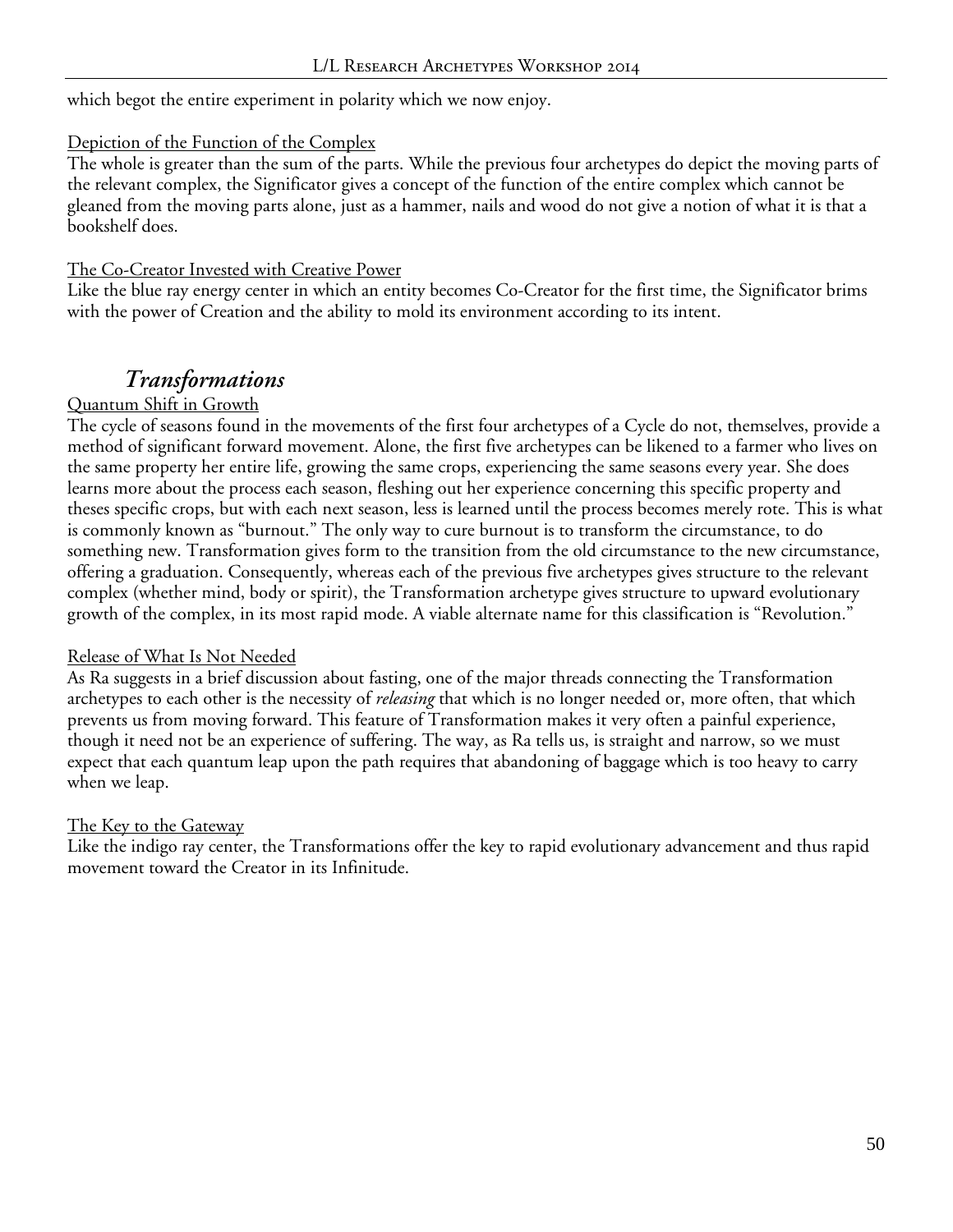which begot the entire experiment in polarity which we now enjoy.

Depiction of the Function of the Complex

The whole is greater than the sum of the parts. While the previous four archetypes do depict the moving parts of the relevant complex, the Significator gives a concept of the function of the entire complex which cannot be gleaned from the moving parts alone, just as a hammer, nails and wood do not give a notion of what it is that a bookshelf does.

The Co-Creator Invested with Creative Power

Like the blue ray energy center in which an entity becomes Co-Creator for the first time, the Significator brims with the power of Creation and the ability to mold its environment according to its intent.

## *Transformations*

Quantum Shift in Growth

The cycle of seasons found in the movements of the first four archetypes of a Cycle do not, themselves, provide a method of significant forward movement. Alone, the first five archetypes can be likened to a farmer who lives on the same property her entire life, growing the same crops, experiencing the same seasons every year. She does learns more about the process each season, fleshing out her experience concerning this specific property and theses specific crops, but with each next season, less is learned until the process becomes merely rote. This is what is commonly known as "burnout." The only way to cure burnout is to transform the circumstance, to do something new. Transformation gives form to the transition from the old circumstance to the new circumstance, offering a graduation. Consequently, whereas each of the previous five archetypes gives structure to the relevant complex (whether mind, body or spirit), the Transformation archetype gives structure to upward evolutionary growth of the complex, in its most rapid mode. A viable alternate name for this classification is "Revolution."

Release of What Is Not Needed

As Ra suggests in a brief discussion about fasting, one of the major threads connecting the Transformation archetypes to each other is the necessity of *releasing* that which is no longer needed or, more often, that which prevents us from moving forward. This feature of Transformation makes it very often a painful experience, though it need not be an experience of suffering. The way, as Ra tells us, is straight and narrow, so we must expect that each quantum leap upon the path requires that abandoning of baggage which is too heavy to carry when we leap.

The Key to the Gateway

Like the indigo ray center, the Transformations offer the key to rapid evolutionary advancement and thus rapid movement toward the Creator in its Infinitude.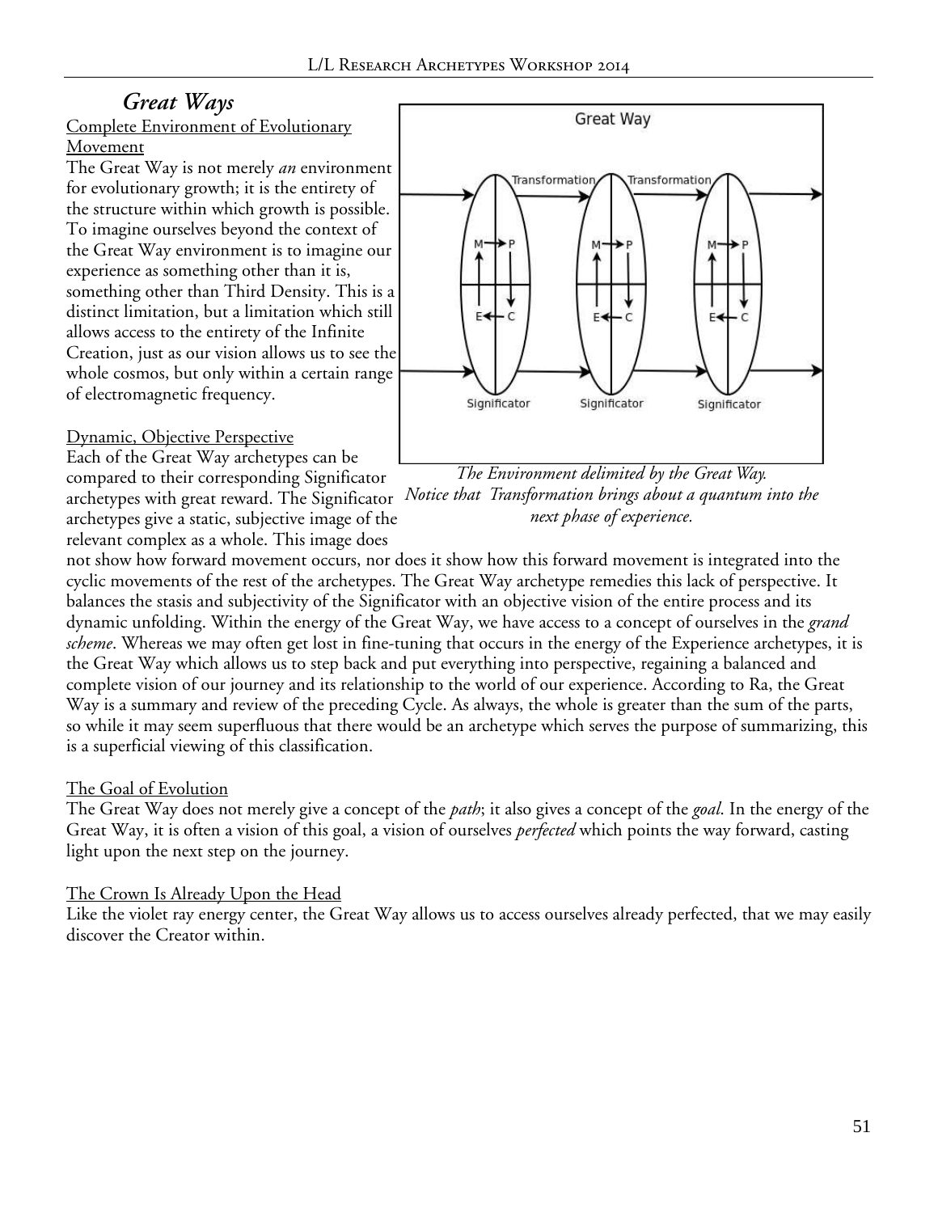# *Great Ways*

Complete Environment of Evolutionary Movement

The Great Way is not merely *an* environment for evolutionary growth; it is the entirety of the structure within which growth is possible. To imagine ourselves beyond the context of the Great Way environment is to imagine our experience as something other than it is, something other than Third Density. This is a distinct limitation, but a limitation which still allows access to the entirety of the Infinite Creation, just as our vision allows us to see the whole cosmos, but only within a certain range of electromagnetic frequency.

*The Environment delimited by the Great Way. Notice that Transformation brings about a quantum into the next phase of experience.*

Dynamic, Objective Perspective

Each of the Great Way archetypes can be compared to their corresponding Significator archetypes with great reward. The Significator archetypes give a static, subjective image of the relevant complex as a whole. This image does not show how forward movement occurs, nor does it show how this forward movement is integrated into the cyclic movements of the rest of the archetypes. The Great Way archetype remedies this lack of perspective. It balances the stasis and subjectivity of the Significator with an objective vision of the entire process and its dynamic unfolding. Within the energy of the Great Way, we have access to a concept of ourselves in the *grand scheme*. Whereas we may often get lost in fine-tuning that occurs in the energy of the Experience archetypes, it is the Great Way which allows us to step back and put everything into perspective, regaining a balanced and complete vision of our journey and its relationship to the world of our experience. According to Ra, the Great Way is a summary and review of the preceding Cycle. As always, the whole is greater than the sum of the parts, so while it may seem superfluous that there would be an archetype which serves the purpose of summarizing, this is a superficial viewing of this classification.

The Goal of Evolution

The Great Way does not merely give a concept of the *path*; it also gives a concept of the *goal*. In the energy of the Great Way, it is often a vision of this goal, a vision of ourselves *perfected* which points the way forward, casting light upon the next step on the journey.

The Crown Is Already Upon the Head

Like the violet ray energy center, the Great Way allows us to access ourselves already perfected, that we may easily discover the Creator within.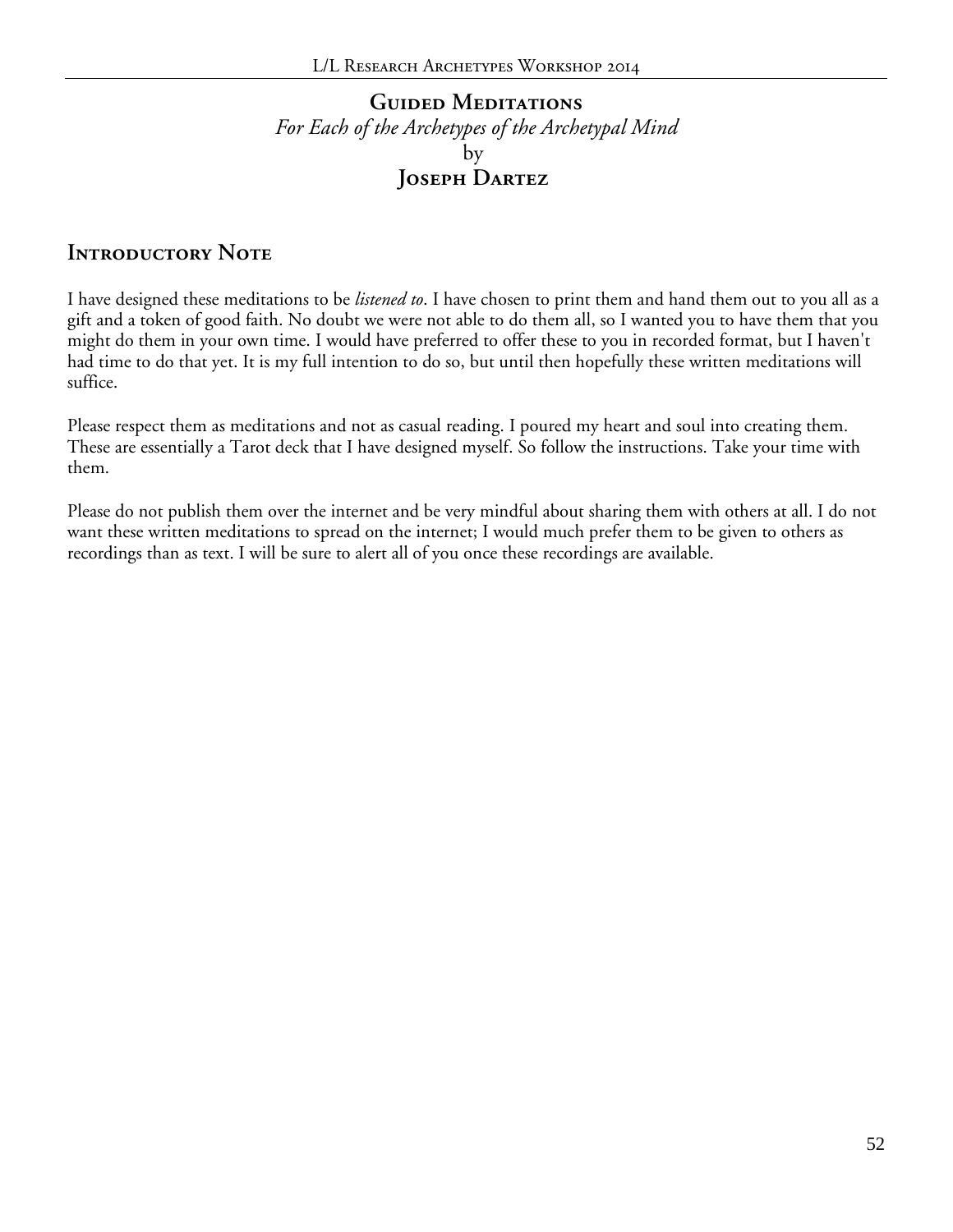# Guided Meditations

*For Each of the Archetypes of the Archetypal Mind*

by

**Joseph Dartez**

## Introductory Note

I have designed these meditations to be *listened to*. I have chosen to print them and hand them out to you all as a gift and a token of good faith. No doubt we were not able to do them all, so I wanted you to have them that you might do them in your own time. I would have preferred to offer these to you in recorded format, but I haven't had time to do that yet. It is my full intention to do so, but until then hopefully these written meditations will suffice.

Please respect them as meditations and not as casual reading. I poured my heart and soul into creating them. These are essentially a Tarot deck that I have designed myself. So follow the instructions. Take your time with them.

Please do not publish them over the internet and be very mindful about sharing them with others at all. I do not want these written meditations to spread on the internet; I would much prefer them to be given to others as recordings than as text. I will be sure to alert all of you once these recordings are available.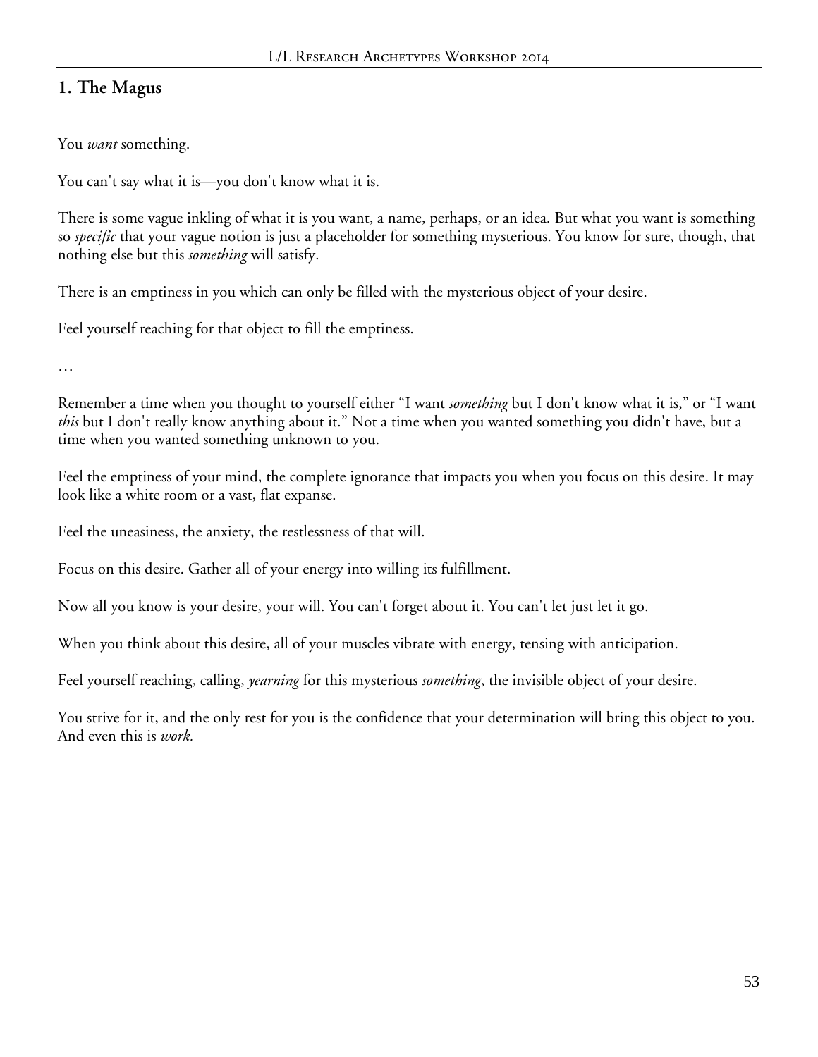## 1. The Magus

You *want* something.

You can't say what it is—you don't know what it is.

There is some vague inkling of what it is you want, a name, perhaps, or an idea. But what you want is something so *specific* that your vague notion is just a placeholder for something mysterious. You know for sure, though, that nothing else but this *something* will satisfy.

There is an emptiness in you which can only be filled with the mysterious object of your desire.

Feel yourself reaching for that object to fill the emptiness.

…

Remember a time when you thought to yourself either "I want *something* but I don't know what it is," or "I want *this* but I don't really know anything about it." Not a time when you wanted something you didn't have, but a time when you wanted something unknown to you.

Feel the emptiness of your mind, the complete ignorance that impacts you when you focus on this desire. It may look like a white room or a vast, flat expanse.

Feel the uneasiness, the anxiety, the restlessness of that will.

Focus on this desire. Gather all of your energy into willing its fulfillment.

Now all you know is your desire, your will. You can't forget about it. You can't let just let it go.

When you think about this desire, all of your muscles vibrate with energy, tensing with anticipation.

Feel yourself reaching, calling, *yearning* for this mysterious *something*, the invisible object of your desire.

You strive for it, and the only rest for you is the confidence that your determination will bring this object to you. And even this is *work.*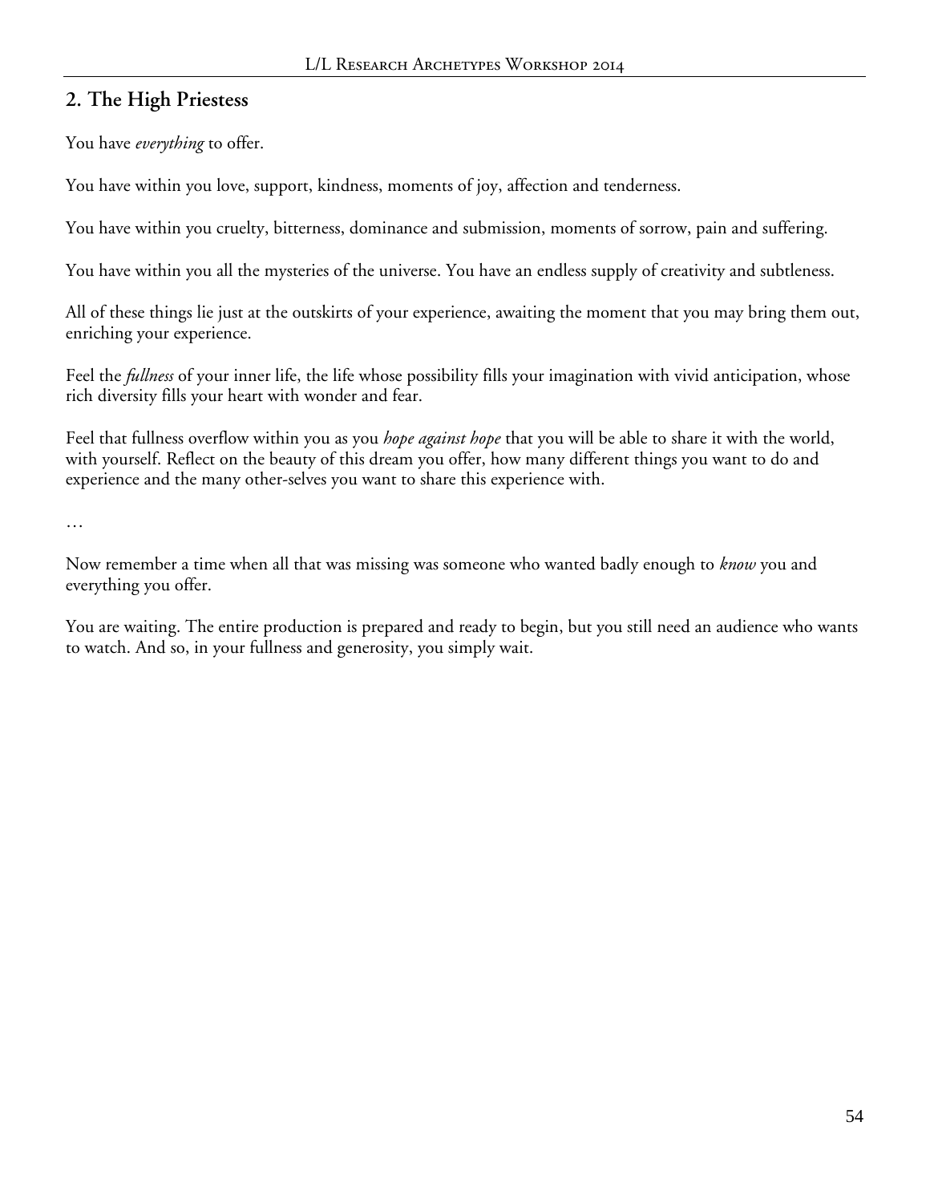## 2. The High Priestess

You have *everything* to offer.

You have within you love, support, kindness, moments of joy, affection and tenderness.

You have within you cruelty, bitterness, dominance and submission, moments of sorrow, pain and suffering.

You have within you all the mysteries of the universe. You have an endless supply of creativity and subtleness.

All of these things lie just at the outskirts of your experience, awaiting the moment that you may bring them out, enriching your experience.

Feel the *fullness* of your inner life, the life whose possibility fills your imagination with vivid anticipation, whose rich diversity fills your heart with wonder and fear.

Feel that fullness overflow within you as you *hope against hope* that you will be able to share it with the world, with yourself. Reflect on the beauty of this dream you offer, how many different things you want to do and experience and the many other-selves you want to share this experience with.

…

Now remember a time when all that was missing was someone who wanted badly enough to *know* you and everything you offer.

You are waiting. The entire production is prepared and ready to begin, but you still need an audience who wants to watch. And so, in your fullness and generosity, you simply wait.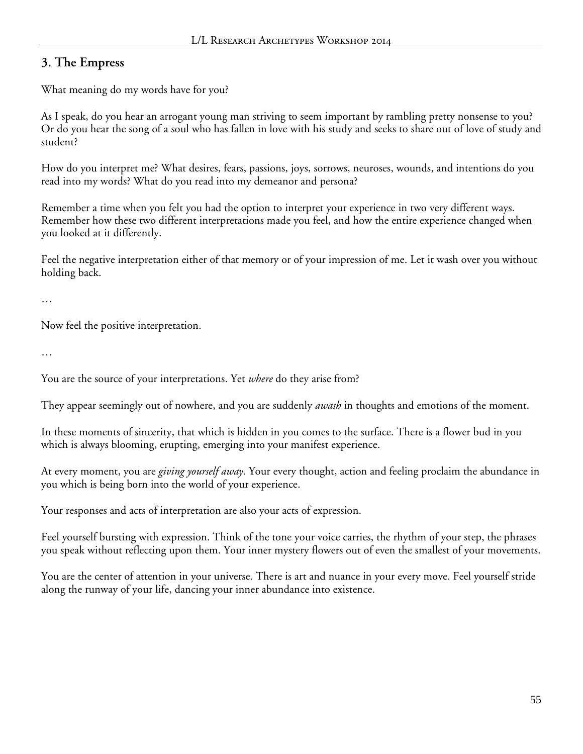## 3. The Empress

What meaning do my words have for you?

As I speak, do you hear an arrogant young man striving to seem important by rambling pretty nonsense to you? Or do you hear the song of a soul who has fallen in love with his study and seeks to share out of love of study and student?

How do you interpret me? What desires, fears, passions, joys, sorrows, neuroses, wounds, and intentions do you read into my words? What do you read into my demeanor and persona?

Remember a time when you felt you had the option to interpret your experience in two very different ways. Remember how these two different interpretations made you feel, and how the entire experience changed when you looked at it differently.

Feel the negative interpretation either of that memory or of your impression of me. Let it wash over you without holding back.

…

Now feel the positive interpretation.

…

You are the source of your interpretations. Yet *where* do they arise from?

They appear seemingly out of nowhere, and you are suddenly *awash* in thoughts and emotions of the moment.

In these moments of sincerity, that which is hidden in you comes to the surface. There is a flower bud in you which is always blooming, erupting, emerging into your manifest experience.

At every moment, you are *giving yourself away*. Your every thought, action and feeling proclaim the abundance in you which is being born into the world of your experience.

Your responses and acts of interpretation are also your acts of expression.

Feel yourself bursting with expression. Think of the tone your voice carries, the rhythm of your step, the phrases you speak without reflecting upon them. Your inner mystery flowers out of even the smallest of your movements.

You are the center of attention in your universe. There is art and nuance in your every move. Feel yourself stride along the runway of your life, dancing your inner abundance into existence.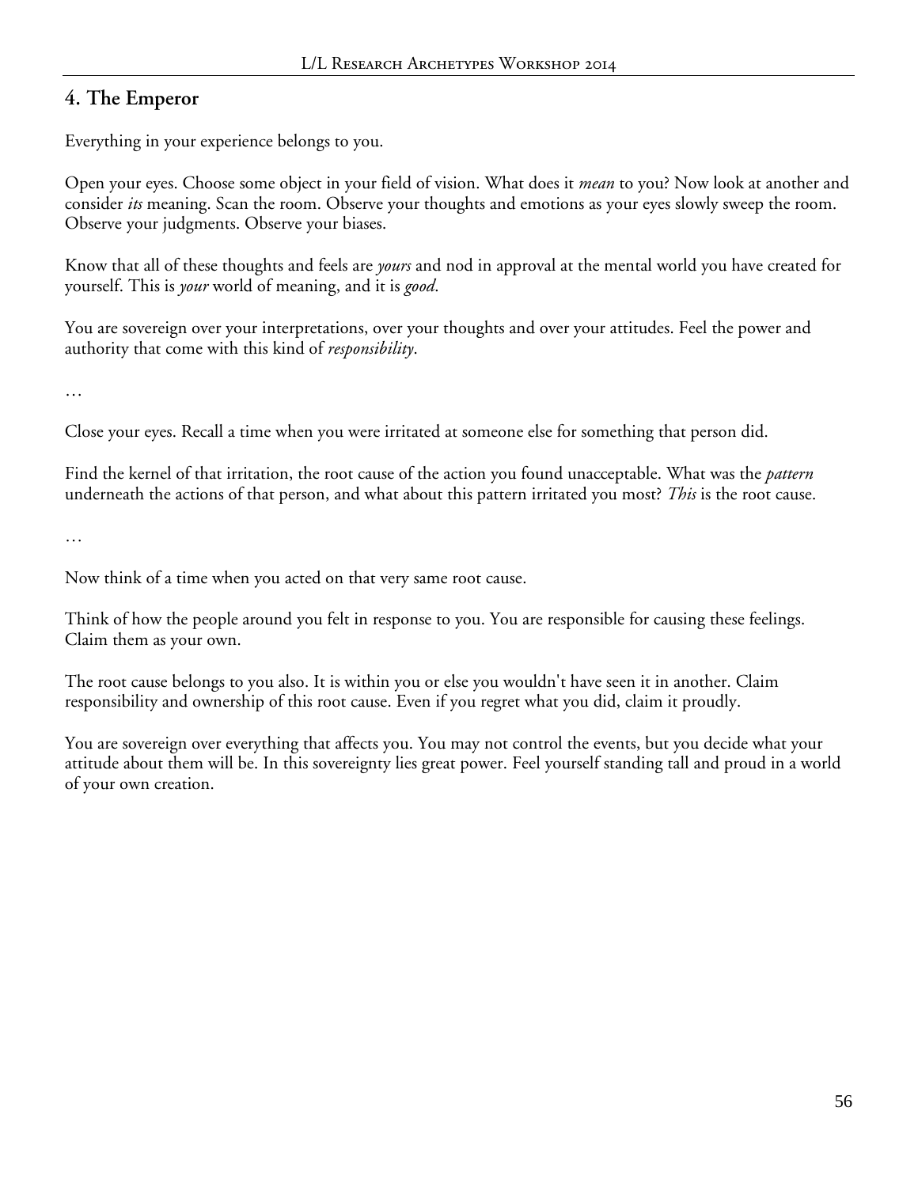## 4. The Emperor

Everything in your experience belongs to you.

Open your eyes. Choose some object in your field of vision. What does it *mean* to you? Now look at another and consider *its* meaning. Scan the room. Observe your thoughts and emotions as your eyes slowly sweep the room. Observe your judgments. Observe your biases.

Know that all of these thoughts and feels are *yours* and nod in approval at the mental world you have created for yourself. This is *your* world of meaning, and it is *good*.

You are sovereign over your interpretations, over your thoughts and over your attitudes. Feel the power and authority that come with this kind of *responsibility*.

…

Close your eyes. Recall a time when you were irritated at someone else for something that person did.

Find the kernel of that irritation, the root cause of the action you found unacceptable. What was the *pattern* underneath the actions of that person, and what about this pattern irritated you most? *This* is the root cause.

…

Now think of a time when you acted on that very same root cause.

Think of how the people around you felt in response to you. You are responsible for causing these feelings. Claim them as your own.

The root cause belongs to you also. It is within you or else you wouldn't have seen it in another. Claim responsibility and ownership of this root cause. Even if you regret what you did, claim it proudly.

You are sovereign over everything that affects you. You may not control the events, but you decide what your attitude about them will be. In this sovereignty lies great power. Feel yourself standing tall and proud in a world of your own creation.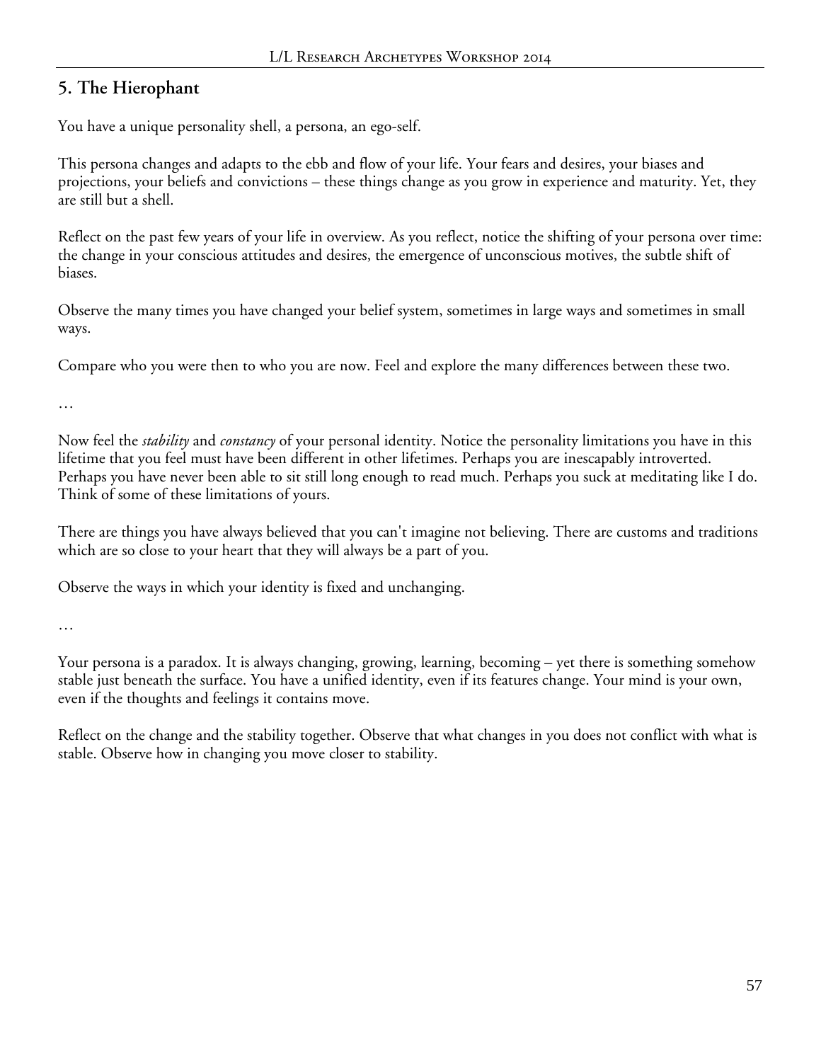## 5. The Hierophant

You have a unique personality shell, a persona, an ego-self.

This persona changes and adapts to the ebb and flow of your life. Your fears and desires, your biases and projections, your beliefs and convictions – these things change as you grow in experience and maturity. Yet, they are still but a shell.

Reflect on the past few years of your life in overview. As you reflect, notice the shifting of your persona over time: the change in your conscious attitudes and desires, the emergence of unconscious motives, the subtle shift of biases.

Observe the many times you have changed your belief system, sometimes in large ways and sometimes in small ways.

Compare who you were then to who you are now. Feel and explore the many differences between these two.

…

Now feel the *stability* and *constancy* of your personal identity. Notice the personality limitations you have in this lifetime that you feel must have been different in other lifetimes. Perhaps you are inescapably introverted. Perhaps you have never been able to sit still long enough to read much. Perhaps you suck at meditating like I do. Think of some of these limitations of yours.

There are things you have always believed that you can't imagine not believing. There are customs and traditions which are so close to your heart that they will always be a part of you.

Observe the ways in which your identity is fixed and unchanging.

…

Your persona is a paradox. It is always changing, growing, learning, becoming – yet there is something somehow stable just beneath the surface. You have a unified identity, even if its features change. Your mind is your own, even if the thoughts and feelings it contains move.

Reflect on the change and the stability together. Observe that what changes in you does not conflict with what is stable. Observe how in changing you move closer to stability.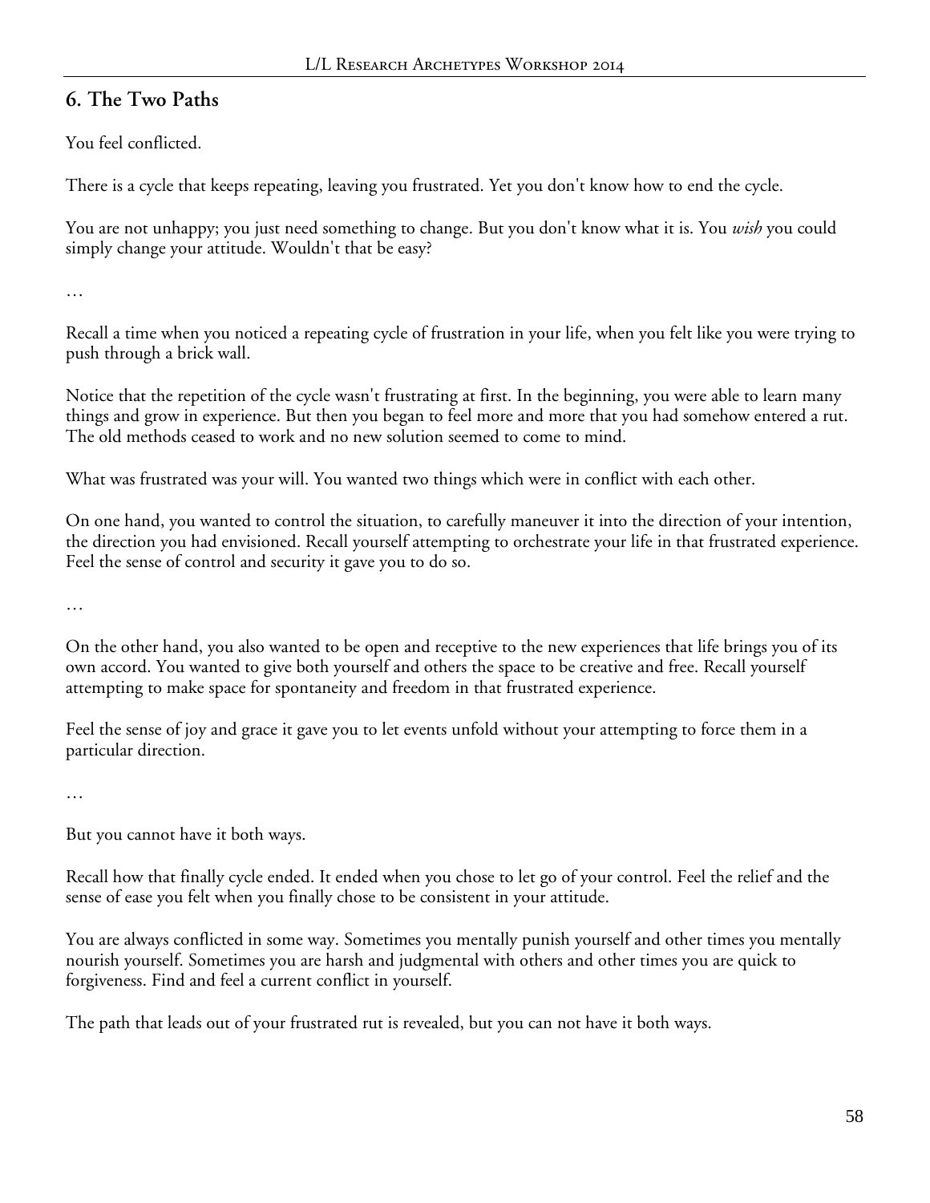## 6. The Two Paths

You feel conflicted.

There is a cycle that keeps repeating, leaving you frustrated. Yet you don't know how to end the cycle.

You are not unhappy; you just need something to change. But you don't know what it is. You *wish* you could simply change your attitude. Wouldn't that be easy?

…

Recall a time when you noticed a repeating cycle of frustration in your life, when you felt like you were trying to push through a brick wall.

Notice that the repetition of the cycle wasn't frustrating at first. In the beginning, you were able to learn many things and grow in experience. But then you began to feel more and more that you had somehow entered a rut. The old methods ceased to work and no new solution seemed to come to mind.

What was frustrated was your will. You wanted two things which were in conflict with each other.

On one hand, you wanted to control the situation, to carefully maneuver it into the direction of your intention, the direction you had envisioned. Recall yourself attempting to orchestrate your life in that frustrated experience. Feel the sense of control and security it gave you to do so.

…

On the other hand, you also wanted to be open and receptive to the new experiences that life brings you of its own accord. You wanted to give both yourself and others the space to be creative and free. Recall yourself attempting to make space for spontaneity and freedom in that frustrated experience.

Feel the sense of joy and grace it gave you to let events unfold without your attempting to force them in a particular direction.

…

But you cannot have it both ways.

Recall how that finally cycle ended. It ended when you chose to let go of your control. Feel the relief and the sense of ease you felt when you finally chose to be consistent in your attitude.

You are always conflicted in some way. Sometimes you mentally punish yourself and other times you mentally nourish yourself. Sometimes you are harsh and judgmental with others and other times you are quick to forgiveness. Find and feel a current conflict in yourself.

The path that leads out of your frustrated rut is revealed, but you can not have it both ways.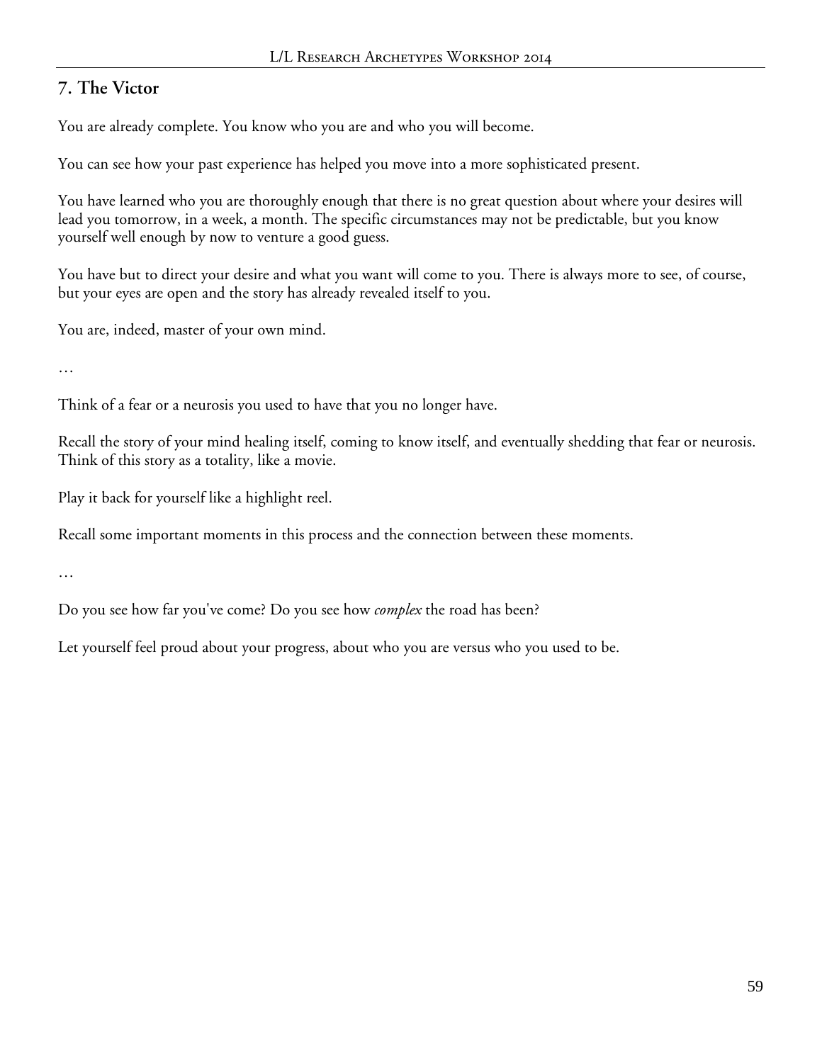## 7. The Victor

You are already complete. You know who you are and who you will become.

You can see how your past experience has helped you move into a more sophisticated present.

You have learned who you are thoroughly enough that there is no great question about where your desires will lead you tomorrow, in a week, a month. The specific circumstances may not be predictable, but you know yourself well enough by now to venture a good guess.

You have but to direct your desire and what you want will come to you. There is always more to see, of course, but your eyes are open and the story has already revealed itself to you.

You are, indeed, master of your own mind.

…

Think of a fear or a neurosis you used to have that you no longer have.

Recall the story of your mind healing itself, coming to know itself, and eventually shedding that fear or neurosis. Think of this story as a totality, like a movie.

Play it back for yourself like a highlight reel.

Recall some important moments in this process and the connection between these moments.

…

Do you see how far you've come? Do you see how *complex* the road has been?

Let yourself feel proud about your progress, about who you are versus who you used to be.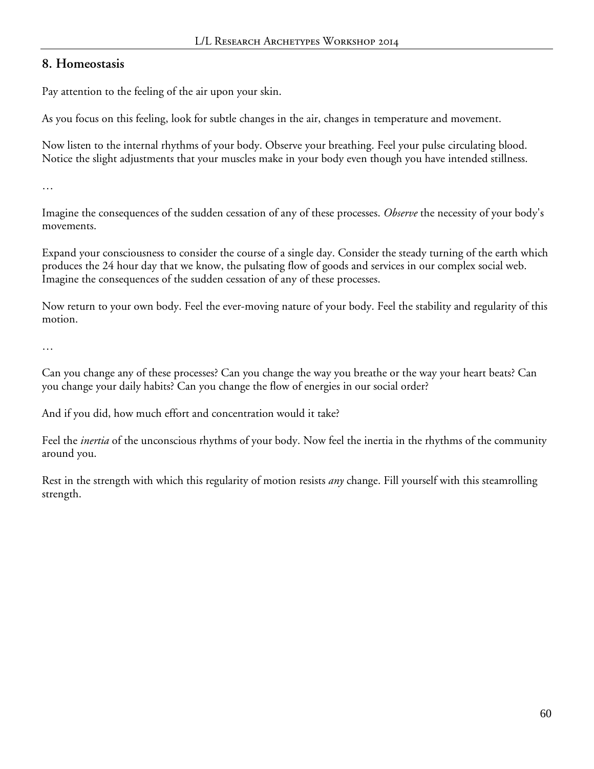## 8. Homeostasis

Pay attention to the feeling of the air upon your skin.

As you focus on this feeling, look for subtle changes in the air, changes in temperature and movement.

Now listen to the internal rhythms of your body. Observe your breathing. Feel your pulse circulating blood. Notice the slight adjustments that your muscles make in your body even though you have intended stillness.

…

Imagine the consequences of the sudden cessation of any of these processes. *Observe* the necessity of your body's movements.

Expand your consciousness to consider the course of a single day. Consider the steady turning of the earth which produces the 24 hour day that we know, the pulsating flow of goods and services in our complex social web. Imagine the consequences of the sudden cessation of any of these processes.

Now return to your own body. Feel the ever-moving nature of your body. Feel the stability and regularity of this motion.

…

Can you change any of these processes? Can you change the way you breathe or the way your heart beats? Can you change your daily habits? Can you change the flow of energies in our social order?

And if you did, how much effort and concentration would it take?

Feel the *inertia* of the unconscious rhythms of your body. Now feel the inertia in the rhythms of the community around you.

Rest in the strength with which this regularity of motion resists *any* change. Fill yourself with this steamrolling strength.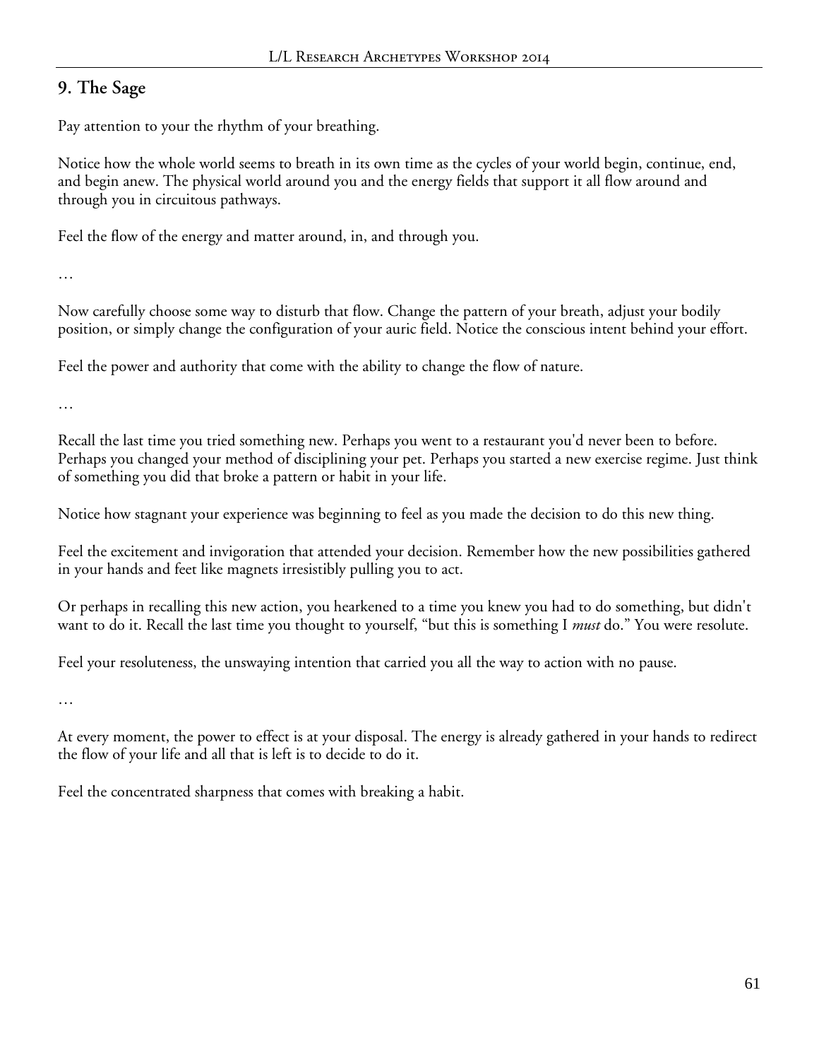## 9. The Sage

Pay attention to your the rhythm of your breathing.

Notice how the whole world seems to breath in its own time as the cycles of your world begin, continue, end, and begin anew. The physical world around you and the energy fields that support it all flow around and through you in circuitous pathways.

Feel the flow of the energy and matter around, in, and through you.

…

Now carefully choose some way to disturb that flow. Change the pattern of your breath, adjust your bodily position, or simply change the configuration of your auric field. Notice the conscious intent behind your effort.

Feel the power and authority that come with the ability to change the flow of nature.

…

Recall the last time you tried something new. Perhaps you went to a restaurant you'd never been to before. Perhaps you changed your method of disciplining your pet. Perhaps you started a new exercise regime. Just think of something you did that broke a pattern or habit in your life.

Notice how stagnant your experience was beginning to feel as you made the decision to do this new thing.

Feel the excitement and invigoration that attended your decision. Remember how the new possibilities gathered in your hands and feet like magnets irresistibly pulling you to act.

Or perhaps in recalling this new action, you hearkened to a time you knew you had to do something, but didn't want to do it. Recall the last time you thought to yourself, "but this is something I *must* do." You were resolute.

Feel your resoluteness, the unswaying intention that carried you all the way to action with no pause.

…

At every moment, the power to effect is at your disposal. The energy is already gathered in your hands to redirect the flow of your life and all that is left is to decide to do it.

Feel the concentrated sharpness that comes with breaking a habit.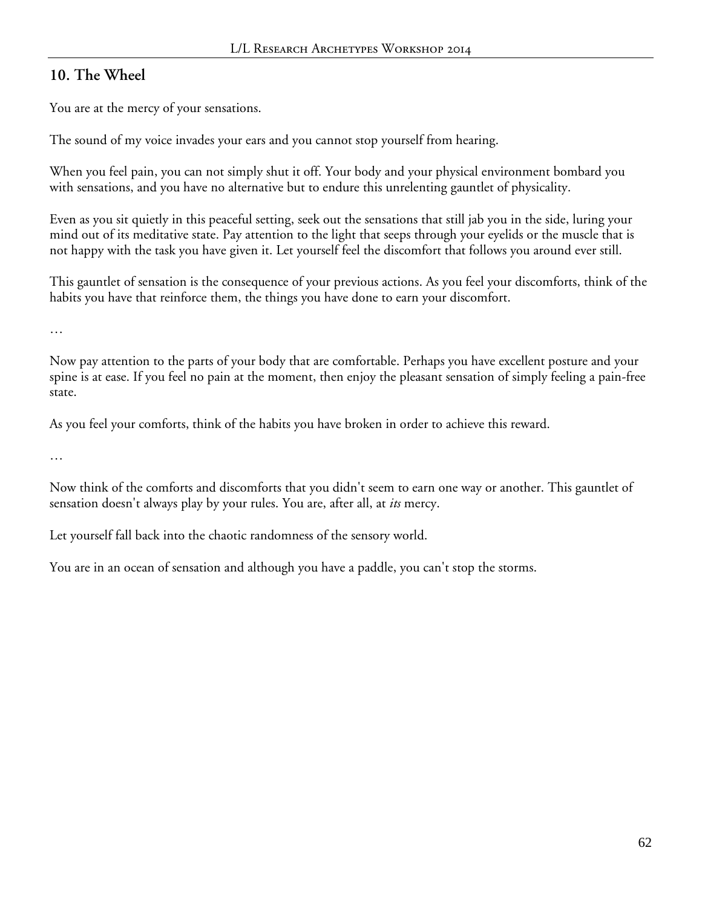## 10. The Wheel

You are at the mercy of your sensations.

The sound of my voice invades your ears and you cannot stop yourself from hearing.

When you feel pain, you can not simply shut it off. Your body and your physical environment bombard you with sensations, and you have no alternative but to endure this unrelenting gauntlet of physicality.

Even as you sit quietly in this peaceful setting, seek out the sensations that still jab you in the side, luring your mind out of its meditative state. Pay attention to the light that seeps through your eyelids or the muscle that is not happy with the task you have given it. Let yourself feel the discomfort that follows you around ever still.

This gauntlet of sensation is the consequence of your previous actions. As you feel your discomforts, think of the habits you have that reinforce them, the things you have done to earn your discomfort.

…

Now pay attention to the parts of your body that are comfortable. Perhaps you have excellent posture and your spine is at ease. If you feel no pain at the moment, then enjoy the pleasant sensation of simply feeling a pain-free state.

As you feel your comforts, think of the habits you have broken in order to achieve this reward.

…

Now think of the comforts and discomforts that you didn't seem to earn one way or another. This gauntlet of sensation doesn't always play by your rules. You are, after all, at *its* mercy.

Let yourself fall back into the chaotic randomness of the sensory world.

You are in an ocean of sensation and although you have a paddle, you can't stop the storms.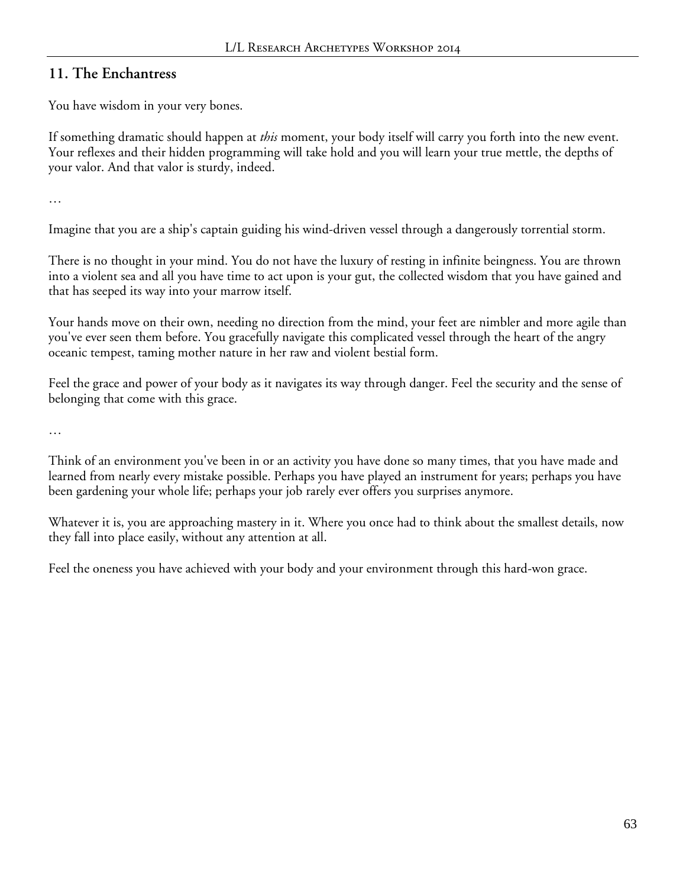## 11. The Enchantress

You have wisdom in your very bones.

If something dramatic should happen at *this* moment, your body itself will carry you forth into the new event. Your reflexes and their hidden programming will take hold and you will learn your true mettle, the depths of your valor. And that valor is sturdy, indeed.

…

Imagine that you are a ship's captain guiding his wind-driven vessel through a dangerously torrential storm.

There is no thought in your mind. You do not have the luxury of resting in infinite beingness. You are thrown into a violent sea and all you have time to act upon is your gut, the collected wisdom that you have gained and that has seeped its way into your marrow itself.

Your hands move on their own, needing no direction from the mind, your feet are nimbler and more agile than you've ever seen them before. You gracefully navigate this complicated vessel through the heart of the angry oceanic tempest, taming mother nature in her raw and violent bestial form.

Feel the grace and power of your body as it navigates its way through danger. Feel the security and the sense of belonging that come with this grace.

…

Think of an environment you've been in or an activity you have done so many times, that you have made and learned from nearly every mistake possible. Perhaps you have played an instrument for years; perhaps you have been gardening your whole life; perhaps your job rarely ever offers you surprises anymore.

Whatever it is, you are approaching mastery in it. Where you once had to think about the smallest details, now they fall into place easily, without any attention at all.

Feel the oneness you have achieved with your body and your environment through this hard-won grace.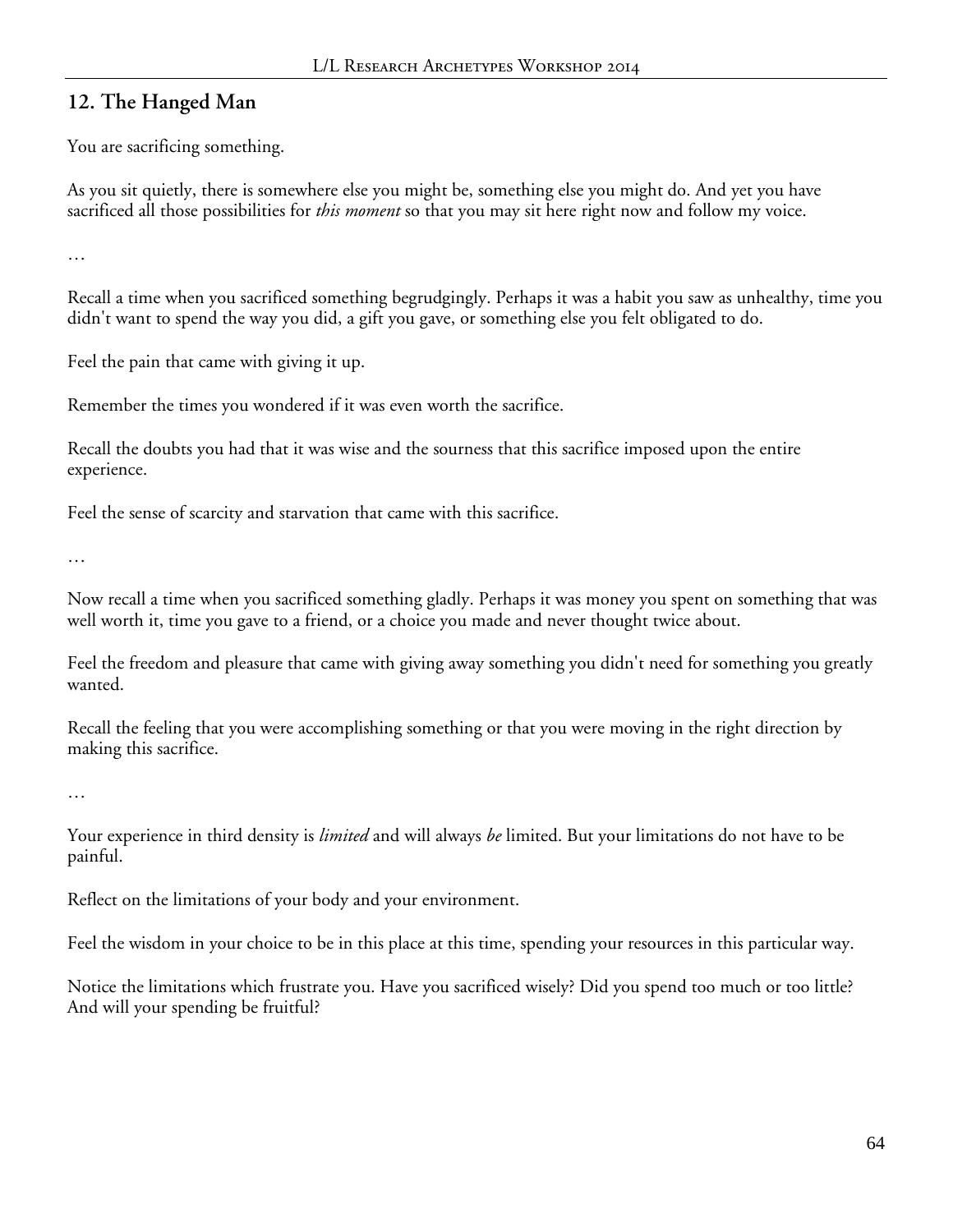## 12. The Hanged Man

You are sacrificing something.

As you sit quietly, there is somewhere else you might be, something else you might do. And yet you have sacrificed all those possibilities for *this moment* so that you may sit here right now and follow my voice.

…

Recall a time when you sacrificed something begrudgingly. Perhaps it was a habit you saw as unhealthy, time you didn't want to spend the way you did, a gift you gave, or something else you felt obligated to do.

Feel the pain that came with giving it up.

Remember the times you wondered if it was even worth the sacrifice.

Recall the doubts you had that it was wise and the sourness that this sacrifice imposed upon the entire experience.

Feel the sense of scarcity and starvation that came with this sacrifice.

…

Now recall a time when you sacrificed something gladly. Perhaps it was money you spent on something that was well worth it, time you gave to a friend, or a choice you made and never thought twice about.

Feel the freedom and pleasure that came with giving away something you didn't need for something you greatly wanted.

Recall the feeling that you were accomplishing something or that you were moving in the right direction by making this sacrifice.

…

Your experience in third density is *limited* and will always *be* limited. But your limitations do not have to be painful.

Reflect on the limitations of your body and your environment.

Feel the wisdom in your choice to be in this place at this time, spending your resources in this particular way.

Notice the limitations which frustrate you. Have you sacrificed wisely? Did you spend too much or too little? And will your spending be fruitful?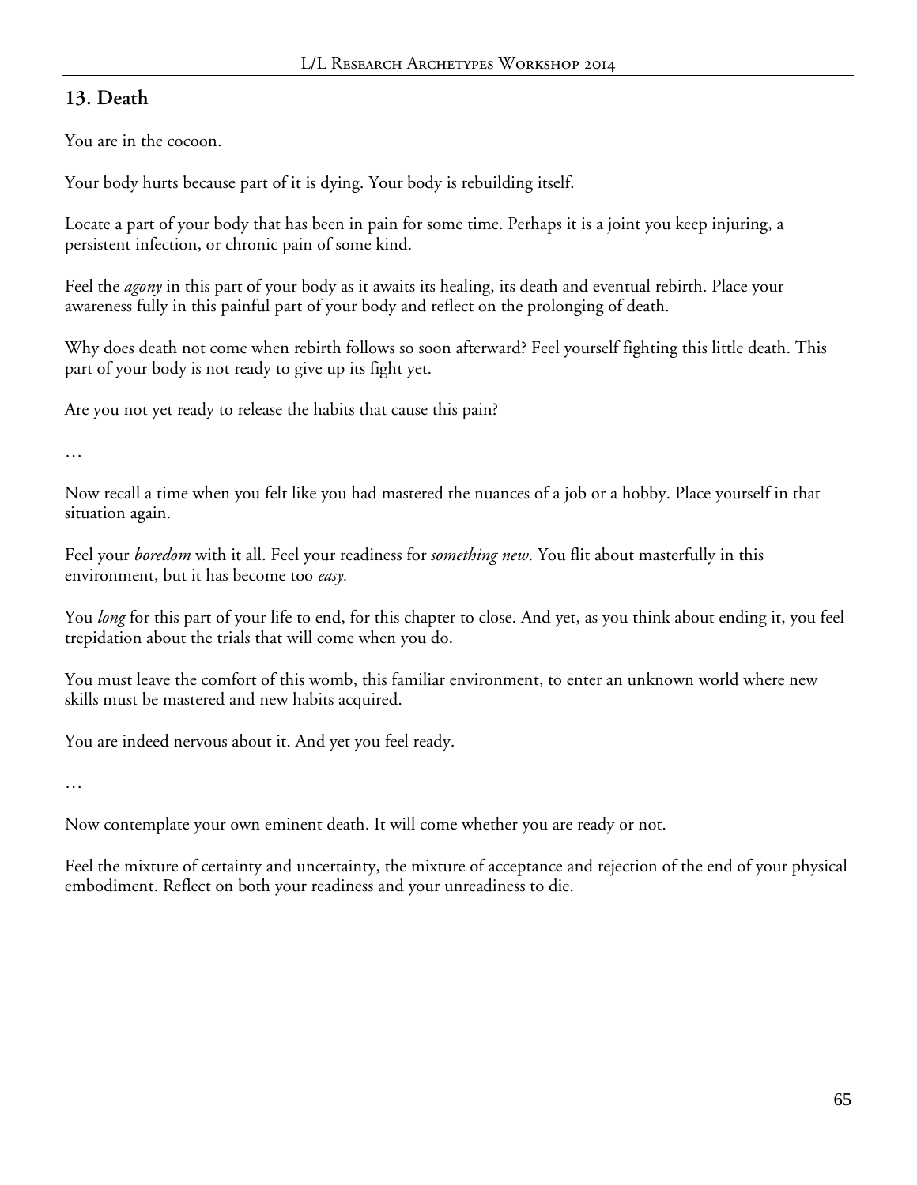## 13. Death

You are in the cocoon.

Your body hurts because part of it is dying. Your body is rebuilding itself.

Locate a part of your body that has been in pain for some time. Perhaps it is a joint you keep injuring, a persistent infection, or chronic pain of some kind.

Feel the *agony* in this part of your body as it awaits its healing, its death and eventual rebirth. Place your awareness fully in this painful part of your body and reflect on the prolonging of death.

Why does death not come when rebirth follows so soon afterward? Feel yourself fighting this little death. This part of your body is not ready to give up its fight yet.

Are you not yet ready to release the habits that cause this pain?

…

Now recall a time when you felt like you had mastered the nuances of a job or a hobby. Place yourself in that situation again.

Feel your *boredom* with it all. Feel your readiness for *something new*. You flit about masterfully in this environment, but it has become too *easy.*

You *long* for this part of your life to end, for this chapter to close. And yet, as you think about ending it, you feel trepidation about the trials that will come when you do.

You must leave the comfort of this womb, this familiar environment, to enter an unknown world where new skills must be mastered and new habits acquired.

You are indeed nervous about it. And yet you feel ready.

…

Now contemplate your own eminent death. It will come whether you are ready or not.

Feel the mixture of certainty and uncertainty, the mixture of acceptance and rejection of the end of your physical embodiment. Reflect on both your readiness and your unreadiness to die.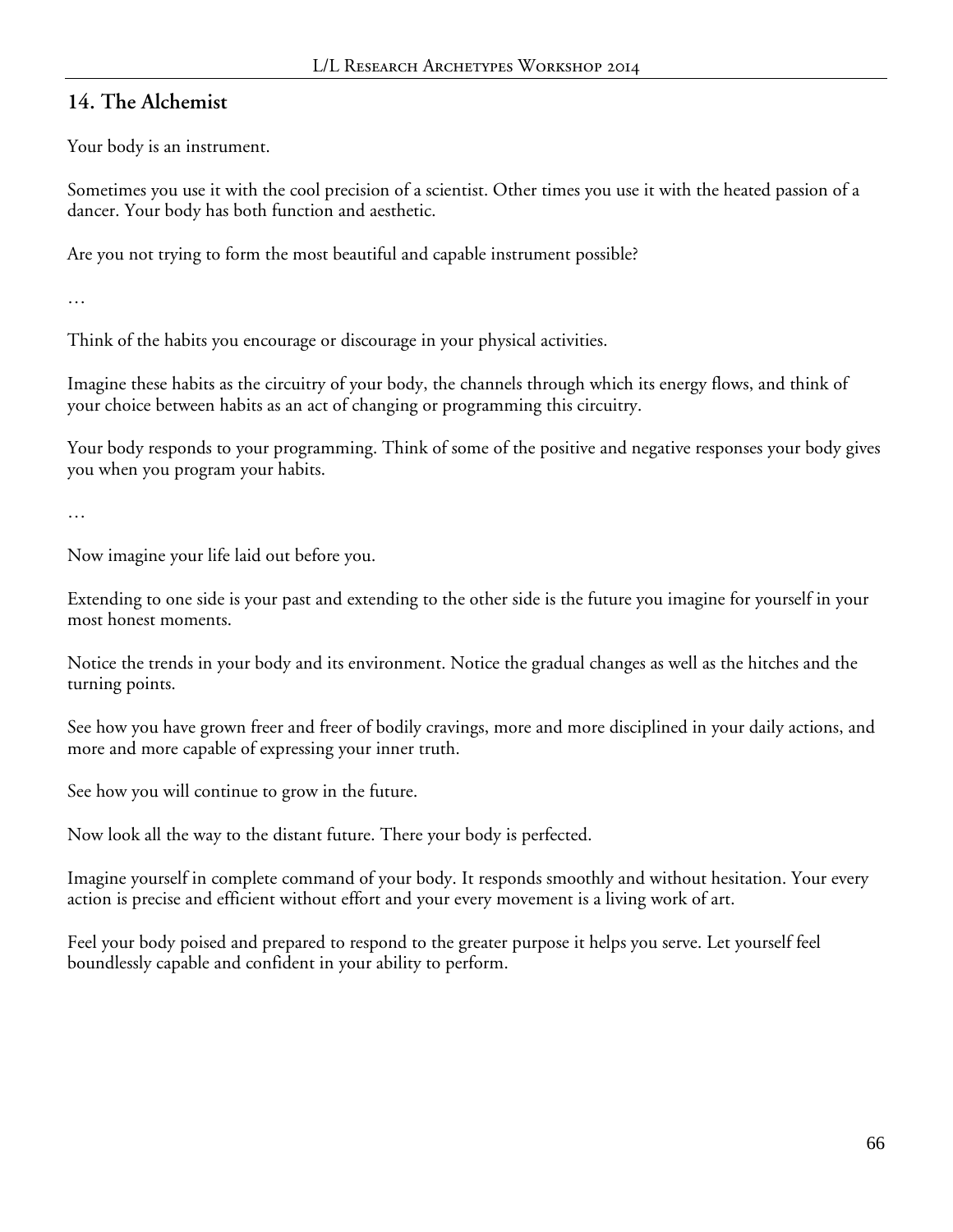## 14. The Alchemist

Your body is an instrument.

Sometimes you use it with the cool precision of a scientist. Other times you use it with the heated passion of a dancer. Your body has both function and aesthetic.

Are you not trying to form the most beautiful and capable instrument possible?

…

Think of the habits you encourage or discourage in your physical activities.

Imagine these habits as the circuitry of your body, the channels through which its energy flows, and think of your choice between habits as an act of changing or programming this circuitry.

Your body responds to your programming. Think of some of the positive and negative responses your body gives you when you program your habits.

…

Now imagine your life laid out before you.

Extending to one side is your past and extending to the other side is the future you imagine for yourself in your most honest moments.

Notice the trends in your body and its environment. Notice the gradual changes as well as the hitches and the turning points.

See how you have grown freer and freer of bodily cravings, more and more disciplined in your daily actions, and more and more capable of expressing your inner truth.

See how you will continue to grow in the future.

Now look all the way to the distant future. There your body is perfected.

Imagine yourself in complete command of your body. It responds smoothly and without hesitation. Your every action is precise and efficient without effort and your every movement is a living work of art.

Feel your body poised and prepared to respond to the greater purpose it helps you serve. Let yourself feel boundlessly capable and confident in your ability to perform.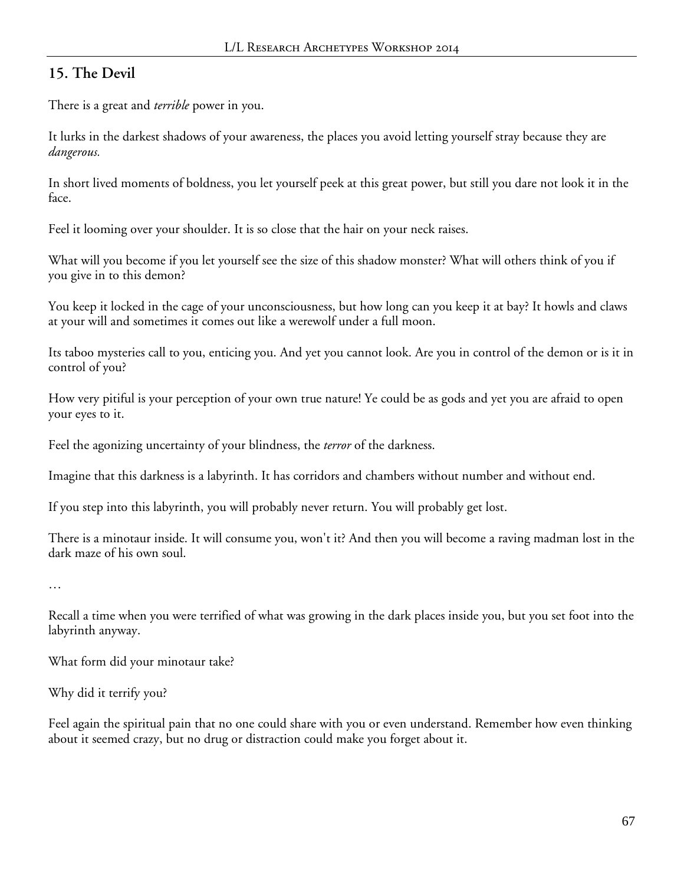## 15. The Devil

There is a great and *terrible* power in you.

It lurks in the darkest shadows of your awareness, the places you avoid letting yourself stray because they are *dangerous.*

In short lived moments of boldness, you let yourself peek at this great power, but still you dare not look it in the face.

Feel it looming over your shoulder. It is so close that the hair on your neck raises.

What will you become if you let yourself see the size of this shadow monster? What will others think of you if you give in to this demon?

You keep it locked in the cage of your unconsciousness, but how long can you keep it at bay? It howls and claws at your will and sometimes it comes out like a werewolf under a full moon.

Its taboo mysteries call to you, enticing you. And yet you cannot look. Are you in control of the demon or is it in control of you?

How very pitiful is your perception of your own true nature! Ye could be as gods and yet you are afraid to open your eyes to it.

Feel the agonizing uncertainty of your blindness, the *terror* of the darkness.

Imagine that this darkness is a labyrinth. It has corridors and chambers without number and without end.

If you step into this labyrinth, you will probably never return. You will probably get lost.

There is a minotaur inside. It will consume you, won't it? And then you will become a raving madman lost in the dark maze of his own soul.

…

Recall a time when you were terrified of what was growing in the dark places inside you, but you set foot into the labyrinth anyway.

What form did your minotaur take?

Why did it terrify you?

Feel again the spiritual pain that no one could share with you or even understand. Remember how even thinking about it seemed crazy, but no drug or distraction could make you forget about it.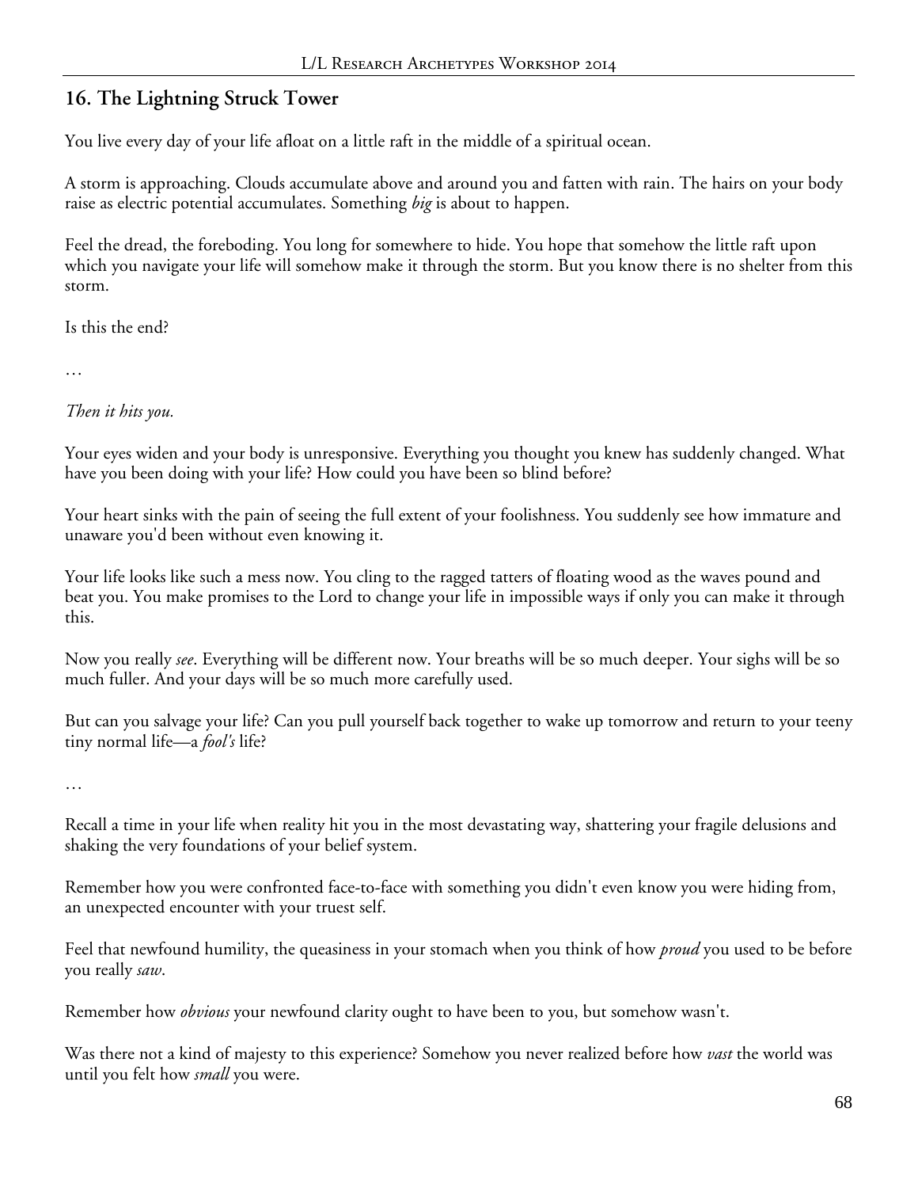## 16. The Lightning Struck Tower

You live every day of your life afloat on a little raft in the middle of a spiritual ocean.

A storm is approaching. Clouds accumulate above and around you and fatten with rain. The hairs on your body raise as electric potential accumulates. Something *big* is about to happen.

Feel the dread, the foreboding. You long for somewhere to hide. You hope that somehow the little raft upon which you navigate your life will somehow make it through the storm. But you know there is no shelter from this storm.

Is this the end?

…

*Then it hits you.*

Your eyes widen and your body is unresponsive. Everything you thought you knew has suddenly changed. What have you been doing with your life? How could you have been so blind before?

Your heart sinks with the pain of seeing the full extent of your foolishness. You suddenly see how immature and unaware you'd been without even knowing it.

Your life looks like such a mess now. You cling to the ragged tatters of floating wood as the waves pound and beat you. You make promises to the Lord to change your life in impossible ways if only you can make it through this.

Now you really *see*. Everything will be different now. Your breaths will be so much deeper. Your sighs will be so much fuller. And your days will be so much more carefully used.

But can you salvage your life? Can you pull yourself back together to wake up tomorrow and return to your teeny tiny normal life—a *fool's* life?

…

Recall a time in your life when reality hit you in the most devastating way, shattering your fragile delusions and shaking the very foundations of your belief system.

Remember how you were confronted face-to-face with something you didn't even know you were hiding from, an unexpected encounter with your truest self.

Feel that newfound humility, the queasiness in your stomach when you think of how *proud* you used to be before you really *saw*.

Remember how *obvious* your newfound clarity ought to have been to you, but somehow wasn't.

Was there not a kind of majesty to this experience? Somehow you never realized before how *vast* the world was until you felt how *small* you were.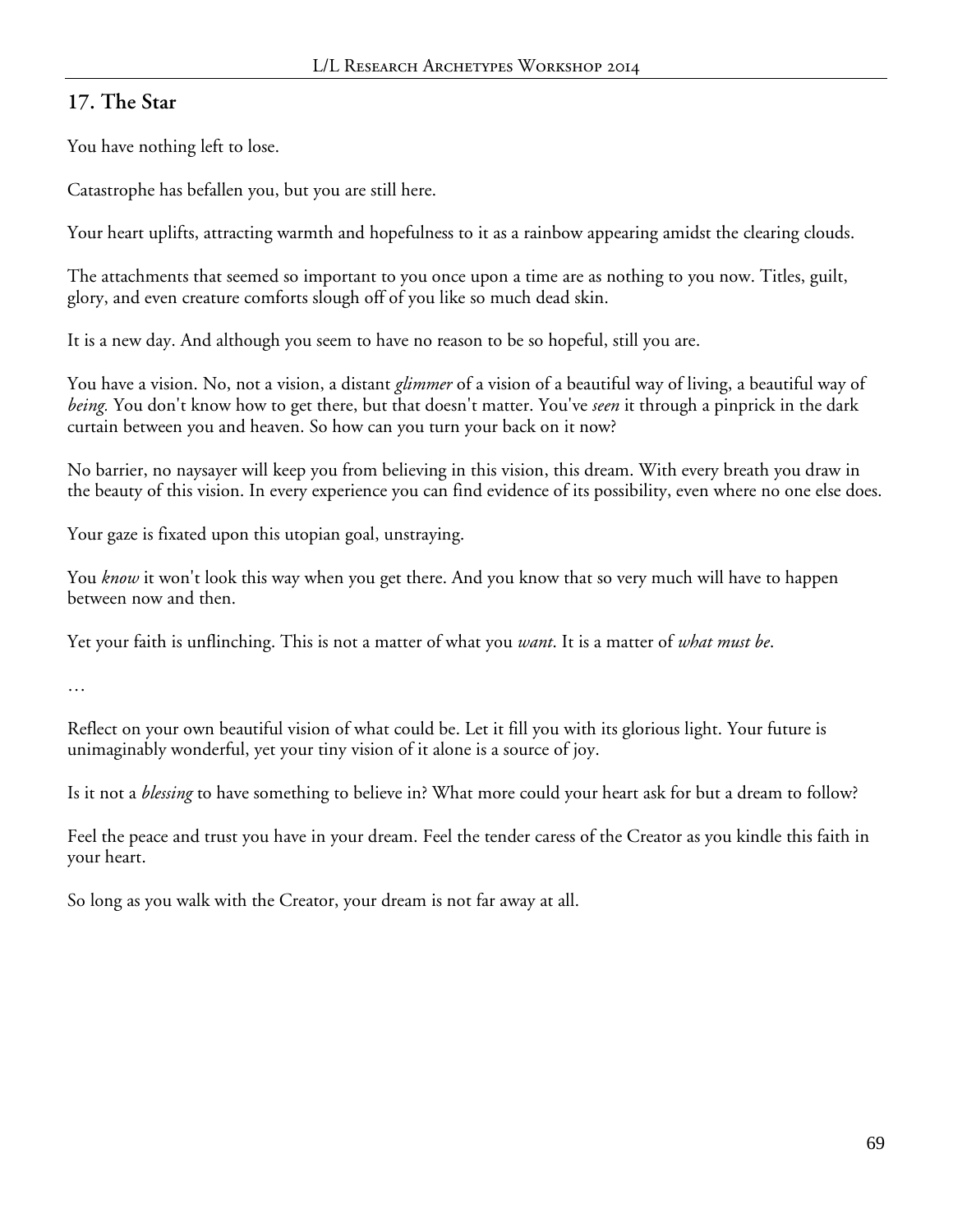## 17. The Star

You have nothing left to lose.

Catastrophe has befallen you, but you are still here.

Your heart uplifts, attracting warmth and hopefulness to it as a rainbow appearing amidst the clearing clouds.

The attachments that seemed so important to you once upon a time are as nothing to you now. Titles, guilt, glory, and even creature comforts slough off of you like so much dead skin.

It is a new day. And although you seem to have no reason to be so hopeful, still you are.

You have a vision. No, not a vision, a distant *glimmer* of a vision of a beautiful way of living, a beautiful way of *being.* You don't know how to get there, but that doesn't matter. You've *seen* it through a pinprick in the dark curtain between you and heaven. So how can you turn your back on it now?

No barrier, no naysayer will keep you from believing in this vision, this dream. With every breath you draw in the beauty of this vision. In every experience you can find evidence of its possibility, even where no one else does.

Your gaze is fixated upon this utopian goal, unstraying.

You *know* it won't look this way when you get there. And you know that so very much will have to happen between now and then.

Yet your faith is unflinching. This is not a matter of what you *want*. It is a matter of *what must be*.

…

Reflect on your own beautiful vision of what could be. Let it fill you with its glorious light. Your future is unimaginably wonderful, yet your tiny vision of it alone is a source of joy.

Is it not a *blessing* to have something to believe in? What more could your heart ask for but a dream to follow?

Feel the peace and trust you have in your dream. Feel the tender caress of the Creator as you kindle this faith in your heart.

So long as you walk with the Creator, your dream is not far away at all.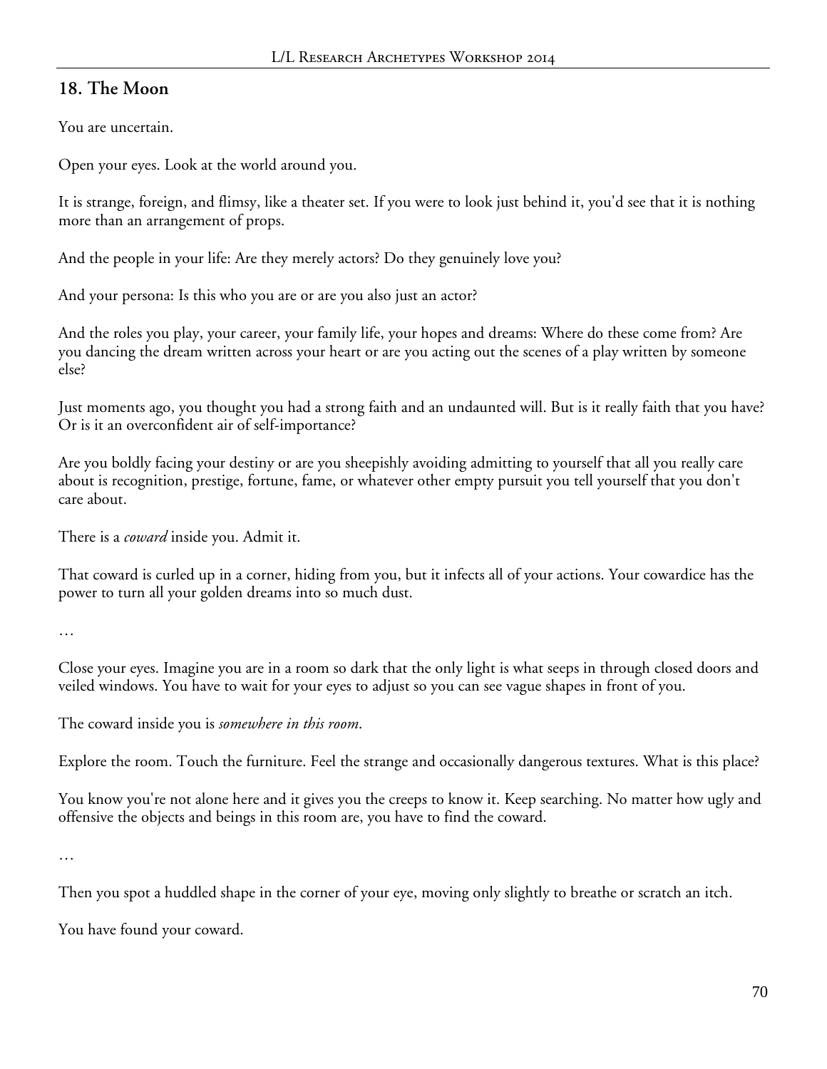## 18. The Moon

You are uncertain.

Open your eyes. Look at the world around you.

It is strange, foreign, and flimsy, like a theater set. If you were to look just behind it, you'd see that it is nothing more than an arrangement of props.

And the people in your life: Are they merely actors? Do they genuinely love you?

And your persona: Is this who you are or are you also just an actor?

And the roles you play, your career, your family life, your hopes and dreams: Where do these come from? Are you dancing the dream written across your heart or are you acting out the scenes of a play written by someone else?

Just moments ago, you thought you had a strong faith and an undaunted will. But is it really faith that you have? Or is it an overconfident air of self-importance?

Are you boldly facing your destiny or are you sheepishly avoiding admitting to yourself that all you really care about is recognition, prestige, fortune, fame, or whatever other empty pursuit you tell yourself that you don't care about.

There is a *coward* inside you. Admit it.

That coward is curled up in a corner, hiding from you, but it infects all of your actions. Your cowardice has the power to turn all your golden dreams into so much dust.

…

Close your eyes. Imagine you are in a room so dark that the only light is what seeps in through closed doors and veiled windows. You have to wait for your eyes to adjust so you can see vague shapes in front of you.

The coward inside you is *somewhere in this room*.

Explore the room. Touch the furniture. Feel the strange and occasionally dangerous textures. What is this place?

You know you're not alone here and it gives you the creeps to know it. Keep searching. No matter how ugly and offensive the objects and beings in this room are, you have to find the coward.

…

Then you spot a huddled shape in the corner of your eye, moving only slightly to breathe or scratch an itch.

You have found your coward.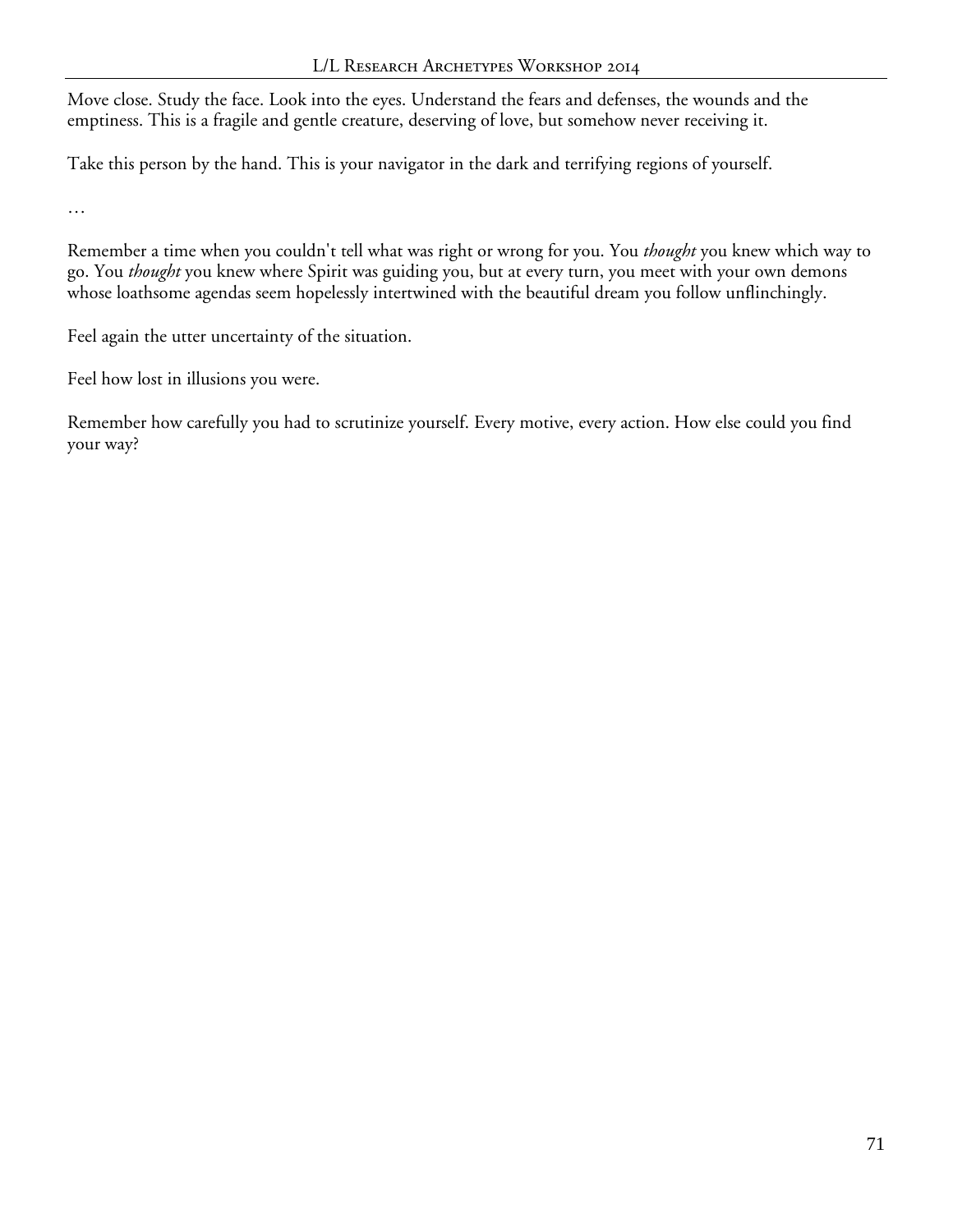Move close. Study the face. Look into the eyes. Understand the fears and defenses, the wounds and the emptiness. This is a fragile and gentle creature, deserving of love, but somehow never receiving it.

Take this person by the hand. This is your navigator in the dark and terrifying regions of yourself.

…

Remember a time when you couldn't tell what was right or wrong for you. You *thought* you knew which way to go. You *thought* you knew where Spirit was guiding you, but at every turn, you meet with your own demons whose loathsome agendas seem hopelessly intertwined with the beautiful dream you follow unflinchingly.

Feel again the utter uncertainty of the situation.

Feel how lost in illusions you were.

Remember how carefully you had to scrutinize yourself. Every motive, every action. How else could you find your way?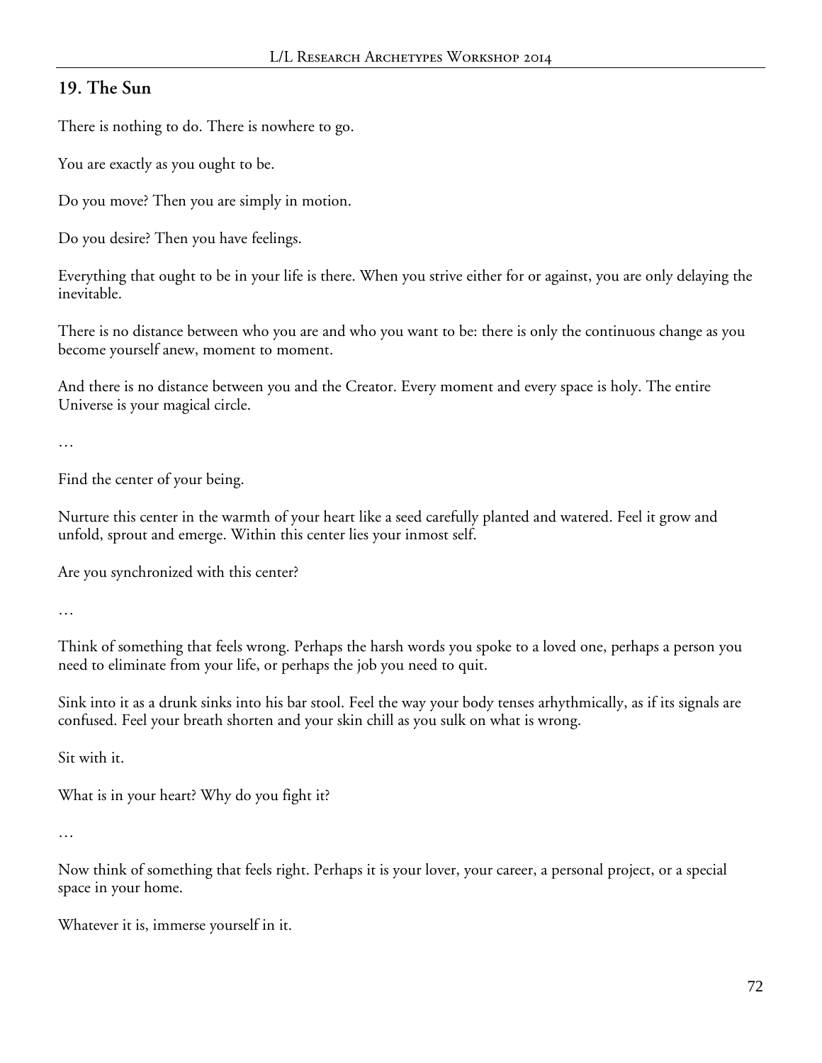## 19. The Sun

There is nothing to do. There is nowhere to go.

You are exactly as you ought to be.

Do you move? Then you are simply in motion.

Do you desire? Then you have feelings.

Everything that ought to be in your life is there. When you strive either for or against, you are only delaying the inevitable.

There is no distance between who you are and who you want to be: there is only the continuous change as you become yourself anew, moment to moment.

And there is no distance between you and the Creator. Every moment and every space is holy. The entire Universe is your magical circle.

…

Find the center of your being.

Nurture this center in the warmth of your heart like a seed carefully planted and watered. Feel it grow and unfold, sprout and emerge. Within this center lies your inmost self.

Are you synchronized with this center?

…

Think of something that feels wrong. Perhaps the harsh words you spoke to a loved one, perhaps a person you need to eliminate from your life, or perhaps the job you need to quit.

Sink into it as a drunk sinks into his bar stool. Feel the way your body tenses arhythmically, as if its signals are confused. Feel your breath shorten and your skin chill as you sulk on what is wrong.

Sit with it.

What is in your heart? Why do you fight it?

…

Now think of something that feels right. Perhaps it is your lover, your career, a personal project, or a special space in your home.

Whatever it is, immerse yourself in it.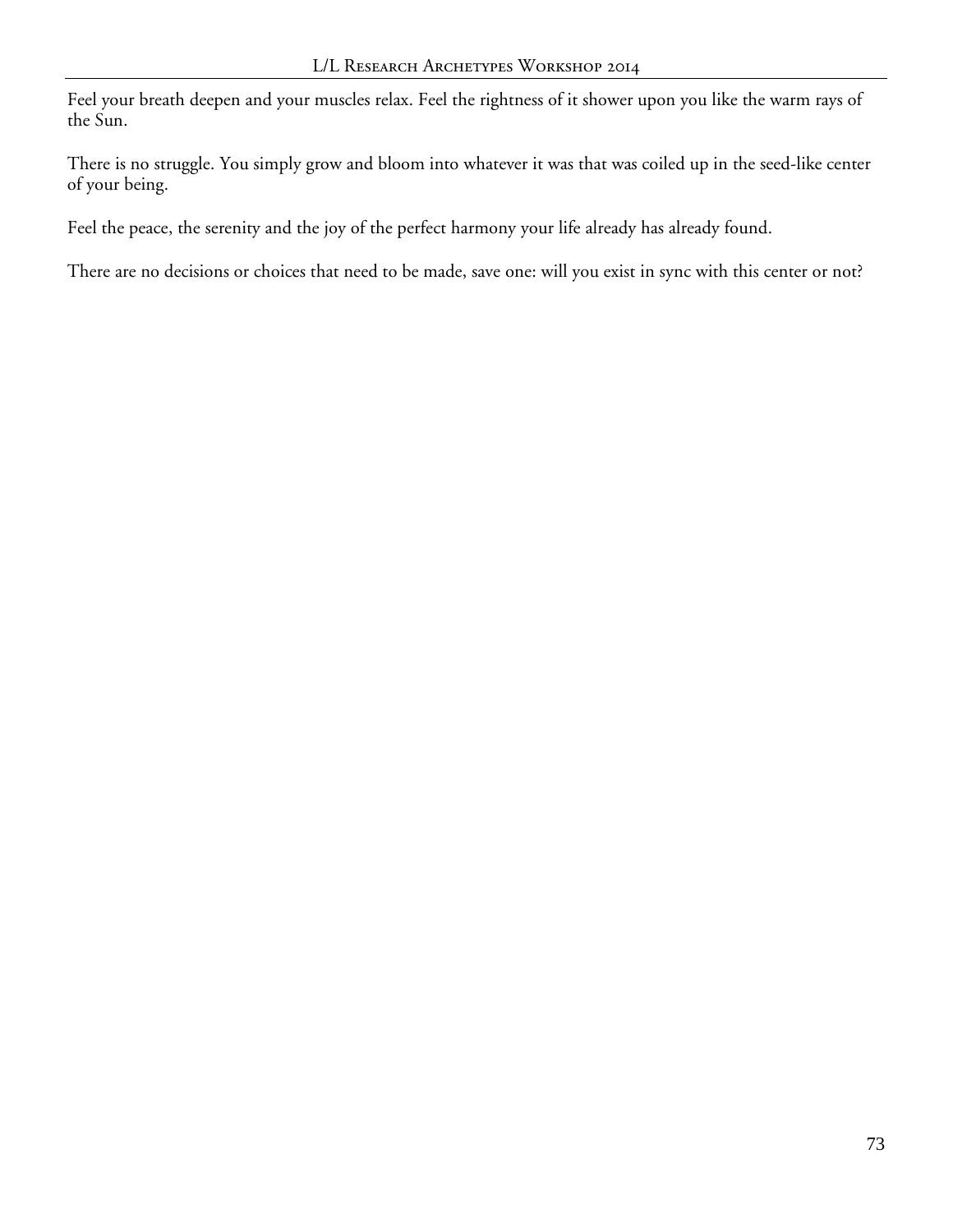Feel your breath deepen and your muscles relax. Feel the rightness of it shower upon you like the warm rays of the Sun.

There is no struggle. You simply grow and bloom into whatever it was that was coiled up in the seed-like center of your being.

Feel the peace, the serenity and the joy of the perfect harmony your life already has already found.

There are no decisions or choices that need to be made, save one: will you exist in sync with this center or not?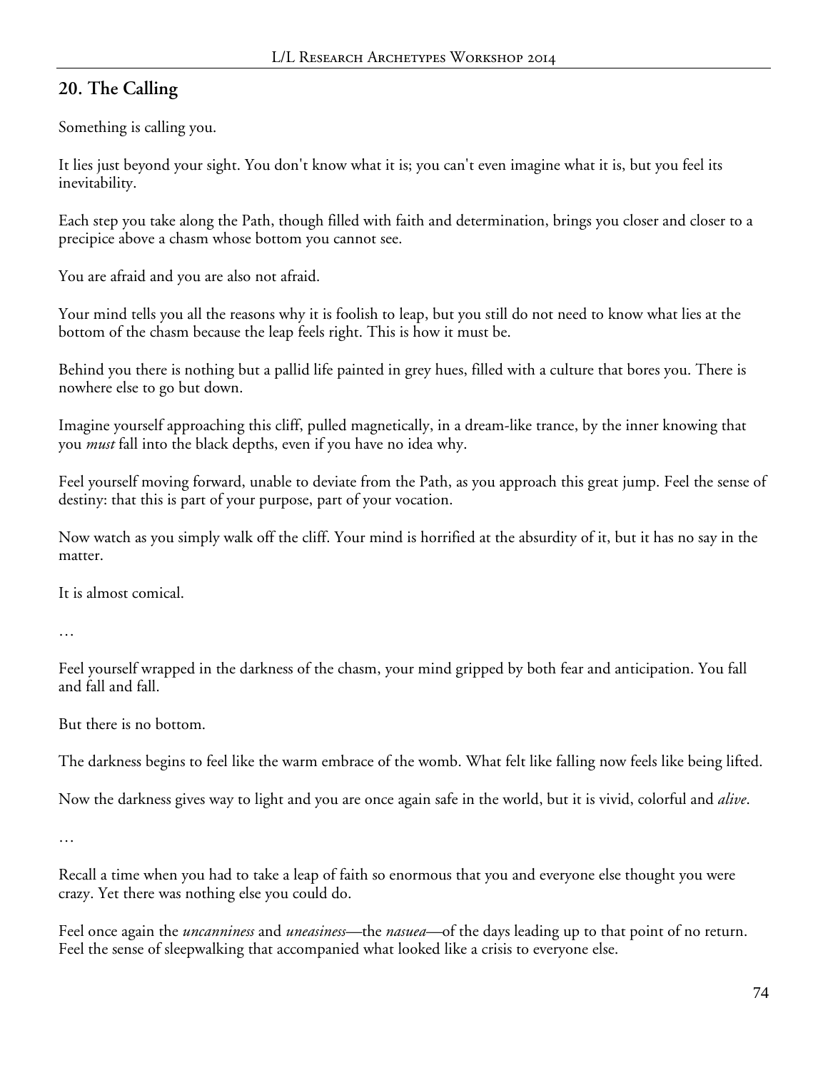## 20. The Calling

Something is calling you.

It lies just beyond your sight. You don't know what it is; you can't even imagine what it is, but you feel its inevitability.

Each step you take along the Path, though filled with faith and determination, brings you closer and closer to a precipice above a chasm whose bottom you cannot see.

You are afraid and you are also not afraid.

Your mind tells you all the reasons why it is foolish to leap, but you still do not need to know what lies at the bottom of the chasm because the leap feels right. This is how it must be.

Behind you there is nothing but a pallid life painted in grey hues, filled with a culture that bores you. There is nowhere else to go but down.

Imagine yourself approaching this cliff, pulled magnetically, in a dream-like trance, by the inner knowing that you *must* fall into the black depths, even if you have no idea why.

Feel yourself moving forward, unable to deviate from the Path, as you approach this great jump. Feel the sense of destiny: that this is part of your purpose, part of your vocation.

Now watch as you simply walk off the cliff. Your mind is horrified at the absurdity of it, but it has no say in the matter.

It is almost comical.

…

Feel yourself wrapped in the darkness of the chasm, your mind gripped by both fear and anticipation. You fall and fall and fall.

But there is no bottom.

The darkness begins to feel like the warm embrace of the womb. What felt like falling now feels like being lifted.

Now the darkness gives way to light and you are once again safe in the world, but it is vivid, colorful and *alive*.

…

Recall a time when you had to take a leap of faith so enormous that you and everyone else thought you were crazy. Yet there was nothing else you could do.

Feel once again the *uncanniness* and *uneasiness*—the *nasuea*—of the days leading up to that point of no return. Feel the sense of sleepwalking that accompanied what looked like a crisis to everyone else.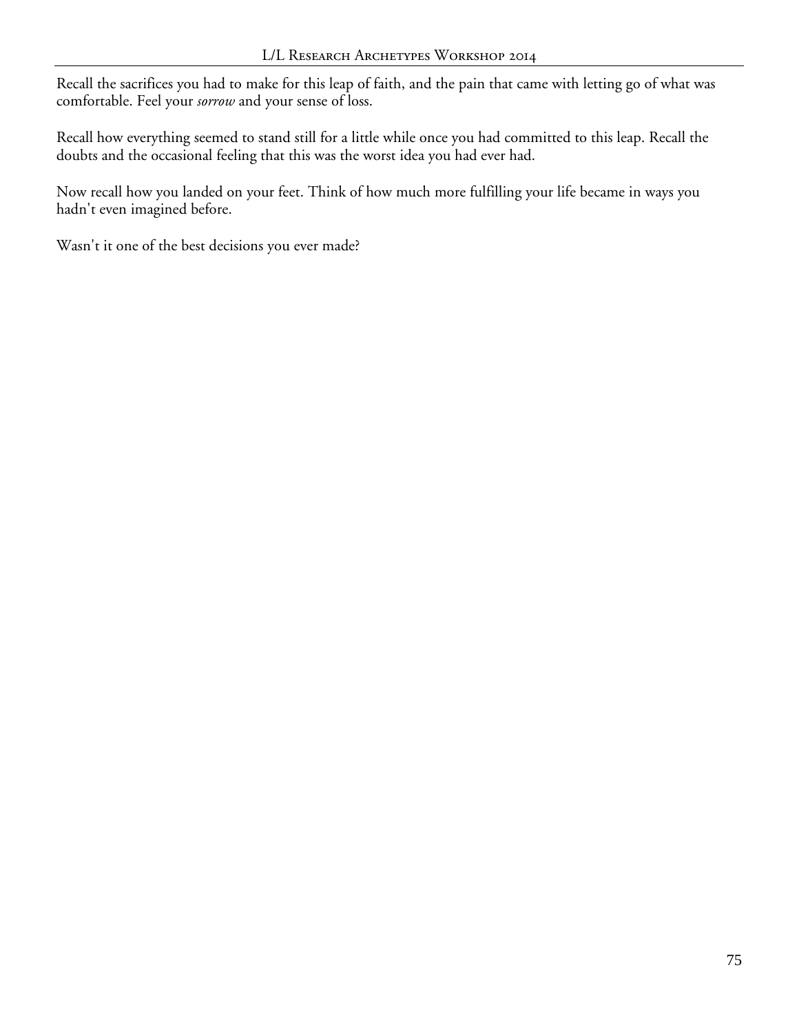Recall the sacrifices you had to make for this leap of faith, and the pain that came with letting go of what was comfortable. Feel your *sorrow* and your sense of loss.

Recall how everything seemed to stand still for a little while once you had committed to this leap. Recall the doubts and the occasional feeling that this was the worst idea you had ever had.

Now recall how you landed on your feet. Think of how much more fulfilling your life became in ways you hadn't even imagined before.

Wasn't it one of the best decisions you ever made?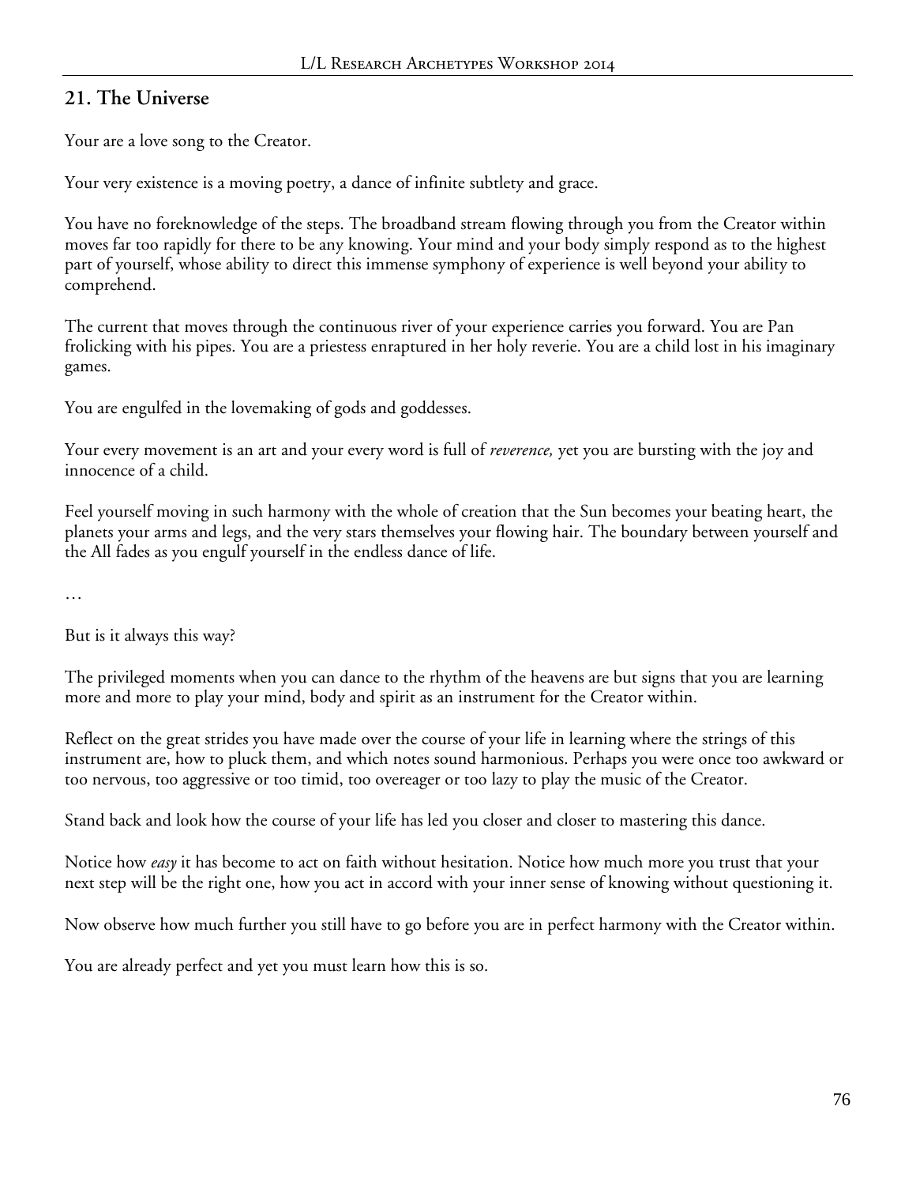## 21. The Universe

Your are a love song to the Creator.

Your very existence is a moving poetry, a dance of infinite subtlety and grace.

You have no foreknowledge of the steps. The broadband stream flowing through you from the Creator within moves far too rapidly for there to be any knowing. Your mind and your body simply respond as to the highest part of yourself, whose ability to direct this immense symphony of experience is well beyond your ability to comprehend.

The current that moves through the continuous river of your experience carries you forward. You are Pan frolicking with his pipes. You are a priestess enraptured in her holy reverie. You are a child lost in his imaginary games.

You are engulfed in the lovemaking of gods and goddesses.

Your every movement is an art and your every word is full of *reverence,* yet you are bursting with the joy and innocence of a child.

Feel yourself moving in such harmony with the whole of creation that the Sun becomes your beating heart, the planets your arms and legs, and the very stars themselves your flowing hair. The boundary between yourself and the All fades as you engulf yourself in the endless dance of life.

…

But is it always this way?

The privileged moments when you can dance to the rhythm of the heavens are but signs that you are learning more and more to play your mind, body and spirit as an instrument for the Creator within.

Reflect on the great strides you have made over the course of your life in learning where the strings of this instrument are, how to pluck them, and which notes sound harmonious. Perhaps you were once too awkward or too nervous, too aggressive or too timid, too overeager or too lazy to play the music of the Creator.

Stand back and look how the course of your life has led you closer and closer to mastering this dance.

Notice how *easy* it has become to act on faith without hesitation. Notice how much more you trust that your next step will be the right one, how you act in accord with your inner sense of knowing without questioning it.

Now observe how much further you still have to go before you are in perfect harmony with the Creator within.

You are already perfect and yet you must learn how this is so.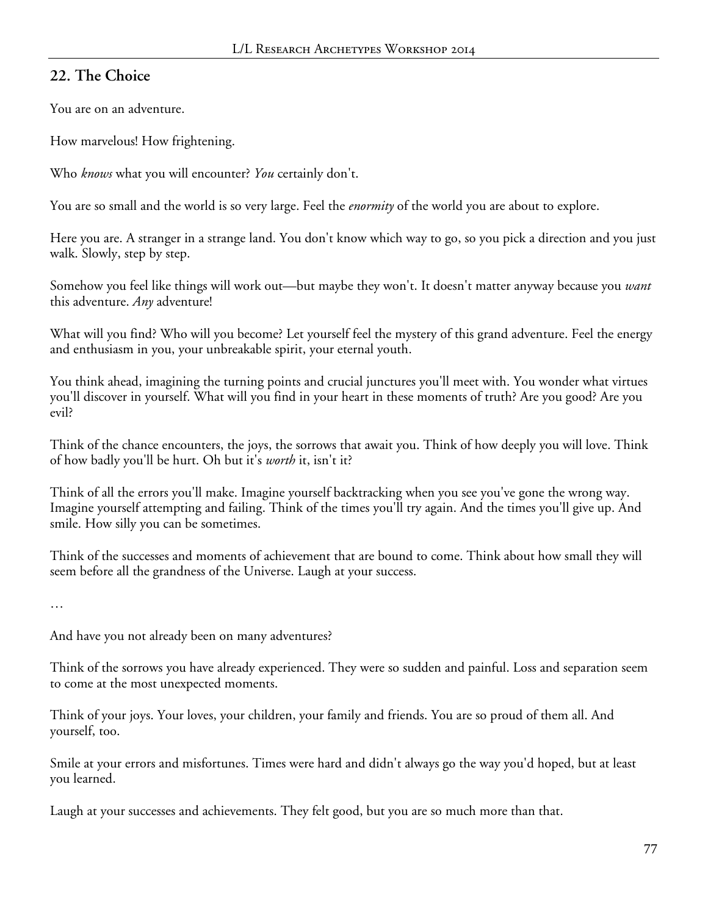## 22. The Choice

You are on an adventure.

How marvelous! How frightening.

Who *knows* what you will encounter? *You* certainly don't.

You are so small and the world is so very large. Feel the *enormity* of the world you are about to explore.

Here you are. A stranger in a strange land. You don't know which way to go, so you pick a direction and you just walk. Slowly, step by step.

Somehow you feel like things will work out—but maybe they won't. It doesn't matter anyway because you *want* this adventure. *Any* adventure!

What will you find? Who will you become? Let yourself feel the mystery of this grand adventure. Feel the energy and enthusiasm in you, your unbreakable spirit, your eternal youth.

You think ahead, imagining the turning points and crucial junctures you'll meet with. You wonder what virtues you'll discover in yourself. What will you find in your heart in these moments of truth? Are you good? Are you evil?

Think of the chance encounters, the joys, the sorrows that await you. Think of how deeply you will love. Think of how badly you'll be hurt. Oh but it's *worth* it, isn't it?

Think of all the errors you'll make. Imagine yourself backtracking when you see you've gone the wrong way. Imagine yourself attempting and failing. Think of the times you'll try again. And the times you'll give up. And smile. How silly you can be sometimes.

Think of the successes and moments of achievement that are bound to come. Think about how small they will seem before all the grandness of the Universe. Laugh at your success.

…

And have you not already been on many adventures?

Think of the sorrows you have already experienced. They were so sudden and painful. Loss and separation seem to come at the most unexpected moments.

Think of your joys. Your loves, your children, your family and friends. You are so proud of them all. And yourself, too.

Smile at your errors and misfortunes. Times were hard and didn't always go the way you'd hoped, but at least you learned.

Laugh at your successes and achievements. They felt good, but you are so much more than that.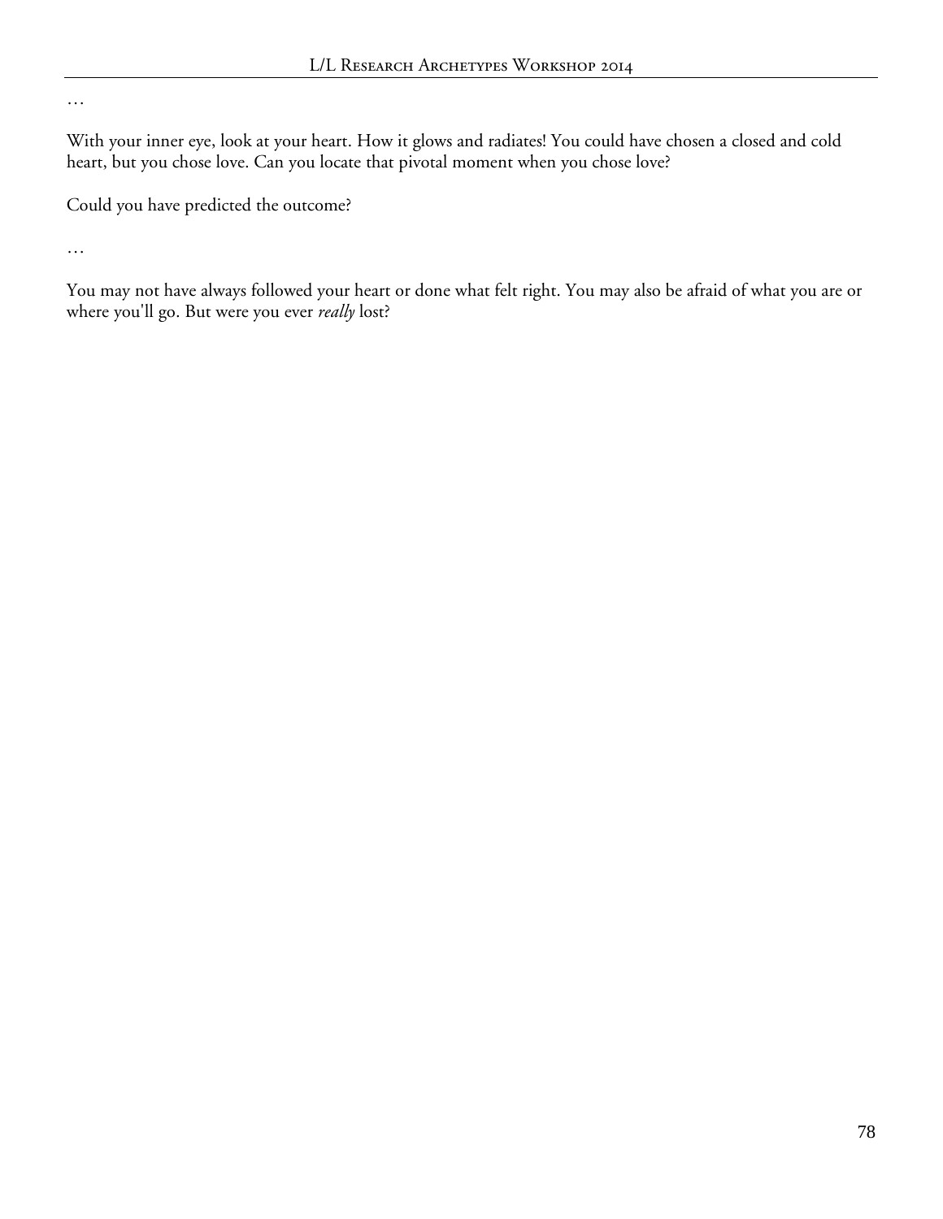…

With your inner eye, look at your heart. How it glows and radiates! You could have chosen a closed and cold heart, but you chose love. Can you locate that pivotal moment when you chose love?

Could you have predicted the outcome?

…

You may not have always followed your heart or done what felt right. You may also be afraid of what you are or where you'll go. But were you ever *really* lost?